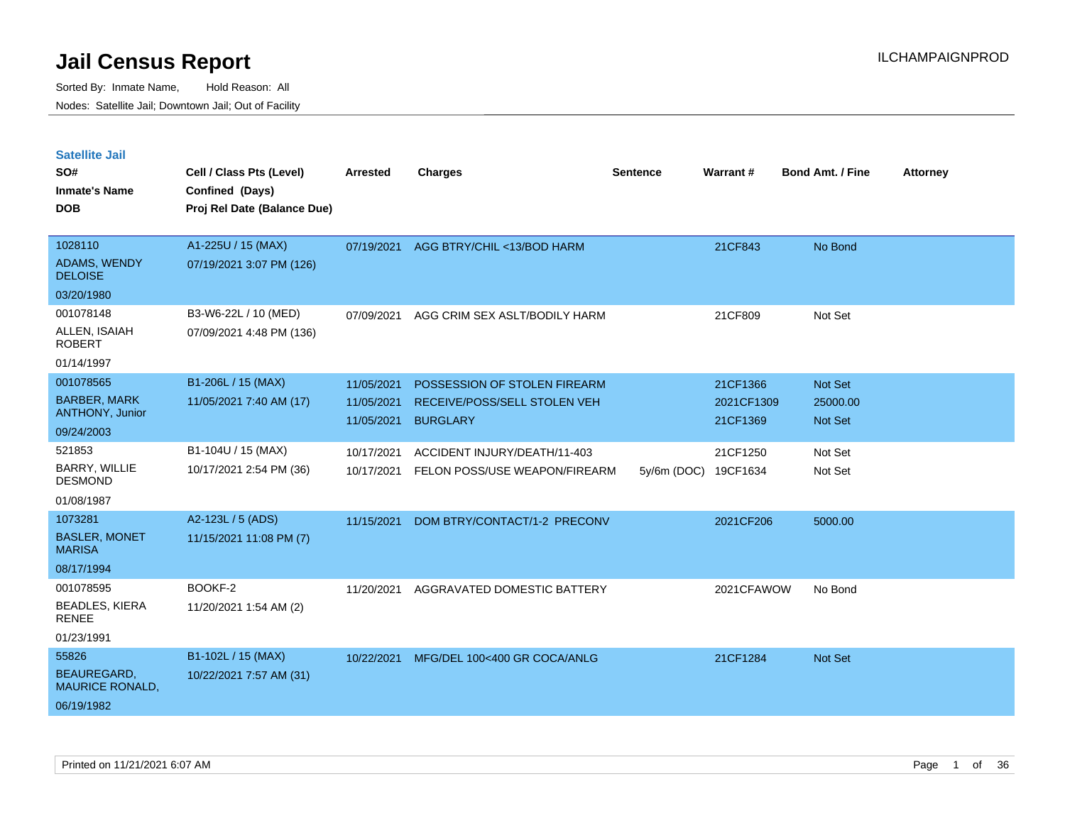# Jail Census Report

ILCHAMPAIGNPROD

Sorted By: Inmate Name, Hold Reason: All

Nodes: Satellite Jail; Downtown Jail; Out of Facility

## Satellite Jail

| SO# / Inmate's Name / DOB | Cell / Class Pts (Level) / Confined (Days) / Proj Rel Date (Balance Due) | Arrested | Charges | Sentence | Warrant # | Bond Amt. / Fine | Attorney |
|---|---|---|---|---|---|---|---|
| 1028110<br>ADAMS, WENDY DELOISE<br>03/20/1980 | A1-225U / 15 (MAX)<br>07/19/2021 3:07 PM (126) | 07/19/2021 | AGG BTRY/CHIL <13/BOD HARM | | 21CF843 | No Bond | |
| 001078148<br>ALLEN, ISAIAH ROBERT<br>01/14/1997 | B3-W6-22L / 10 (MED)<br>07/09/2021 4:48 PM (136) | 07/09/2021 | AGG CRIM SEX ASLT/BODILY HARM | | 21CF809 | Not Set | |
| 001078565<br>BARBER, MARK ANTHONY, Junior<br>09/24/2003 | B1-206L / 15 (MAX)<br>11/05/2021 7:40 AM (17) | 11/05/2021 | POSSESSION OF STOLEN FIREARM | | 21CF1366 | Not Set | |
| | | 11/05/2021 | RECEIVE/POSS/SELL STOLEN VEH | | 2021CF1309 | 25000.00 | |
| | | 11/05/2021 | BURGLARY | | 21CF1369 | Not Set | |
| 521853<br>BARRY, WILLIE DESMOND<br>01/08/1987 | B1-104U / 15 (MAX)<br>10/17/2021 2:54 PM (36) | 10/17/2021 | ACCIDENT INJURY/DEATH/11-403 | | 21CF1250 | Not Set | |
| | | 10/17/2021 | FELON POSS/USE WEAPON/FIREARM | 5y/6m (DOC) | 19CF1634 | Not Set | |
| 1073281<br>BASLER, MONET MARISA<br>08/17/1994 | A2-123L / 5 (ADS)<br>11/15/2021 11:08 PM (7) | 11/15/2021 | DOM BTRY/CONTACT/1-2 PRECONV | | 2021CF206 | 5000.00 | |
| 001078595<br>BEADLES, KIERA RENEE<br>01/23/1991 | BOOKF-2<br>11/20/2021 1:54 AM (2) | 11/20/2021 | AGGRAVATED DOMESTIC BATTERY | | 2021CFAWOW | No Bond | |
| 55826<br>BEAUREGARD, MAURICE RONALD,<br>06/19/1982 | B1-102L / 15 (MAX)<br>10/22/2021 7:57 AM (31) | 10/22/2021 | MFG/DEL 100<400 GR COCA/ANLG | | 21CF1284 | Not Set | |

Printed on 11/21/2021 6:07 AM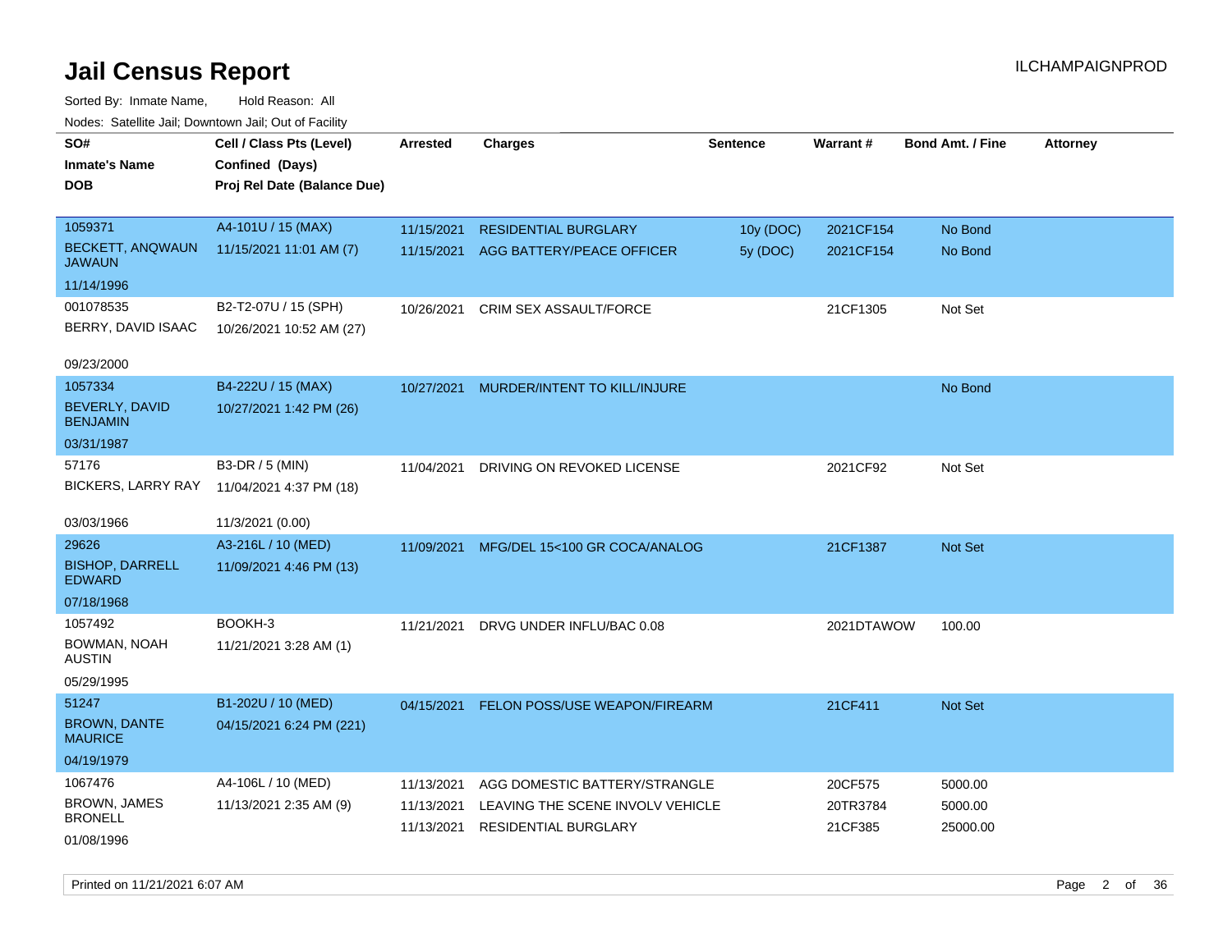# Jail Census Report

ILCHAMPAIGNPROD

Sorted By: Inmate Name, Hold Reason: All

Nodes: Satellite Jail; Downtown Jail; Out of Facility

| SO# / Inmate's Name / DOB | Cell / Class Pts (Level) / Confined (Days) / Proj Rel Date (Balance Due) | Arrested | Charges | Sentence | Warrant # | Bond Amt. / Fine | Attorney |
|---|---|---|---|---|---|---|---|
| 1059371<br>BECKETT, ANQWAUN JAWAUN<br>11/14/1996 | A4-101U / 15 (MAX)<br>11/15/2021 11:01 AM (7) | 11/15/2021 | RESIDENTIAL BURGLARY | 10y (DOC) | 2021CF154 | No Bond | |
| | | 11/15/2021 | AGG BATTERY/PEACE OFFICER | 5y (DOC) | 2021CF154 | No Bond | |
| 001078535<br>BERRY, DAVID ISAAC<br>09/23/2000 | B2-T2-07U / 15 (SPH)<br>10/26/2021 10:52 AM (27) | 10/26/2021 | CRIM SEX ASSAULT/FORCE | | 21CF1305 | Not Set | |
| 1057334<br>BEVERLY, DAVID BENJAMIN<br>03/31/1987 | B4-222U / 15 (MAX)<br>10/27/2021 1:42 PM (26) | 10/27/2021 | MURDER/INTENT TO KILL/INJURE | | | No Bond | |
| 57176<br>BICKERS, LARRY RAY<br>03/03/1966 | B3-DR / 5 (MIN)<br>11/04/2021 4:37 PM (18)<br>11/3/2021 (0.00) | 11/04/2021 | DRIVING ON REVOKED LICENSE | | 2021CF92 | Not Set | |
| 29626<br>BISHOP, DARRELL EDWARD<br>07/18/1968 | A3-216L / 10 (MED)<br>11/09/2021 4:46 PM (13) | 11/09/2021 | MFG/DEL 15<100 GR COCA/ANALOG | | 21CF1387 | Not Set | |
| 1057492<br>BOWMAN, NOAH AUSTIN<br>05/29/1995 | BOOKH-3<br>11/21/2021 3:28 AM (1) | 11/21/2021 | DRVG UNDER INFLU/BAC 0.08 | | 2021DTAWOW | 100.00 | |
| 51247<br>BROWN, DANTE MAURICE<br>04/19/1979 | B1-202U / 10 (MED)<br>04/15/2021 6:24 PM (221) | 04/15/2021 | FELON POSS/USE WEAPON/FIREARM | | 21CF411 | Not Set | |
| 1067476<br>BROWN, JAMES BRONELL<br>01/08/1996 | A4-106L / 10 (MED)<br>11/13/2021 2:35 AM (9) | 11/13/2021 | AGG DOMESTIC BATTERY/STRANGLE | | 20CF575 | 5000.00 | |
| | | 11/13/2021 | LEAVING THE SCENE INVOLV VEHICLE | | 20TR3784 | 5000.00 | |
| | | 11/13/2021 | RESIDENTIAL BURGLARY | | 21CF385 | 25000.00 | |

Printed on 11/21/2021 6:07 AM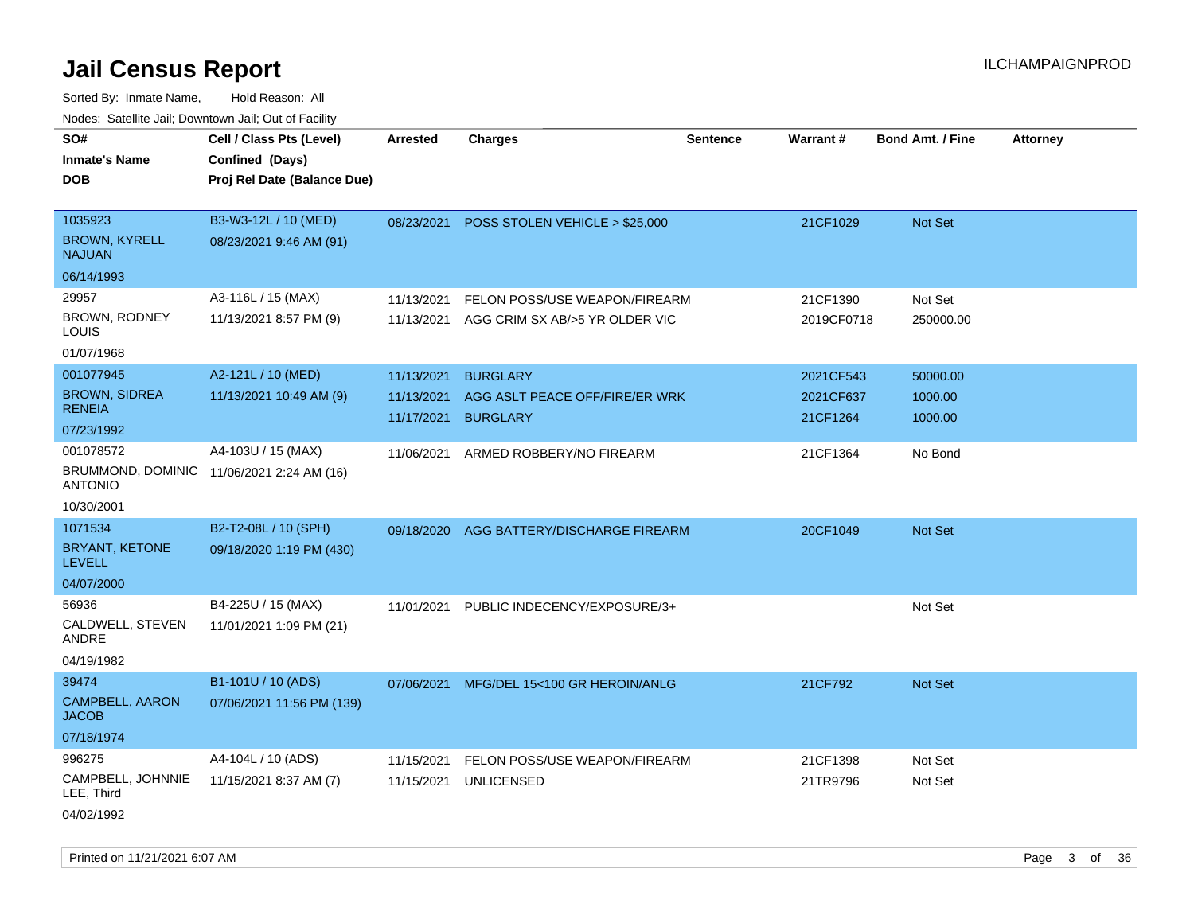# Jail Census Report

ILCHAMPAIGNPROD

Sorted By: Inmate Name, Hold Reason: All

Nodes: Satellite Jail; Downtown Jail; Out of Facility

| SO# / Inmate's Name / DOB | Cell / Class Pts (Level) / Confined (Days) / Proj Rel Date (Balance Due) | Arrested | Charges | Sentence | Warrant # | Bond Amt. / Fine | Attorney |
|---|---|---|---|---|---|---|---|
| 1035923<br>BROWN, KYRELL NAJUAN<br>06/14/1993 | B3-W3-12L / 10 (MED)<br>08/23/2021 9:46 AM (91) | 08/23/2021 | POSS STOLEN VEHICLE > $25,000 | | 21CF1029 | Not Set | |
| 29957<br>BROWN, RODNEY LOUIS<br>01/07/1968 | A3-116L / 15 (MAX)<br>11/13/2021 8:57 PM (9) | 11/13/2021<br>11/13/2021 | FELON POSS/USE WEAPON/FIREARM<br>AGG CRIM SX AB/>5 YR OLDER VIC | | 21CF1390<br>2019CF0718 | Not Set<br>250000.00 | |
| 001077945<br>BROWN, SIDREA RENEIA<br>07/23/1992 | A2-121L / 10 (MED)<br>11/13/2021 10:49 AM (9) | 11/13/2021<br>11/13/2021<br>11/17/2021 | BURGLARY<br>AGG ASLT PEACE OFF/FIRE/ER WRK<br>BURGLARY | | 2021CF543<br>2021CF637<br>21CF1264 | 50000.00<br>1000.00<br>1000.00 | |
| 001078572<br>BRUMMOND, DOMINIC ANTONIO<br>10/30/2001 | A4-103U / 15 (MAX)<br>11/06/2021 2:24 AM (16) | 11/06/2021 | ARMED ROBBERY/NO FIREARM | | 21CF1364 | No Bond | |
| 1071534<br>BRYANT, KETONE LEVELL<br>04/07/2000 | B2-T2-08L / 10 (SPH)<br>09/18/2020 1:19 PM (430) | 09/18/2020 | AGG BATTERY/DISCHARGE FIREARM | | 20CF1049 | Not Set | |
| 56936<br>CALDWELL, STEVEN ANDRE<br>04/19/1982 | B4-225U / 15 (MAX)<br>11/01/2021 1:09 PM (21) | 11/01/2021 | PUBLIC INDECENCY/EXPOSURE/3+ | | | Not Set | |
| 39474<br>CAMPBELL, AARON JACOB<br>07/18/1974 | B1-101U / 10 (ADS)<br>07/06/2021 11:56 PM (139) | 07/06/2021 | MFG/DEL 15<100 GR HEROIN/ANLG | | 21CF792 | Not Set | |
| 996275<br>CAMPBELL, JOHNNIE LEE, Third<br>04/02/1992 | A4-104L / 10 (ADS)<br>11/15/2021 8:37 AM (7) | 11/15/2021<br>11/15/2021 | FELON POSS/USE WEAPON/FIREARM<br>UNLICENSED | | 21CF1398<br>21TR9796 | Not Set<br>Not Set | |

Printed on 11/21/2021 6:07 AM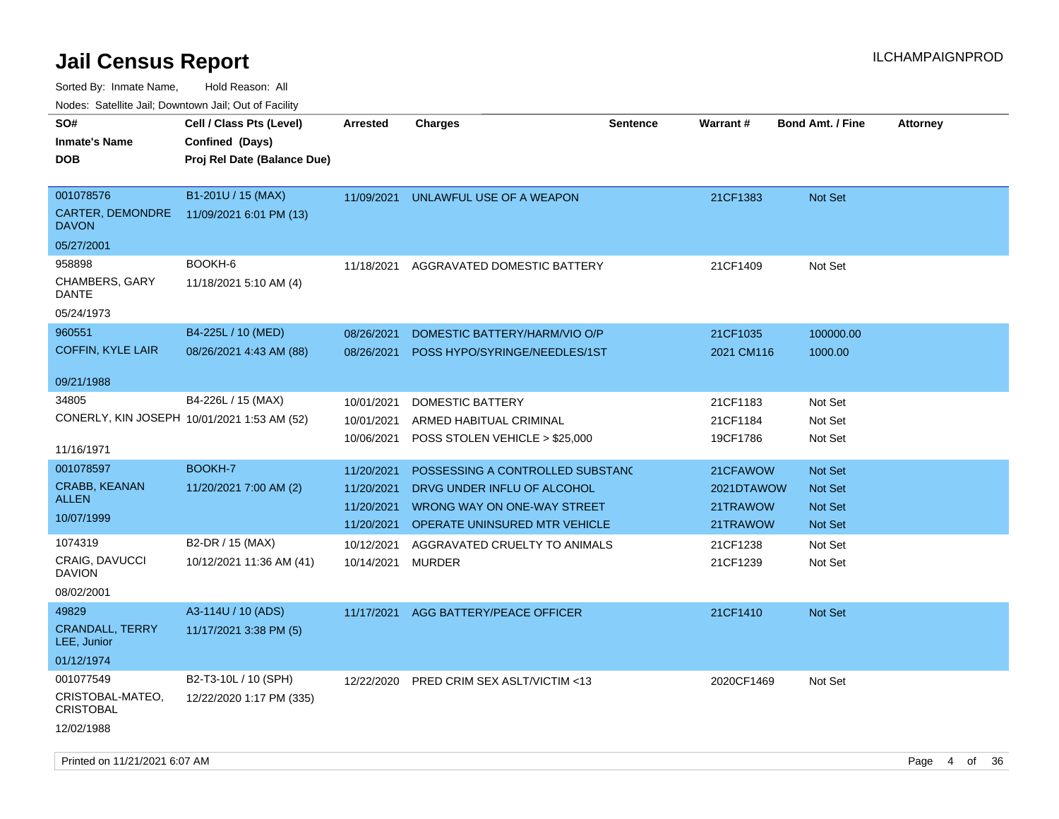# Jail Census Report

Sorted By: Inmate Name, Hold Reason: All

Nodes: Satellite Jail; Downtown Jail; Out of Facility

ILCHAMPAIGNPROD

| SO# / Inmate's Name / DOB | Cell / Class Pts (Level) / Confined (Days) / Proj Rel Date (Balance Due) | Arrested | Charges | Sentence | Warrant # | Bond Amt. / Fine | Attorney |
|---|---|---|---|---|---|---|---|
| 001078576<br>CARTER, DEMONDRE DAVON<br>05/27/2001 | B1-201U / 15 (MAX)<br>11/09/2021 6:01 PM (13) | 11/09/2021 | UNLAWFUL USE OF A WEAPON | | 21CF1383 | Not Set | |
| 958898<br>CHAMBERS, GARY DANTE<br>05/24/1973 | BOOKH-6<br>11/18/2021 5:10 AM (4) | 11/18/2021 | AGGRAVATED DOMESTIC BATTERY | | 21CF1409 | Not Set | |
| 960551<br>COFFIN, KYLE LAIR<br>09/21/1988 | B4-225L / 10 (MED)<br>08/26/2021 4:43 AM (88) | 08/26/2021 | DOMESTIC BATTERY/HARM/VIO O/P | | 21CF1035 | 100000.00 | |
| | | 08/26/2021 | POSS HYPO/SYRINGE/NEEDLES/1ST | | 2021 CM116 | 1000.00 | |
| 34805<br>CONERLY, KIN JOSEPH<br>11/16/1971 | B4-226L / 15 (MAX)<br>10/01/2021 1:53 AM (52) | 10/01/2021 | DOMESTIC BATTERY | | 21CF1183 | Not Set | |
| | | 10/01/2021 | ARMED HABITUAL CRIMINAL | | 21CF1184 | Not Set | |
| | | 10/06/2021 | POSS STOLEN VEHICLE > $25,000 | | 19CF1786 | Not Set | |
| 001078597<br>CRABB, KEANAN ALLEN<br>10/07/1999 | BOOKH-7<br>11/20/2021 7:00 AM (2) | 11/20/2021 | POSSESSING A CONTROLLED SUBSTANC | | 21CFAWOW | Not Set | |
| | | 11/20/2021 | DRVG UNDER INFLU OF ALCOHOL | | 2021DTAWOW | Not Set | |
| | | 11/20/2021 | WRONG WAY ON ONE-WAY STREET | | 21TRAWOW | Not Set | |
| | | 11/20/2021 | OPERATE UNINSURED MTR VEHICLE | | 21TRAWOW | Not Set | |
| 1074319<br>CRAIG, DAVUCCI DAVION<br>08/02/2001 | B2-DR / 15 (MAX)<br>10/12/2021 11:36 AM (41) | 10/12/2021 | AGGRAVATED CRUELTY TO ANIMALS | | 21CF1238 | Not Set | |
| | | 10/14/2021 | MURDER | | 21CF1239 | Not Set | |
| 49829<br>CRANDALL, TERRY LEE, Junior<br>01/12/1974 | A3-114U / 10 (ADS)<br>11/17/2021 3:38 PM (5) | 11/17/2021 | AGG BATTERY/PEACE OFFICER | | 21CF1410 | Not Set | |
| 001077549<br>CRISTOBAL-MATEO, CRISTOBAL<br>12/02/1988 | B2-T3-10L / 10 (SPH)<br>12/22/2020 1:17 PM (335) | 12/22/2020 | PRED CRIM SEX ASLT/VICTIM <13 | | 2020CF1469 | Not Set | |

Printed on 11/21/2021 6:07 AM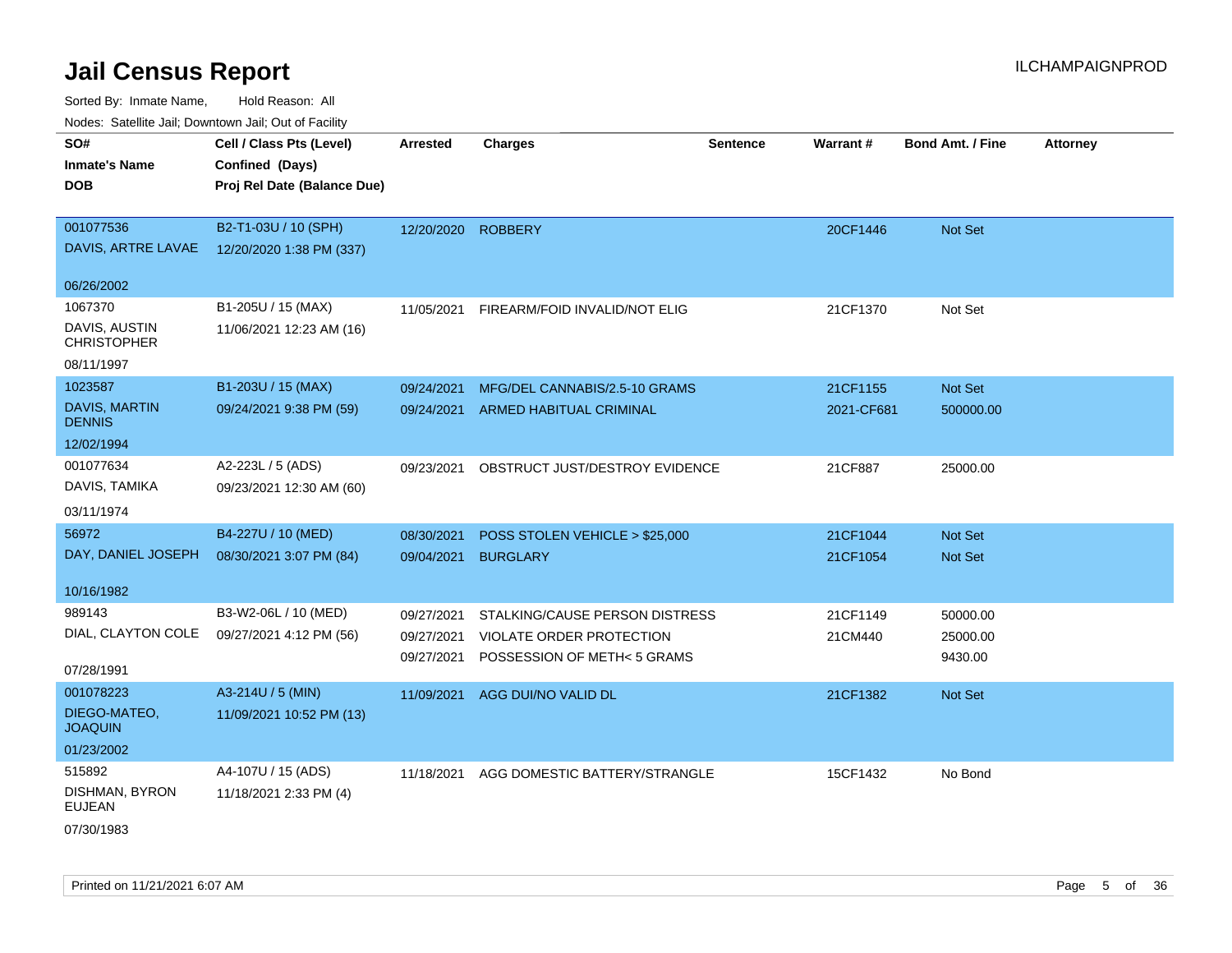# Jail Census Report

ILCHAMPAIGNPROD

Sorted By: Inmate Name, Hold Reason: All

Nodes: Satellite Jail; Downtown Jail; Out of Facility

| SO# / Inmate's Name / DOB | Cell / Class Pts (Level) / Confined (Days) / Proj Rel Date (Balance Due) | Arrested | Charges | Sentence | Warrant # | Bond Amt. / Fine | Attorney |
|---|---|---|---|---|---|---|---|
| 001077536<br>DAVIS, ARTRE LAVAE<br>06/26/2002 | B2-T1-03U / 10 (SPH)<br>12/20/2020 1:38 PM (337) | 12/20/2020 | ROBBERY | | 20CF1446 | Not Set | |
| 1067370<br>DAVIS, AUSTIN CHRISTOPHER<br>08/11/1997 | B1-205U / 15 (MAX)<br>11/06/2021 12:23 AM (16) | 11/05/2021 | FIREARM/FOID INVALID/NOT ELIG | | 21CF1370 | Not Set | |
| 1023587<br>DAVIS, MARTIN DENNIS<br>12/02/1994 | B1-203U / 15 (MAX)<br>09/24/2021 9:38 PM (59) | 09/24/2021 | MFG/DEL CANNABIS/2.5-10 GRAMS | | 21CF1155 | Not Set | |
| | | 09/24/2021 | ARMED HABITUAL CRIMINAL | | 2021-CF681 | 500000.00 | |
| 001077634<br>DAVIS, TAMIKA<br>03/11/1974 | A2-223L / 5 (ADS)<br>09/23/2021 12:30 AM (60) | 09/23/2021 | OBSTRUCT JUST/DESTROY EVIDENCE | | 21CF887 | 25000.00 | |
| 56972<br>DAY, DANIEL JOSEPH<br>10/16/1982 | B4-227U / 10 (MED)<br>08/30/2021 3:07 PM (84) | 08/30/2021 | POSS STOLEN VEHICLE > $25,000 | | 21CF1044 | Not Set | |
| | | 09/04/2021 | BURGLARY | | 21CF1054 | Not Set | |
| 989143<br>DIAL, CLAYTON COLE<br>07/28/1991 | B3-W2-06L / 10 (MED)<br>09/27/2021 4:12 PM (56) | 09/27/2021 | STALKING/CAUSE PERSON DISTRESS | | 21CF1149 | 50000.00 | |
| | | 09/27/2021 | VIOLATE ORDER PROTECTION | | 21CM440 | 25000.00 | |
| | | 09/27/2021 | POSSESSION OF METH< 5 GRAMS | | | 9430.00 | |
| 001078223<br>DIEGO-MATEO, JOAQUIN<br>01/23/2002 | A3-214U / 5 (MIN)<br>11/09/2021 10:52 PM (13) | 11/09/2021 | AGG DUI/NO VALID DL | | 21CF1382 | Not Set | |
| 515892<br>DISHMAN, BYRON EUJEAN<br>07/30/1983 | A4-107U / 15 (ADS)<br>11/18/2021 2:33 PM (4) | 11/18/2021 | AGG DOMESTIC BATTERY/STRANGLE | | 15CF1432 | No Bond | |

Printed on 11/21/2021 6:07 AM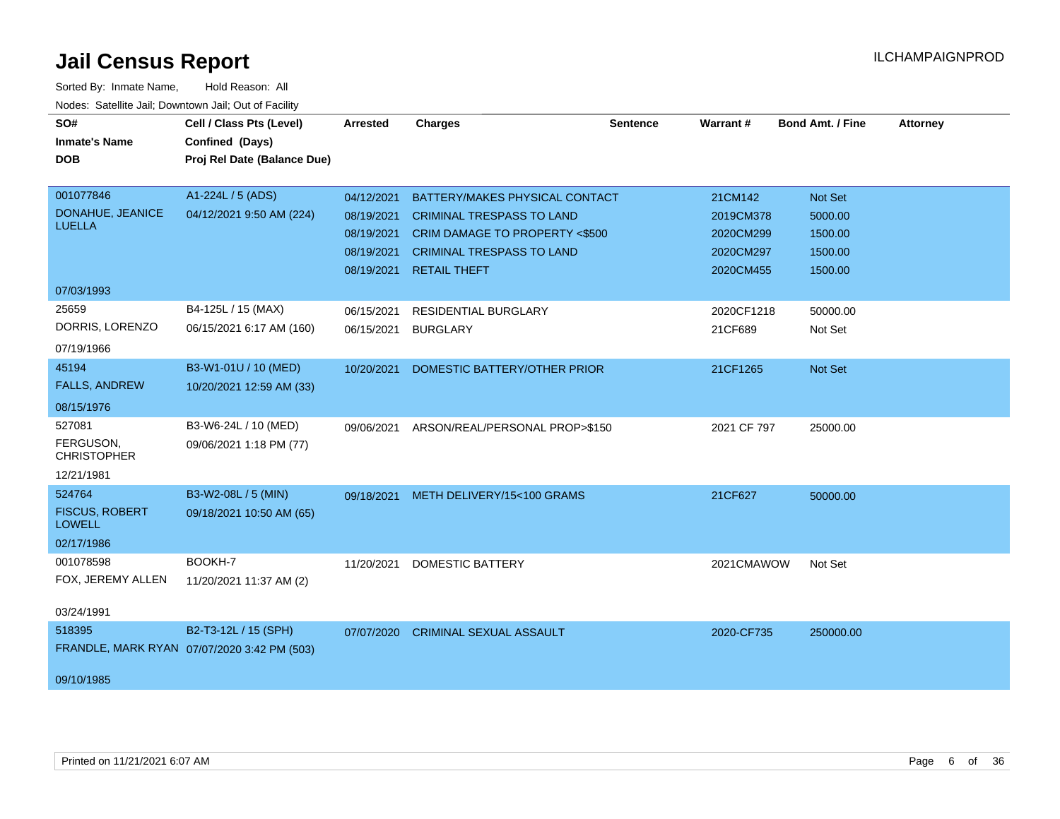# Jail Census Report

ILCHAMPAIGNPROD

Sorted By: Inmate Name,     Hold Reason: All

Nodes: Satellite Jail; Downtown Jail; Out of Facility

| SO# / Inmate's Name / DOB | Cell / Class Pts (Level) / Confined (Days) / Proj Rel Date (Balance Due) | Arrested | Charges | Sentence | Warrant # | Bond Amt. / Fine | Attorney |
|---|---|---|---|---|---|---|---|
| 001077846<br>DONAHUE, JEANICE LUELLA<br>07/03/1993 | A1-224L / 5 (ADS)<br>04/12/2021 9:50 AM (224) | 04/12/2021 | BATTERY/MAKES PHYSICAL CONTACT | | 21CM142 | Not Set | |
| | | 08/19/2021 | CRIMINAL TRESPASS TO LAND | | 2019CM378 | 5000.00 | |
| | | 08/19/2021 | CRIM DAMAGE TO PROPERTY <$500 | | 2020CM299 | 1500.00 | |
| | | 08/19/2021 | CRIMINAL TRESPASS TO LAND | | 2020CM297 | 1500.00 | |
| | | 08/19/2021 | RETAIL THEFT | | 2020CM455 | 1500.00 | |
| 25659<br>DORRIS, LORENZO<br>07/19/1966 | B4-125L / 15 (MAX)<br>06/15/2021 6:17 AM (160) | 06/15/2021 | RESIDENTIAL BURGLARY | | 2020CF1218 | 50000.00 | |
| | | 06/15/2021 | BURGLARY | | 21CF689 | Not Set | |
| 45194<br>FALLS, ANDREW<br>08/15/1976 | B3-W1-01U / 10 (MED)<br>10/20/2021 12:59 AM (33) | 10/20/2021 | DOMESTIC BATTERY/OTHER PRIOR | | 21CF1265 | Not Set | |
| 527081<br>FERGUSON, CHRISTOPHER<br>12/21/1981 | B3-W6-24L / 10 (MED)<br>09/06/2021 1:18 PM (77) | 09/06/2021 | ARSON/REAL/PERSONAL PROP>$150 | | 2021 CF 797 | 25000.00 | |
| 524764<br>FISCUS, ROBERT LOWELL<br>02/17/1986 | B3-W2-08L / 5 (MIN)<br>09/18/2021 10:50 AM (65) | 09/18/2021 | METH DELIVERY/15<100 GRAMS | | 21CF627 | 50000.00 | |
| 001078598<br>FOX, JEREMY ALLEN<br>03/24/1991 | BOOKH-7<br>11/20/2021 11:37 AM (2) | 11/20/2021 | DOMESTIC BATTERY | | 2021CMAWOW | Not Set | |
| 518395<br>FRANDLE, MARK RYAN<br>09/10/1985 | B2-T3-12L / 15 (SPH)<br>07/07/2020 3:42 PM (503) | 07/07/2020 | CRIMINAL SEXUAL ASSAULT | | 2020-CF735 | 250000.00 | |

Printed on 11/21/2021 6:07 AM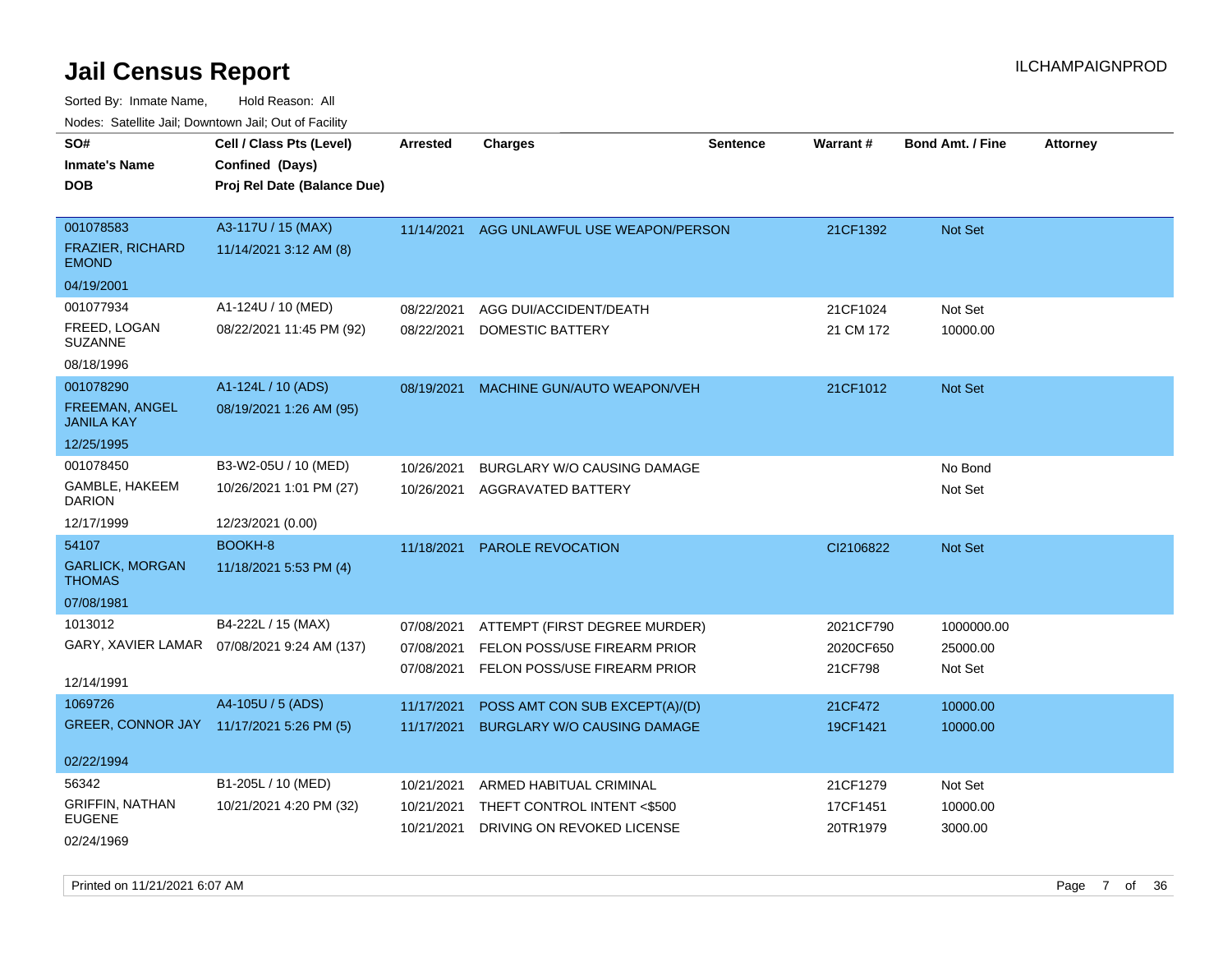# Jail Census Report

Sorted By: Inmate Name, Hold Reason: All

Nodes: Satellite Jail; Downtown Jail; Out of Facility

| SO# / Inmate's Name / DOB | Cell / Class Pts (Level) / Confined (Days) / Proj Rel Date (Balance Due) | Arrested | Charges | Sentence | Warrant # | Bond Amt. / Fine | Attorney |
|---|---|---|---|---|---|---|---|
| 001078583<br>FRAZIER, RICHARD EMOND<br>04/19/2001 | A3-117U / 15 (MAX)<br>11/14/2021 3:12 AM (8) | 11/14/2021 | AGG UNLAWFUL USE WEAPON/PERSON | | 21CF1392 | Not Set | |
| 001077934<br>FREED, LOGAN SUZANNE<br>08/18/1996 | A1-124U / 10 (MED)<br>08/22/2021 11:45 PM (92) | 08/22/2021 | AGG DUI/ACCIDENT/DEATH | | 21CF1024 | Not Set | |
| | | 08/22/2021 | DOMESTIC BATTERY | | 21 CM 172 | 10000.00 | |
| 001078290<br>FREEMAN, ANGEL JANILA KAY<br>12/25/1995 | A1-124L / 10 (ADS)<br>08/19/2021 1:26 AM (95) | 08/19/2021 | MACHINE GUN/AUTO WEAPON/VEH | | 21CF1012 | Not Set | |
| 001078450<br>GAMBLE, HAKEEM DARION<br>12/17/1999 | B3-W2-05U / 10 (MED)<br>10/26/2021 1:01 PM (27)<br>12/23/2021 (0.00) | 10/26/2021 | BURGLARY W/O CAUSING DAMAGE | | | No Bond | |
| | | 10/26/2021 | AGGRAVATED BATTERY | | | Not Set | |
| 54107<br>GARLICK, MORGAN THOMAS<br>07/08/1981 | BOOKH-8<br>11/18/2021 5:53 PM (4) | 11/18/2021 | PAROLE REVOCATION | | CI2106822 | Not Set | |
| 1013012<br>GARY, XAVIER LAMAR<br>12/14/1991 | B4-222L / 15 (MAX)<br>07/08/2021 9:24 AM (137) | 07/08/2021 | ATTEMPT (FIRST DEGREE MURDER) | | 2021CF790 | 1000000.00 | |
| | | 07/08/2021 | FELON POSS/USE FIREARM PRIOR | | 2020CF650 | 25000.00 | |
| | | 07/08/2021 | FELON POSS/USE FIREARM PRIOR | | 21CF798 | Not Set | |
| 1069726<br>GREER, CONNOR JAY<br>02/22/1994 | A4-105U / 5 (ADS)<br>11/17/2021 5:26 PM (5) | 11/17/2021 | POSS AMT CON SUB EXCEPT(A)/(D) | | 21CF472 | 10000.00 | |
| | | 11/17/2021 | BURGLARY W/O CAUSING DAMAGE | | 19CF1421 | 10000.00 | |
| 56342<br>GRIFFIN, NATHAN EUGENE<br>02/24/1969 | B1-205L / 10 (MED)<br>10/21/2021 4:20 PM (32) | 10/21/2021 | ARMED HABITUAL CRIMINAL | | 21CF1279 | Not Set | |
| | | 10/21/2021 | THEFT CONTROL INTENT <$500 | | 17CF1451 | 10000.00 | |
| | | 10/21/2021 | DRIVING ON REVOKED LICENSE | | 20TR1979 | 3000.00 | |

Printed on 11/21/2021 6:07 AM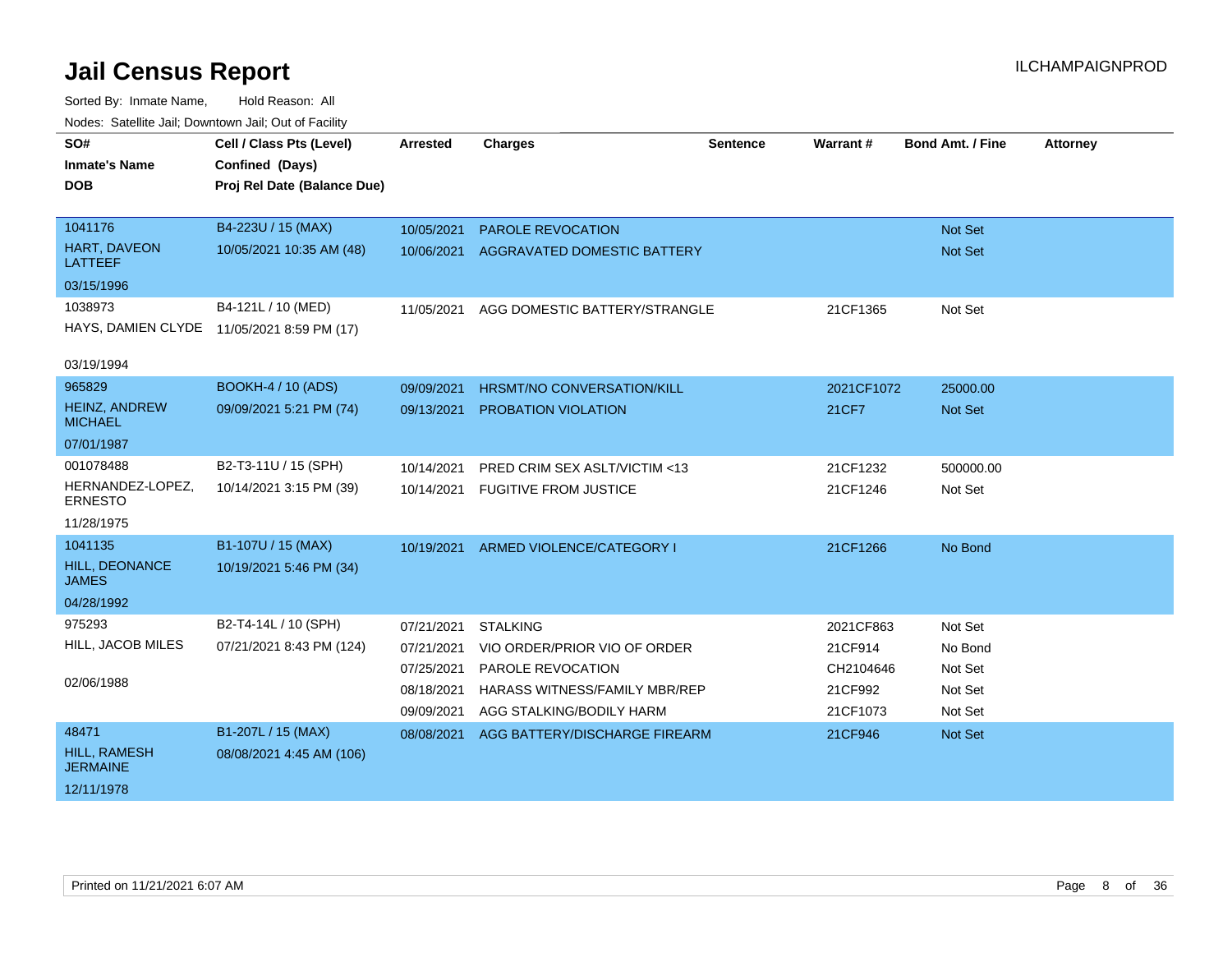# Jail Census Report

ILCHAMPAIGNPROD

Sorted By: Inmate Name, Hold Reason: All

Nodes: Satellite Jail; Downtown Jail; Out of Facility

| SO# / Inmate's Name / DOB | Cell / Class Pts (Level) / Confined (Days) / Proj Rel Date (Balance Due) | Arrested | Charges | Sentence | Warrant # | Bond Amt. / Fine | Attorney |
|---|---|---|---|---|---|---|---|
| 1041176<br>HART, DAVEON LATTEEF<br>03/15/1996 | B4-223U / 15 (MAX)<br>10/05/2021 10:35 AM (48) | 10/05/2021 | PAROLE REVOCATION | | | Not Set | |
| | | 10/06/2021 | AGGRAVATED DOMESTIC BATTERY | | | Not Set | |
| 1038973<br>HAYS, DAMIEN CLYDE<br>03/19/1994 | B4-121L / 10 (MED)<br>11/05/2021 8:59 PM (17) | 11/05/2021 | AGG DOMESTIC BATTERY/STRANGLE | | 21CF1365 | Not Set | |
| 965829<br>HEINZ, ANDREW MICHAEL<br>07/01/1987 | BOOKH-4 / 10 (ADS)<br>09/09/2021 5:21 PM (74) | 09/09/2021 | HRSMT/NO CONVERSATION/KILL | | 2021CF1072 | 25000.00 | |
| | | 09/13/2021 | PROBATION VIOLATION | | 21CF7 | Not Set | |
| 001078488<br>HERNANDEZ-LOPEZ, ERNESTO<br>11/28/1975 | B2-T3-11U / 15 (SPH)<br>10/14/2021 3:15 PM (39) | 10/14/2021 | PRED CRIM SEX ASLT/VICTIM <13 | | 21CF1232 | 500000.00 | |
| | | 10/14/2021 | FUGITIVE FROM JUSTICE | | 21CF1246 | Not Set | |
| 1041135<br>HILL, DEONANCE JAMES<br>04/28/1992 | B1-107U / 15 (MAX)<br>10/19/2021 5:46 PM (34) | 10/19/2021 | ARMED VIOLENCE/CATEGORY I | | 21CF1266 | No Bond | |
| 975293<br>HILL, JACOB MILES<br>02/06/1988 | B2-T4-14L / 10 (SPH)<br>07/21/2021 8:43 PM (124) | 07/21/2021 | STALKING | | 2021CF863 | Not Set | |
| | | 07/21/2021 | VIO ORDER/PRIOR VIO OF ORDER | | 21CF914 | No Bond | |
| | | 07/25/2021 | PAROLE REVOCATION | | CH2104646 | Not Set | |
| | | 08/18/2021 | HARASS WITNESS/FAMILY MBR/REP | | 21CF992 | Not Set | |
| | | 09/09/2021 | AGG STALKING/BODILY HARM | | 21CF1073 | Not Set | |
| 48471<br>HILL, RAMESH JERMAINE<br>12/11/1978 | B1-207L / 15 (MAX)<br>08/08/2021 4:45 AM (106) | 08/08/2021 | AGG BATTERY/DISCHARGE FIREARM | | 21CF946 | Not Set | |

Printed on 11/21/2021 6:07 AM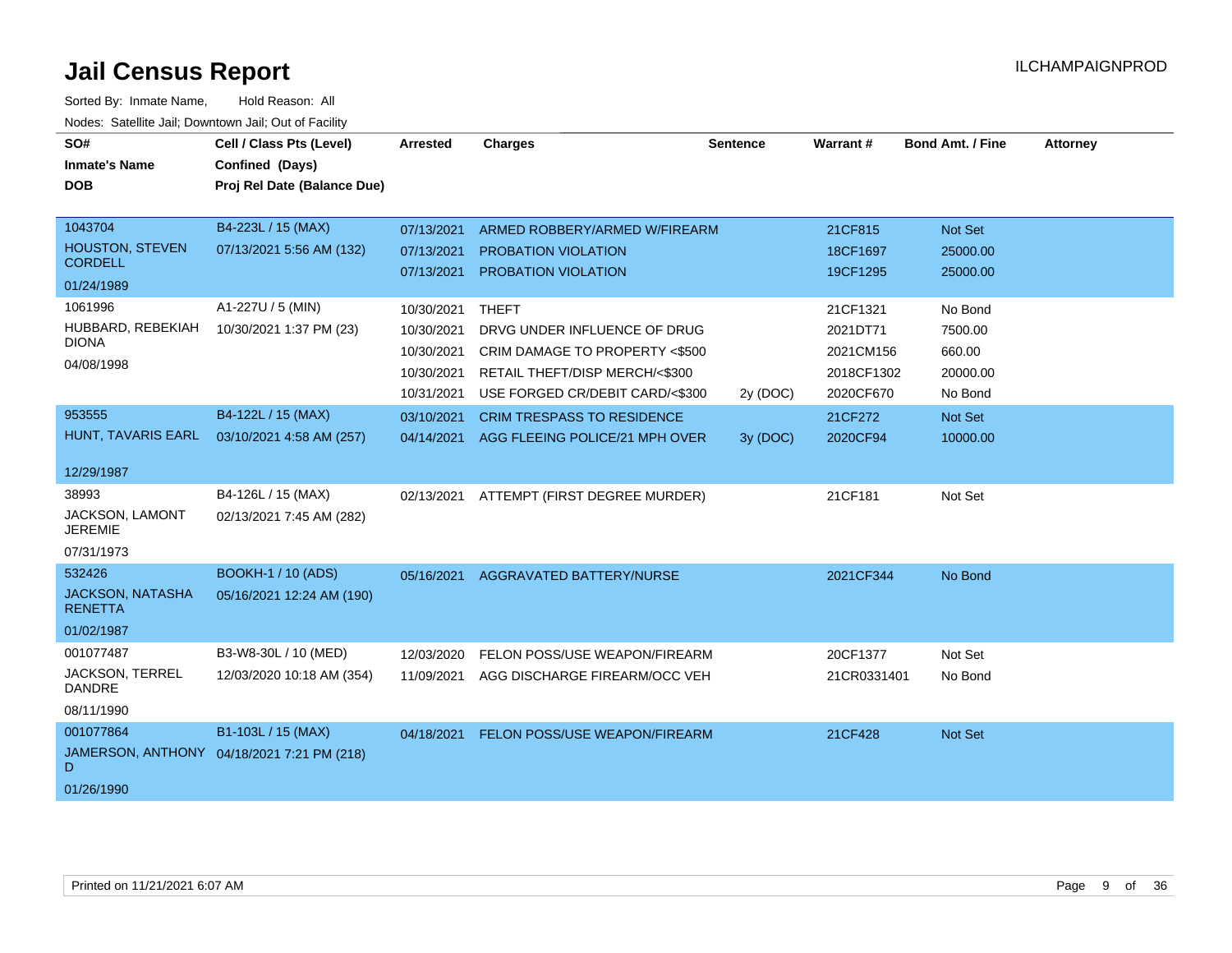# Jail Census Report

ILCHAMPAIGNPROD

Sorted By: Inmate Name, Hold Reason: All

Nodes: Satellite Jail; Downtown Jail; Out of Facility

| SO# / Inmate's Name / DOB | Cell / Class Pts (Level) / Confined (Days) / Proj Rel Date (Balance Due) | Arrested | Charges | Sentence | Warrant # | Bond Amt. / Fine | Attorney |
|---|---|---|---|---|---|---|---|
| 1043704<br>HOUSTON, STEVEN CORDELL<br>01/24/1989 | B4-223L / 15 (MAX)<br>07/13/2021 5:56 AM (132) | 07/13/2021 | ARMED ROBBERY/ARMED W/FIREARM | | 21CF815 | Not Set | |
| | | 07/13/2021 | PROBATION VIOLATION | | 18CF1697 | 25000.00 | |
| | | 07/13/2021 | PROBATION VIOLATION | | 19CF1295 | 25000.00 | |
| 1061996<br>HUBBARD, REBEKIAH DIONA<br>04/08/1998 | A1-227U / 5 (MIN)<br>10/30/2021 1:37 PM (23) | 10/30/2021 | THEFT | | 21CF1321 | No Bond | |
| | | 10/30/2021 | DRVG UNDER INFLUENCE OF DRUG | | 2021DT71 | 7500.00 | |
| | | 10/30/2021 | CRIM DAMAGE TO PROPERTY <$500 | | 2021CM156 | 660.00 | |
| | | 10/30/2021 | RETAIL THEFT/DISP MERCH/<$300 | | 2018CF1302 | 20000.00 | |
| | | 10/31/2021 | USE FORGED CR/DEBIT CARD/<$300 | 2y (DOC) | 2020CF670 | No Bond | |
| 953555<br>HUNT, TAVARIS EARL<br>12/29/1987 | B4-122L / 15 (MAX)<br>03/10/2021 4:58 AM (257) | 03/10/2021 | CRIM TRESPASS TO RESIDENCE | | 21CF272 | Not Set | |
| | | 04/14/2021 | AGG FLEEING POLICE/21 MPH OVER | 3y (DOC) | 2020CF94 | 10000.00 | |
| 38993<br>JACKSON, LAMONT JEREMIE<br>07/31/1973 | B4-126L / 15 (MAX)<br>02/13/2021 7:45 AM (282) | 02/13/2021 | ATTEMPT (FIRST DEGREE MURDER) | | 21CF181 | Not Set | |
| 532426<br>JACKSON, NATASHA RENETTA<br>01/02/1987 | BOOKH-1 / 10 (ADS)<br>05/16/2021 12:24 AM (190) | 05/16/2021 | AGGRAVATED BATTERY/NURSE | | 2021CF344 | No Bond | |
| 001077487<br>JACKSON, TERREL DANDRE<br>08/11/1990 | B3-W8-30L / 10 (MED)<br>12/03/2020 10:18 AM (354) | 12/03/2020 | FELON POSS/USE WEAPON/FIREARM | | 20CF1377 | Not Set | |
| | | 11/09/2021 | AGG DISCHARGE FIREARM/OCC VEH | | 21CR0331401 | No Bond | |
| 001077864<br>JAMERSON, ANTHONY D<br>01/26/1990 | B1-103L / 15 (MAX)<br>04/18/2021 7:21 PM (218) | 04/18/2021 | FELON POSS/USE WEAPON/FIREARM | | 21CF428 | Not Set | |

Printed on 11/21/2021 6:07 AM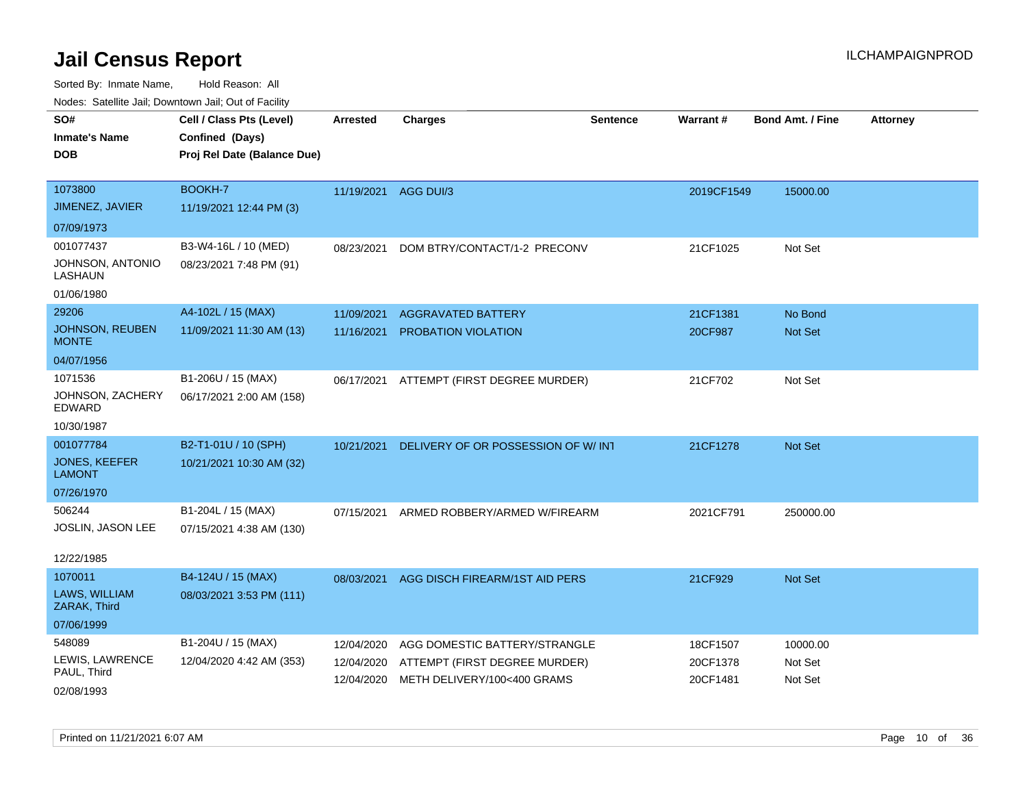# Jail Census Report

ILCHAMPAIGNPROD

Sorted By: Inmate Name, Hold Reason: All

Nodes: Satellite Jail; Downtown Jail; Out of Facility

| SO# / Inmate's Name / DOB | Cell / Class Pts (Level) / Confined (Days) / Proj Rel Date (Balance Due) | Arrested | Charges | Sentence | Warrant # | Bond Amt. / Fine | Attorney |
|---|---|---|---|---|---|---|---|
| 1073800<br>JIMENEZ, JAVIER<br>07/09/1973 | BOOKH-7<br>11/19/2021 12:44 PM (3) | 11/19/2021 | AGG DUI/3 | | 2019CF1549 | 15000.00 | |
| 001077437<br>JOHNSON, ANTONIO LASHAUN<br>01/06/1980 | B3-W4-16L / 10 (MED)<br>08/23/2021 7:48 PM (91) | 08/23/2021 | DOM BTRY/CONTACT/1-2 PRECONV | | 21CF1025 | Not Set | |
| 29206<br>JOHNSON, REUBEN MONTE<br>04/07/1956 | A4-102L / 15 (MAX)<br>11/09/2021 11:30 AM (13) | 11/09/2021<br>11/16/2021 | AGGRAVATED BATTERY<br>PROBATION VIOLATION | | 21CF1381<br>20CF987 | No Bond<br>Not Set | |
| 1071536<br>JOHNSON, ZACHERY EDWARD<br>10/30/1987 | B1-206U / 15 (MAX)<br>06/17/2021 2:00 AM (158) | 06/17/2021 | ATTEMPT (FIRST DEGREE MURDER) | | 21CF702 | Not Set | |
| 001077784<br>JONES, KEEFER LAMONT<br>07/26/1970 | B2-T1-01U / 10 (SPH)<br>10/21/2021 10:30 AM (32) | 10/21/2021 | DELIVERY OF OR POSSESSION OF W/ INT | | 21CF1278 | Not Set | |
| 506244<br>JOSLIN, JASON LEE<br>12/22/1985 | B1-204L / 15 (MAX)<br>07/15/2021 4:38 AM (130) | 07/15/2021 | ARMED ROBBERY/ARMED W/FIREARM | | 2021CF791 | 250000.00 | |
| 1070011<br>LAWS, WILLIAM ZARAK, Third<br>07/06/1999 | B4-124U / 15 (MAX)<br>08/03/2021 3:53 PM (111) | 08/03/2021 | AGG DISCH FIREARM/1ST AID PERS | | 21CF929 | Not Set | |
| 548089<br>LEWIS, LAWRENCE PAUL, Third<br>02/08/1993 | B1-204U / 15 (MAX)<br>12/04/2020 4:42 AM (353) | 12/04/2020<br>12/04/2020<br>12/04/2020 | AGG DOMESTIC BATTERY/STRANGLE<br>ATTEMPT (FIRST DEGREE MURDER)<br>METH DELIVERY/100<400 GRAMS | | 18CF1507<br>20CF1378<br>20CF1481 | 10000.00<br>Not Set<br>Not Set | |

Printed on 11/21/2021 6:07 AM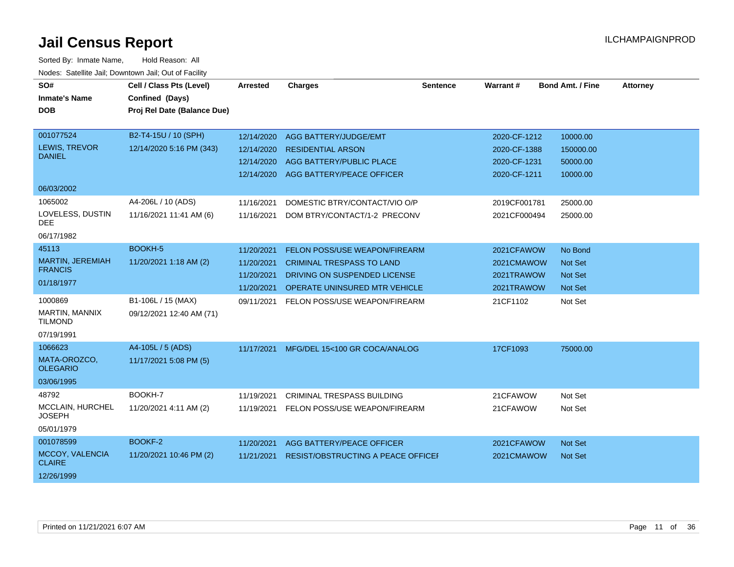# Jail Census Report

ILCHAMPAIGNPROD

Sorted By: Inmate Name, Hold Reason: All

Nodes: Satellite Jail; Downtown Jail; Out of Facility

| SO# / Inmate's Name / DOB | Cell / Class Pts (Level) / Confined (Days) / Proj Rel Date (Balance Due) | Arrested | Charges | Sentence | Warrant # | Bond Amt. / Fine | Attorney |
|---|---|---|---|---|---|---|---|
| 001077524<br>LEWIS, TREVOR DANIEL<br>06/03/2002 | B2-T4-15U / 10 (SPH)<br>12/14/2020 5:16 PM (343) | 12/14/2020 | AGG BATTERY/JUDGE/EMT | | 2020-CF-1212 | 10000.00 | |
| | | 12/14/2020 | RESIDENTIAL ARSON | | 2020-CF-1388 | 150000.00 | |
| | | 12/14/2020 | AGG BATTERY/PUBLIC PLACE | | 2020-CF-1231 | 50000.00 | |
| | | 12/14/2020 | AGG BATTERY/PEACE OFFICER | | 2020-CF-1211 | 10000.00 | |
| 1065002<br>LOVELESS, DUSTIN DEE<br>06/17/1982 | A4-206L / 10 (ADS)<br>11/16/2021 11:41 AM (6) | 11/16/2021 | DOMESTIC BTRY/CONTACT/VIO O/P | | 2019CF001781 | 25000.00 | |
| | | 11/16/2021 | DOM BTRY/CONTACT/1-2 PRECONV | | 2021CF000494 | 25000.00 | |
| 45113<br>MARTIN, JEREMIAH FRANCIS<br>01/18/1977 | BOOKH-5<br>11/20/2021 1:18 AM (2) | 11/20/2021 | FELON POSS/USE WEAPON/FIREARM | | 2021CFAWOW | No Bond | |
| | | 11/20/2021 | CRIMINAL TRESPASS TO LAND | | 2021CMAWOW | Not Set | |
| | | 11/20/2021 | DRIVING ON SUSPENDED LICENSE | | 2021TRAWOW | Not Set | |
| | | 11/20/2021 | OPERATE UNINSURED MTR VEHICLE | | 2021TRAWOW | Not Set | |
| 1000869<br>MARTIN, MANNIX TILMOND<br>07/19/1991 | B1-106L / 15 (MAX)<br>09/12/2021 12:40 AM (71) | 09/11/2021 | FELON POSS/USE WEAPON/FIREARM | | 21CF1102 | Not Set | |
| 1066623<br>MATA-OROZCO, OLEGARIO<br>03/06/1995 | A4-105L / 5 (ADS)<br>11/17/2021 5:08 PM (5) | 11/17/2021 | MFG/DEL 15<100 GR COCA/ANALOG | | 17CF1093 | 75000.00 | |
| 48792<br>MCCLAIN, HURCHEL JOSEPH<br>05/01/1979 | BOOKH-7<br>11/20/2021 4:11 AM (2) | 11/19/2021 | CRIMINAL TRESPASS BUILDING | | 21CFAWOW | Not Set | |
| | | 11/19/2021 | FELON POSS/USE WEAPON/FIREARM | | 21CFAWOW | Not Set | |
| 001078599<br>MCCOY, VALENCIA CLAIRE<br>12/26/1999 | BOOKF-2<br>11/20/2021 10:46 PM (2) | 11/20/2021 | AGG BATTERY/PEACE OFFICER | | 2021CFAWOW | Not Set | |
| | | 11/21/2021 | RESIST/OBSTRUCTING A PEACE OFFICEI | | 2021CMAWOW | Not Set | |

Printed on 11/21/2021 6:07 AM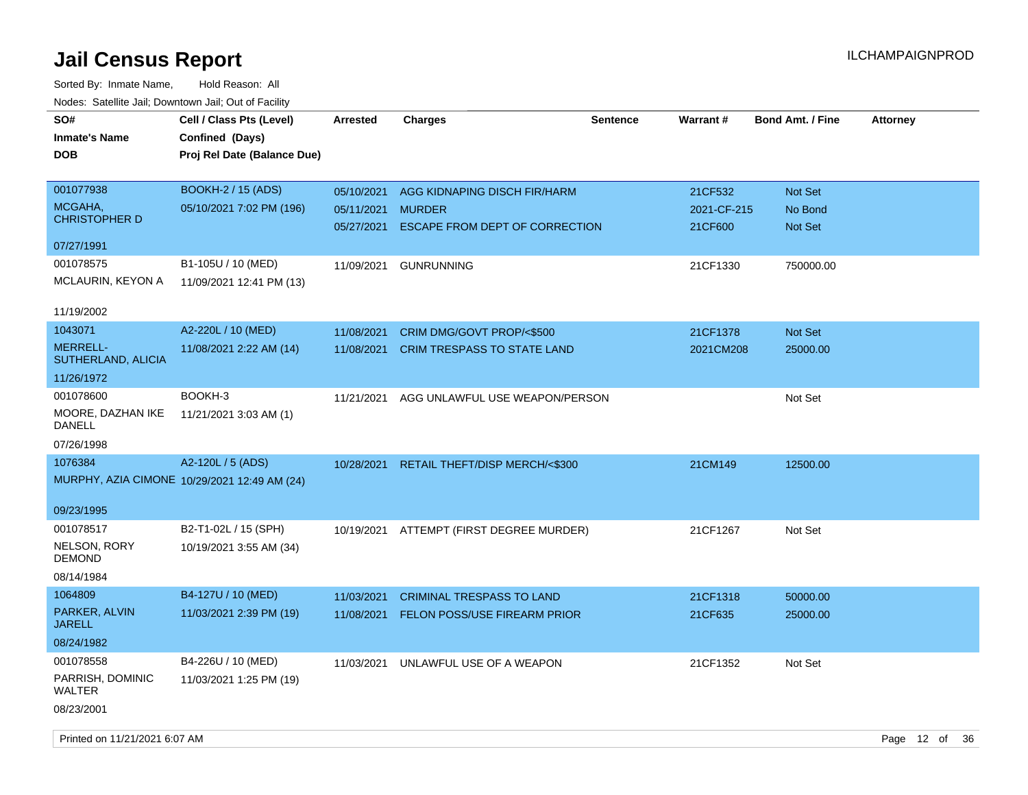# Jail Census Report

ILCHAMPAIGNPROD

Sorted By: Inmate Name, Hold Reason: All

Nodes: Satellite Jail; Downtown Jail; Out of Facility

| SO# / Inmate's Name / DOB | Cell / Class Pts (Level) / Confined (Days) / Proj Rel Date (Balance Due) | Arrested | Charges | Sentence | Warrant # | Bond Amt. / Fine | Attorney |
|---|---|---|---|---|---|---|---|
| 001077938<br>MCGAHA, CHRISTOPHER D<br>07/27/1991 | BOOKH-2 / 15 (ADS)<br>05/10/2021 7:02 PM (196) | 05/10/2021 | AGG KIDNAPING DISCH FIR/HARM | | 21CF532 | Not Set | |
| | | 05/11/2021 | MURDER | | 2021-CF-215 | No Bond | |
| | | 05/27/2021 | ESCAPE FROM DEPT OF CORRECTION | | 21CF600 | Not Set | |
| 001078575<br>MCLAURIN, KEYON A<br>11/19/2002 | B1-105U / 10 (MED)<br>11/09/2021 12:41 PM (13) | 11/09/2021 | GUNRUNNING | | 21CF1330 | 750000.00 | |
| 1043071<br>MERRELL-SUTHERLAND, ALICIA<br>11/26/1972 | A2-220L / 10 (MED)<br>11/08/2021 2:22 AM (14) | 11/08/2021 | CRIM DMG/GOVT PROP/<$500 | | 21CF1378 | Not Set | |
| | | 11/08/2021 | CRIM TRESPASS TO STATE LAND | | 2021CM208 | 25000.00 | |
| 001078600<br>MOORE, DAZHAN IKE DANELL<br>07/26/1998 | BOOKH-3<br>11/21/2021 3:03 AM (1) | 11/21/2021 | AGG UNLAWFUL USE WEAPON/PERSON | | | Not Set | |
| 1076384<br>MURPHY, AZIA CIMONE<br>09/23/1995 | A2-120L / 5 (ADS)<br>10/29/2021 12:49 AM (24) | 10/28/2021 | RETAIL THEFT/DISP MERCH/<$300 | | 21CM149 | 12500.00 | |
| 001078517<br>NELSON, RORY DEMOND<br>08/14/1984 | B2-T1-02L / 15 (SPH)<br>10/19/2021 3:55 AM (34) | 10/19/2021 | ATTEMPT (FIRST DEGREE MURDER) | | 21CF1267 | Not Set | |
| 1064809<br>PARKER, ALVIN JARELL<br>08/24/1982 | B4-127U / 10 (MED)<br>11/03/2021 2:39 PM (19) | 11/03/2021 | CRIMINAL TRESPASS TO LAND | | 21CF1318 | 50000.00 | |
| | | 11/08/2021 | FELON POSS/USE FIREARM PRIOR | | 21CF635 | 25000.00 | |
| 001078558<br>PARRISH, DOMINIC WALTER<br>08/23/2001 | B4-226U / 10 (MED)<br>11/03/2021 1:25 PM (19) | 11/03/2021 | UNLAWFUL USE OF A WEAPON | | 21CF1352 | Not Set | |

Printed on 11/21/2021 6:07 AM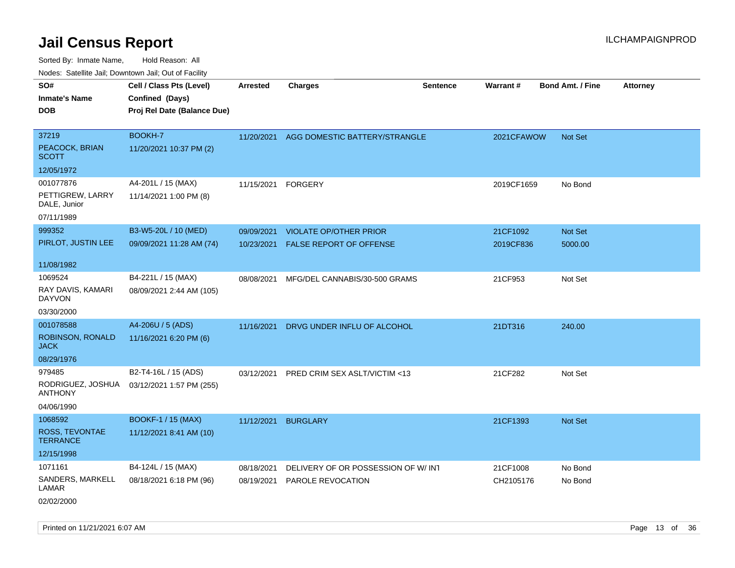# Jail Census Report

Sorted By: Inmate Name, Hold Reason: All

Nodes: Satellite Jail; Downtown Jail; Out of Facility

| SO# / Inmate's Name / DOB | Cell / Class Pts (Level) / Confined (Days) / Proj Rel Date (Balance Due) | Arrested | Charges | Sentence | Warrant # | Bond Amt. / Fine | Attorney |
|---|---|---|---|---|---|---|---|
| 37219<br>PEACOCK, BRIAN SCOTT<br>12/05/1972 | BOOKH-7<br>11/20/2021 10:37 PM (2) | 11/20/2021 | AGG DOMESTIC BATTERY/STRANGLE | | 2021CFAWOW | Not Set | |
| 001077876<br>PETTIGREW, LARRY DALE, Junior<br>07/11/1989 | A4-201L / 15 (MAX)<br>11/14/2021 1:00 PM (8) | 11/15/2021 | FORGERY | | 2019CF1659 | No Bond | |
| 999352<br>PIRLOT, JUSTIN LEE<br>11/08/1982 | B3-W5-20L / 10 (MED)<br>09/09/2021 11:28 AM (74) | 09/09/2021 | VIOLATE OP/OTHER PRIOR | | 21CF1092 | Not Set | |
| | | 10/23/2021 | FALSE REPORT OF OFFENSE | | 2019CF836 | 5000.00 | |
| 1069524<br>RAY DAVIS, KAMARI DAYVON<br>03/30/2000 | B4-221L / 15 (MAX)<br>08/09/2021 2:44 AM (105) | 08/08/2021 | MFG/DEL CANNABIS/30-500 GRAMS | | 21CF953 | Not Set | |
| 001078588<br>ROBINSON, RONALD JACK<br>08/29/1976 | A4-206U / 5 (ADS)<br>11/16/2021 6:20 PM (6) | 11/16/2021 | DRVG UNDER INFLU OF ALCOHOL | | 21DT316 | 240.00 | |
| 979485<br>RODRIGUEZ, JOSHUA ANTHONY<br>04/06/1990 | B2-T4-16L / 15 (ADS)<br>03/12/2021 1:57 PM (255) | 03/12/2021 | PRED CRIM SEX ASLT/VICTIM <13 | | 21CF282 | Not Set | |
| 1068592<br>ROSS, TEVONTAE TERRANCE<br>12/15/1998 | BOOKF-1 / 15 (MAX)<br>11/12/2021 8:41 AM (10) | 11/12/2021 | BURGLARY | | 21CF1393 | Not Set | |
| 1071161<br>SANDERS, MARKELL LAMAR<br>02/02/2000 | B4-124L / 15 (MAX)<br>08/18/2021 6:18 PM (96) | 08/18/2021 | DELIVERY OF OR POSSESSION OF W/ INT | | 21CF1008 | No Bond | |
| | | 08/19/2021 | PAROLE REVOCATION | | CH2105176 | No Bond | |

Printed on 11/21/2021 6:07 AM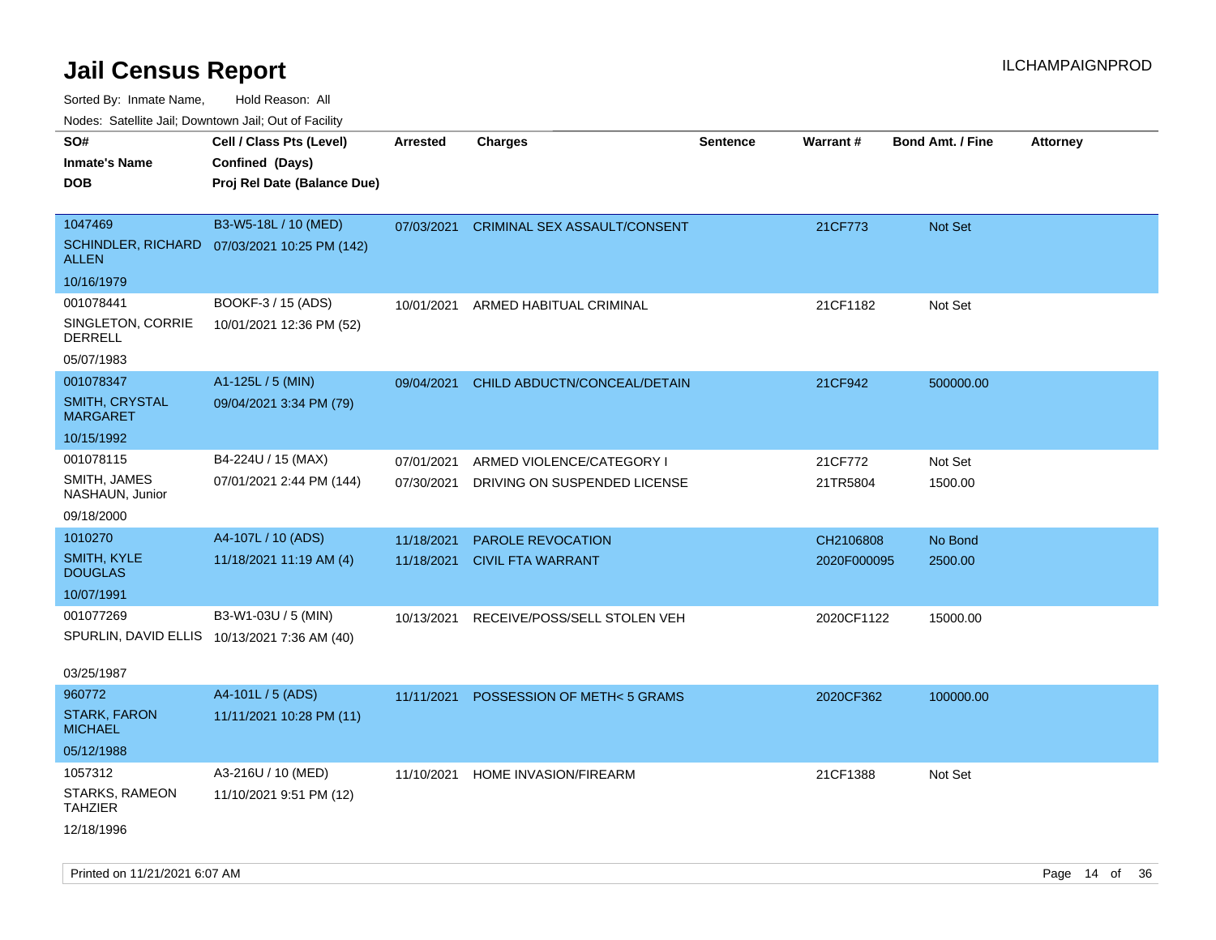# Jail Census Report

ILCHAMPAIGNPROD

Sorted By: Inmate Name, Hold Reason: All

Nodes: Satellite Jail; Downtown Jail; Out of Facility

| SO# / Inmate's Name / DOB | Cell / Class Pts (Level) / Confined (Days) / Proj Rel Date (Balance Due) | Arrested | Charges | Sentence | Warrant # | Bond Amt. / Fine | Attorney |
|---|---|---|---|---|---|---|---|
| 1047469<br>SCHINDLER, RICHARD ALLEN<br>10/16/1979 | B3-W5-18L / 10 (MED)<br>07/03/2021 10:25 PM (142) | 07/03/2021 | CRIMINAL SEX ASSAULT/CONSENT | | 21CF773 | Not Set | |
| 001078441<br>SINGLETON, CORRIE DERRELL<br>05/07/1983 | BOOKF-3 / 15 (ADS)<br>10/01/2021 12:36 PM (52) | 10/01/2021 | ARMED HABITUAL CRIMINAL | | 21CF1182 | Not Set | |
| 001078347<br>SMITH, CRYSTAL MARGARET<br>10/15/1992 | A1-125L / 5 (MIN)<br>09/04/2021 3:34 PM (79) | 09/04/2021 | CHILD ABDUCTN/CONCEAL/DETAIN | | 21CF942 | 500000.00 | |
| 001078115<br>SMITH, JAMES NASHAUN, Junior<br>09/18/2000 | B4-224U / 15 (MAX)<br>07/01/2021 2:44 PM (144) | 07/01/2021<br>07/30/2021 | ARMED VIOLENCE/CATEGORY I<br>DRIVING ON SUSPENDED LICENSE | | 21CF772<br>21TR5804 | Not Set<br>1500.00 | |
| 1010270<br>SMITH, KYLE DOUGLAS<br>10/07/1991 | A4-107L / 10 (ADS)<br>11/18/2021 11:19 AM (4) | 11/18/2021<br>11/18/2021 | PAROLE REVOCATION<br>CIVIL FTA WARRANT | | CH2106808<br>2020F000095 | No Bond<br>2500.00 | |
| 001077269<br>SPURLIN, DAVID ELLIS<br>03/25/1987 | B3-W1-03U / 5 (MIN)<br>10/13/2021 7:36 AM (40) | 10/13/2021 | RECEIVE/POSS/SELL STOLEN VEH | | 2020CF1122 | 15000.00 | |
| 960772<br>STARK, FARON MICHAEL<br>05/12/1988 | A4-101L / 5 (ADS)<br>11/11/2021 10:28 PM (11) | 11/11/2021 | POSSESSION OF METH< 5 GRAMS | | 2020CF362 | 100000.00 | |
| 1057312<br>STARKS, RAMEON TAHZIER<br>12/18/1996 | A3-216U / 10 (MED)<br>11/10/2021 9:51 PM (12) | 11/10/2021 | HOME INVASION/FIREARM | | 21CF1388 | Not Set | |

Printed on 11/21/2021 6:07 AM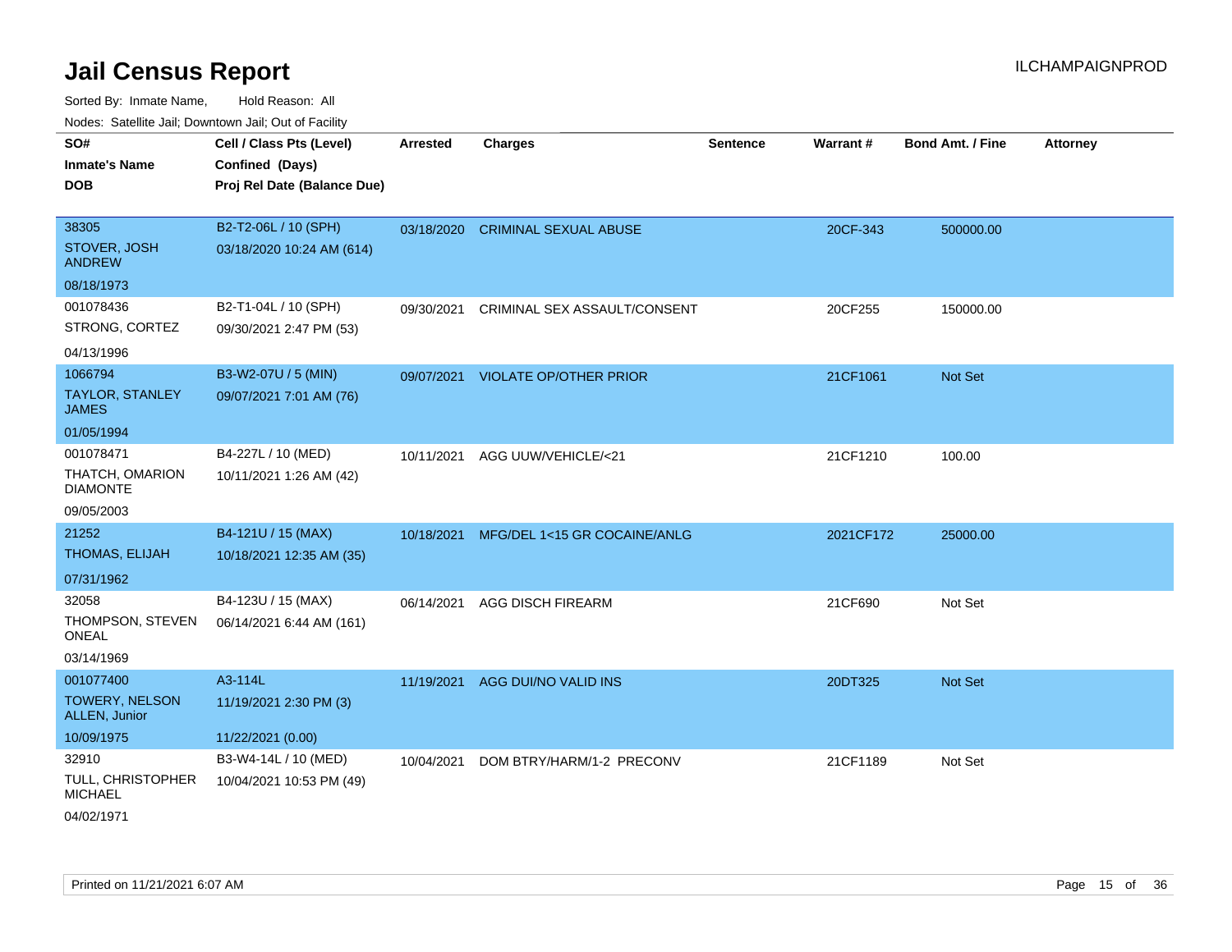# Jail Census Report

ILCHAMPAIGNPROD

Sorted By: Inmate Name, Hold Reason: All

Nodes: Satellite Jail; Downtown Jail; Out of Facility

| SO#<br>Inmate's Name<br>DOB | Cell / Class Pts (Level)<br>Confined (Days)<br>Proj Rel Date (Balance Due) | Arrested | Charges | Sentence | Warrant # | Bond Amt. / Fine | Attorney |
|---|---|---|---|---|---|---|---|
| 38305<br>STOVER, JOSH ANDREW<br>08/18/1973 | B2-T2-06L / 10 (SPH)<br>03/18/2020 10:24 AM (614) | 03/18/2020 | CRIMINAL SEXUAL ABUSE | | 20CF-343 | 500000.00 | |
| 001078436<br>STRONG, CORTEZ<br>04/13/1996 | B2-T1-04L / 10 (SPH)<br>09/30/2021 2:47 PM (53) | 09/30/2021 | CRIMINAL SEX ASSAULT/CONSENT | | 20CF255 | 150000.00 | |
| 1066794<br>TAYLOR, STANLEY JAMES<br>01/05/1994 | B3-W2-07U / 5 (MIN)<br>09/07/2021 7:01 AM (76) | 09/07/2021 | VIOLATE OP/OTHER PRIOR | | 21CF1061 | Not Set | |
| 001078471<br>THATCH, OMARION DIAMONTE<br>09/05/2003 | B4-227L / 10 (MED)<br>10/11/2021 1:26 AM (42) | 10/11/2021 | AGG UUW/VEHICLE/<21 | | 21CF1210 | 100.00 | |
| 21252<br>THOMAS, ELIJAH<br>07/31/1962 | B4-121U / 15 (MAX)<br>10/18/2021 12:35 AM (35) | 10/18/2021 | MFG/DEL 1<15 GR COCAINE/ANLG | | 2021CF172 | 25000.00 | |
| 32058<br>THOMPSON, STEVEN ONEAL<br>03/14/1969 | B4-123U / 15 (MAX)<br>06/14/2021 6:44 AM (161) | 06/14/2021 | AGG DISCH FIREARM | | 21CF690 | Not Set | |
| 001077400<br>TOWERY, NELSON ALLEN, Junior<br>10/09/1975 | A3-114L<br>11/19/2021 2:30 PM (3)<br>11/22/2021 (0.00) | 11/19/2021 | AGG DUI/NO VALID INS | | 20DT325 | Not Set | |
| 32910<br>TULL, CHRISTOPHER MICHAEL<br>04/02/1971 | B3-W4-14L / 10 (MED)<br>10/04/2021 10:53 PM (49) | 10/04/2021 | DOM BTRY/HARM/1-2 PRECONV | | 21CF1189 | Not Set | |

Printed on 11/21/2021 6:07 AM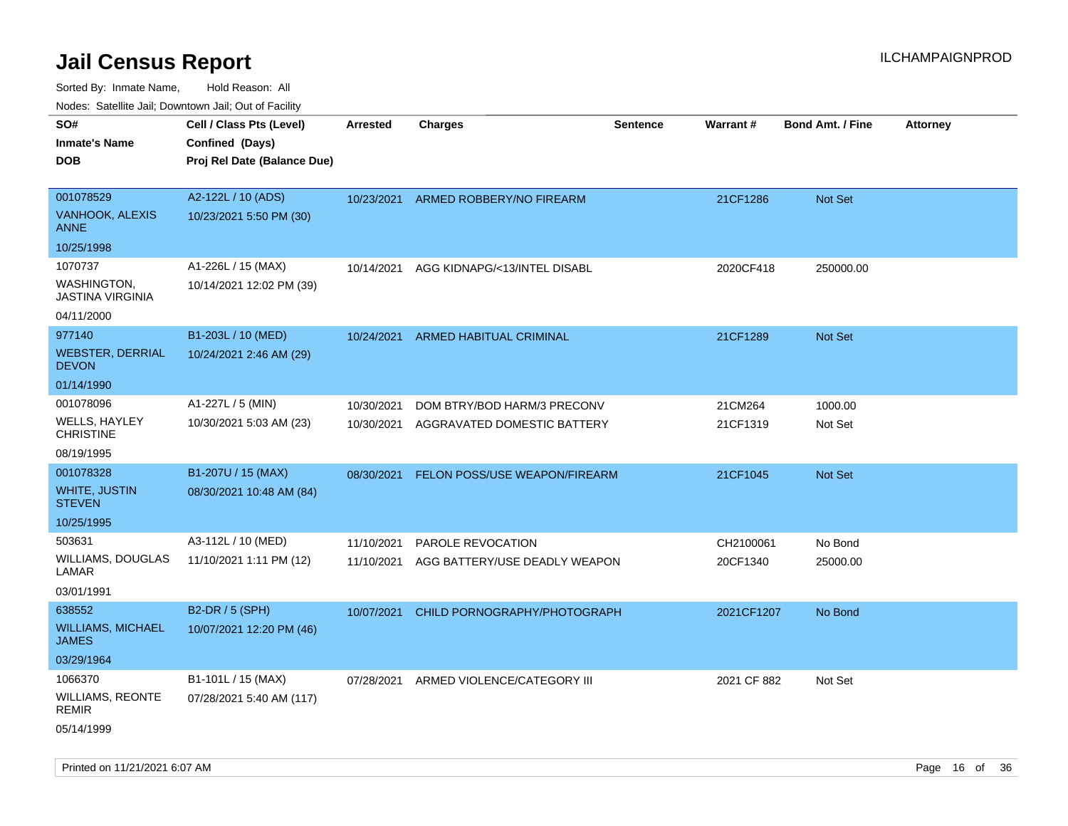# Jail Census Report

ILCHAMPAIGNPROD

Sorted By: Inmate Name, Hold Reason: All

Nodes: Satellite Jail; Downtown Jail; Out of Facility

| SO#<br>Inmate's Name<br>DOB | Cell / Class Pts (Level)<br>Confined (Days)<br>Proj Rel Date (Balance Due) | Arrested | Charges | Sentence | Warrant # | Bond Amt. / Fine | Attorney |
|---|---|---|---|---|---|---|---|
| 001078529<br>VANHOOK, ALEXIS ANNE<br>10/25/1998 | A2-122L / 10 (ADS)<br>10/23/2021 5:50 PM (30) | 10/23/2021 | ARMED ROBBERY/NO FIREARM | | 21CF1286 | Not Set | |
| 1070737<br>WASHINGTON, JASTINA VIRGINIA<br>04/11/2000 | A1-226L / 15 (MAX)<br>10/14/2021 12:02 PM (39) | 10/14/2021 | AGG KIDNAPG/<13/INTEL DISABL | | 2020CF418 | 250000.00 | |
| 977140<br>WEBSTER, DERRIAL DEVON<br>01/14/1990 | B1-203L / 10 (MED)<br>10/24/2021 2:46 AM (29) | 10/24/2021 | ARMED HABITUAL CRIMINAL | | 21CF1289 | Not Set | |
| 001078096<br>WELLS, HAYLEY CHRISTINE<br>08/19/1995 | A1-227L / 5 (MIN)<br>10/30/2021 5:03 AM (23) | 10/30/2021<br>10/30/2021 | DOM BTRY/BOD HARM/3 PRECONV<br>AGGRAVATED DOMESTIC BATTERY | | 21CM264<br>21CF1319 | 1000.00<br>Not Set | |
| 001078328<br>WHITE, JUSTIN STEVEN<br>10/25/1995 | B1-207U / 15 (MAX)<br>08/30/2021 10:48 AM (84) | 08/30/2021 | FELON POSS/USE WEAPON/FIREARM | | 21CF1045 | Not Set | |
| 503631<br>WILLIAMS, DOUGLAS LAMAR<br>03/01/1991 | A3-112L / 10 (MED)<br>11/10/2021 1:11 PM (12) | 11/10/2021<br>11/10/2021 | PAROLE REVOCATION<br>AGG BATTERY/USE DEADLY WEAPON | | CH2100061<br>20CF1340 | No Bond<br>25000.00 | |
| 638552<br>WILLIAMS, MICHAEL JAMES<br>03/29/1964 | B2-DR / 5 (SPH)<br>10/07/2021 12:20 PM (46) | 10/07/2021 | CHILD PORNOGRAPHY/PHOTOGRAPH | | 2021CF1207 | No Bond | |
| 1066370<br>WILLIAMS, REONTE REMIR<br>05/14/1999 | B1-101L / 15 (MAX)<br>07/28/2021 5:40 AM (117) | 07/28/2021 | ARMED VIOLENCE/CATEGORY III | | 2021 CF 882 | Not Set | |

Printed on 11/21/2021 6:07 AM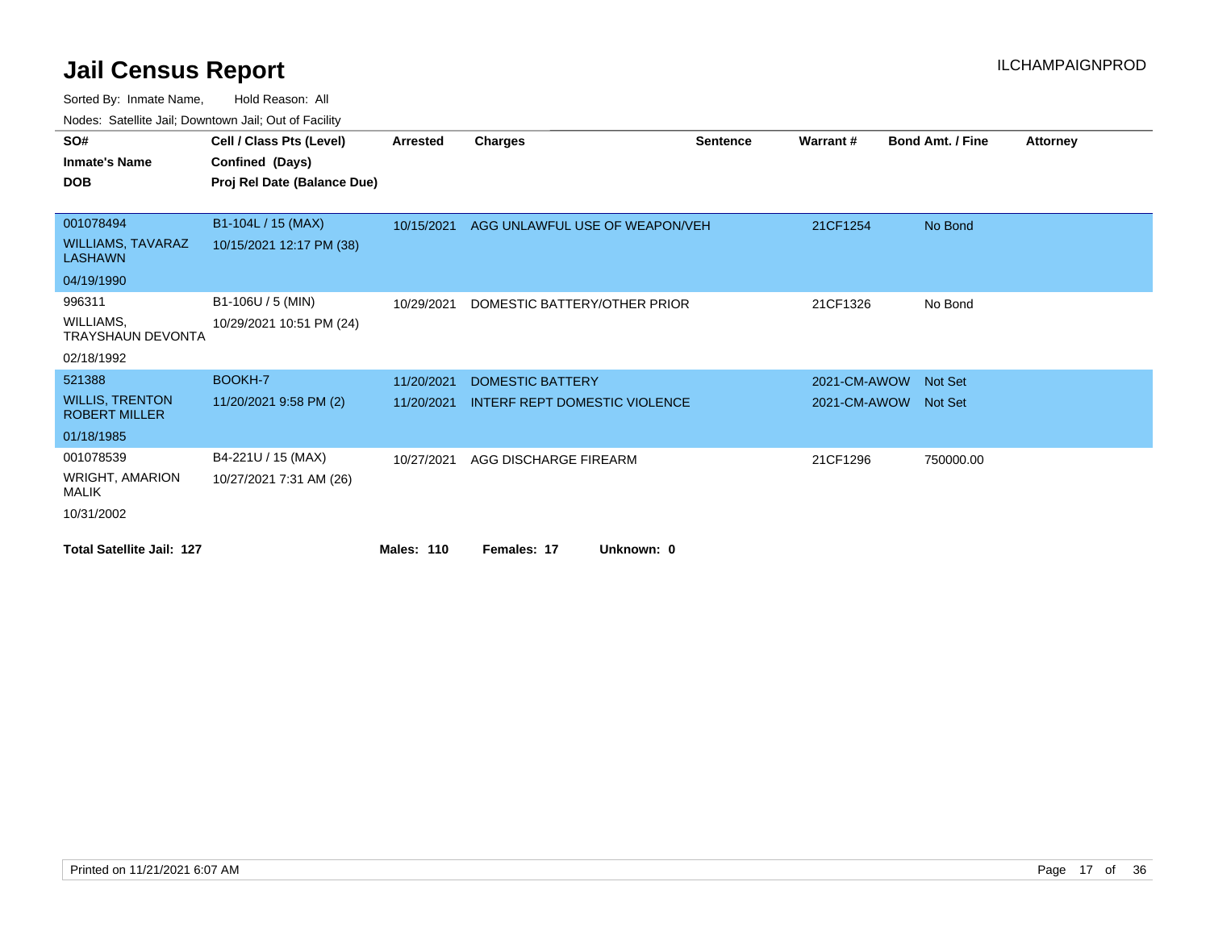# Jail Census Report

ILCHAMPAIGNPROD

Sorted By: Inmate Name, Hold Reason: All

Nodes: Satellite Jail; Downtown Jail; Out of Facility

| SO# / Inmate's Name / DOB | Cell / Class Pts (Level) / Confined (Days) / Proj Rel Date (Balance Due) | Arrested | Charges | Sentence | Warrant # | Bond Amt. / Fine | Attorney |
|---|---|---|---|---|---|---|---|
| 001078494<br>WILLIAMS, TAVARAZ LASHAWN<br>04/19/1990 | B1-104L / 15 (MAX)<br>10/15/2021 12:17 PM (38) | 10/15/2021 | AGG UNLAWFUL USE OF WEAPON/VEH | | 21CF1254 | No Bond | |
| 996311<br>WILLIAMS, TRAYSHAUN DEVONTA<br>02/18/1992 | B1-106U / 5 (MIN)<br>10/29/2021 10:51 PM (24) | 10/29/2021 | DOMESTIC BATTERY/OTHER PRIOR | | 21CF1326 | No Bond | |
| 521388<br>WILLIS, TRENTON ROBERT MILLER<br>01/18/1985 | BOOKH-7<br>11/20/2021 9:58 PM (2) | 11/20/2021 | DOMESTIC BATTERY | | 2021-CM-AWOW | Not Set | |
| | | 11/20/2021 | INTERF REPT DOMESTIC VIOLENCE | | 2021-CM-AWOW | Not Set | |
| 001078539<br>WRIGHT, AMARION MALIK<br>10/31/2002 | B4-221U / 15 (MAX)<br>10/27/2021 7:31 AM (26) | 10/27/2021 | AGG DISCHARGE FIREARM | | 21CF1296 | 750000.00 | |

**Total Satellite Jail: 127** **Males: 110** **Females: 17** **Unknown: 0**

Printed on 11/21/2021 6:07 AM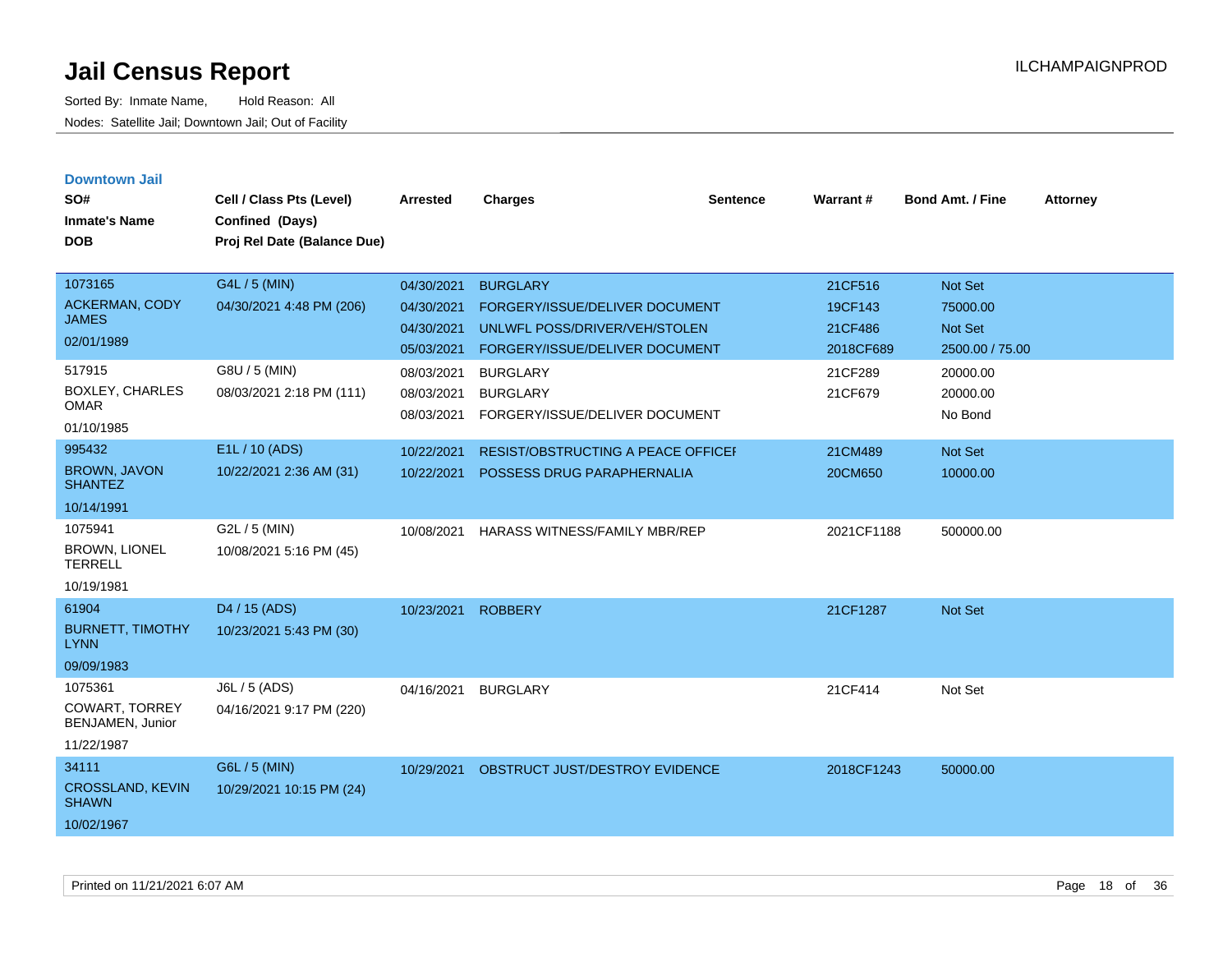# Jail Census Report

Sorted By: Inmate Name, Hold Reason: All

Nodes: Satellite Jail; Downtown Jail; Out of Facility

ILCHAMPAIGNPROD

### Downtown Jail

| SO# / Inmate's Name / DOB | Cell / Class Pts (Level) / Confined (Days) / Proj Rel Date (Balance Due) | Arrested | Charges | Sentence | Warrant # | Bond Amt. / Fine | Attorney |
|---|---|---|---|---|---|---|---|
| 1073165<br>ACKERMAN, CODY JAMES<br>02/01/1989 | G4L / 5 (MIN)<br>04/30/2021 4:48 PM (206) | 04/30/2021 | BURGLARY | | 21CF516 | Not Set | |
| | | 04/30/2021 | FORGERY/ISSUE/DELIVER DOCUMENT | | 19CF143 | 75000.00 | |
| | | 04/30/2021 | UNLWFL POSS/DRIVER/VEH/STOLEN | | 21CF486 | Not Set | |
| | | 05/03/2021 | FORGERY/ISSUE/DELIVER DOCUMENT | | 2018CF689 | 2500.00 / 75.00 | |
| 517915<br>BOXLEY, CHARLES OMAR<br>01/10/1985 | G8U / 5 (MIN)<br>08/03/2021 2:18 PM (111) | 08/03/2021 | BURGLARY | | 21CF289 | 20000.00 | |
| | | 08/03/2021 | BURGLARY | | 21CF679 | 20000.00 | |
| | | 08/03/2021 | FORGERY/ISSUE/DELIVER DOCUMENT | | | No Bond | |
| 995432<br>BROWN, JAVON SHANTEZ<br>10/14/1991 | E1L / 10 (ADS)<br>10/22/2021 2:36 AM (31) | 10/22/2021 | RESIST/OBSTRUCTING A PEACE OFFICEI | | 21CM489 | Not Set | |
| | | 10/22/2021 | POSSESS DRUG PARAPHERNALIA | | 20CM650 | 10000.00 | |
| 1075941<br>BROWN, LIONEL TERRELL<br>10/19/1981 | G2L / 5 (MIN)<br>10/08/2021 5:16 PM (45) | 10/08/2021 | HARASS WITNESS/FAMILY MBR/REP | | 2021CF1188 | 500000.00 | |
| 61904<br>BURNETT, TIMOTHY LYNN<br>09/09/1983 | D4 / 15 (ADS)<br>10/23/2021 5:43 PM (30) | 10/23/2021 | ROBBERY | | 21CF1287 | Not Set | |
| 1075361<br>COWART, TORREY BENJAMEN, Junior<br>11/22/1987 | J6L / 5 (ADS)<br>04/16/2021 9:17 PM (220) | 04/16/2021 | BURGLARY | | 21CF414 | Not Set | |
| 34111<br>CROSSLAND, KEVIN SHAWN<br>10/02/1967 | G6L / 5 (MIN)<br>10/29/2021 10:15 PM (24) | 10/29/2021 | OBSTRUCT JUST/DESTROY EVIDENCE | | 2018CF1243 | 50000.00 | |

Printed on 11/21/2021 6:07 AM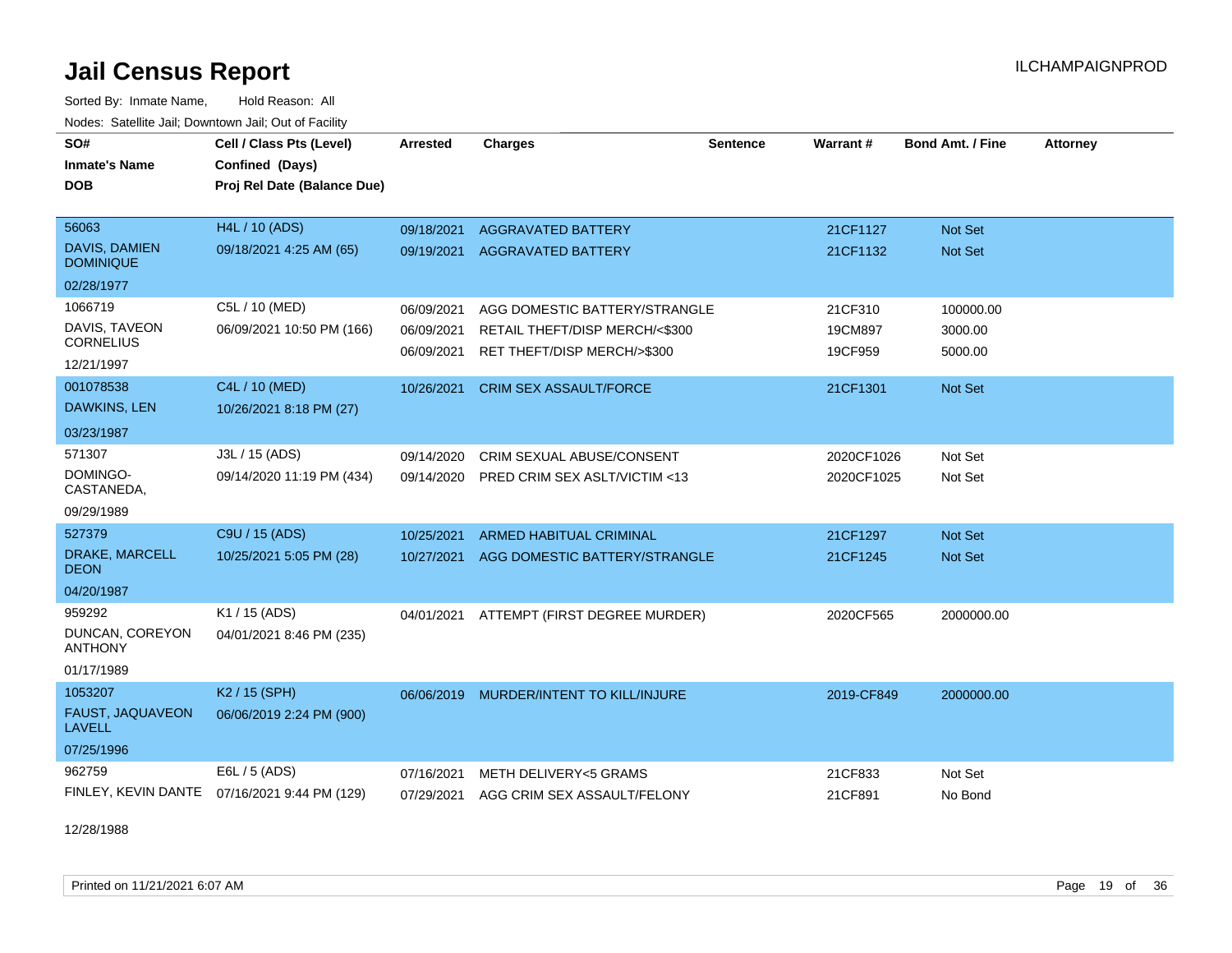# Jail Census Report

Sorted By: Inmate Name, Hold Reason: All

Nodes: Satellite Jail; Downtown Jail; Out of Facility

| SO# / Inmate's Name / DOB | Cell / Class Pts (Level) / Confined (Days) / Proj Rel Date (Balance Due) | Arrested | Charges | Sentence | Warrant # | Bond Amt. / Fine | Attorney |
|---|---|---|---|---|---|---|---|
| 56063 DAVIS, DAMIEN DOMINIQUE 02/28/1977 | H4L / 10 (ADS) 09/18/2021 4:25 AM (65) | 09/18/2021 | AGGRAVATED BATTERY | | 21CF1127 | Not Set | |
| | | 09/19/2021 | AGGRAVATED BATTERY | | 21CF1132 | Not Set | |
| 1066719 DAVIS, TAVEON CORNELIUS 12/21/1997 | C5L / 10 (MED) 06/09/2021 10:50 PM (166) | 06/09/2021 | AGG DOMESTIC BATTERY/STRANGLE | | 21CF310 | 100000.00 | |
| | | 06/09/2021 | RETAIL THEFT/DISP MERCH/<$300 | | 19CM897 | 3000.00 | |
| | | 06/09/2021 | RET THEFT/DISP MERCH/>$300 | | 19CF959 | 5000.00 | |
| 001078538 DAWKINS, LEN 03/23/1987 | C4L / 10 (MED) 10/26/2021 8:18 PM (27) | 10/26/2021 | CRIM SEX ASSAULT/FORCE | | 21CF1301 | Not Set | |
| 571307 DOMINGO-CASTANEDA, 09/29/1989 | J3L / 15 (ADS) 09/14/2020 11:19 PM (434) | 09/14/2020 | CRIM SEXUAL ABUSE/CONSENT | | 2020CF1026 | Not Set | |
| | | 09/14/2020 | PRED CRIM SEX ASLT/VICTIM <13 | | 2020CF1025 | Not Set | |
| 527379 DRAKE, MARCELL DEON 04/20/1987 | C9U / 15 (ADS) 10/25/2021 5:05 PM (28) | 10/25/2021 | ARMED HABITUAL CRIMINAL | | 21CF1297 | Not Set | |
| | | 10/27/2021 | AGG DOMESTIC BATTERY/STRANGLE | | 21CF1245 | Not Set | |
| 959292 DUNCAN, COREYON ANTHONY 01/17/1989 | K1 / 15 (ADS) 04/01/2021 8:46 PM (235) | 04/01/2021 | ATTEMPT (FIRST DEGREE MURDER) | | 2020CF565 | 2000000.00 | |
| 1053207 FAUST, JAQUAVEON LAVELL 07/25/1996 | K2 / 15 (SPH) 06/06/2019 2:24 PM (900) | 06/06/2019 | MURDER/INTENT TO KILL/INJURE | | 2019-CF849 | 2000000.00 | |
| 962759 FINLEY, KEVIN DANTE 12/28/1988 | E6L / 5 (ADS) 07/16/2021 9:44 PM (129) | 07/16/2021 | METH DELIVERY<5 GRAMS | | 21CF833 | Not Set | |
| | | 07/29/2021 | AGG CRIM SEX ASSAULT/FELONY | | 21CF891 | No Bond | |

Printed on 11/21/2021 6:07 AM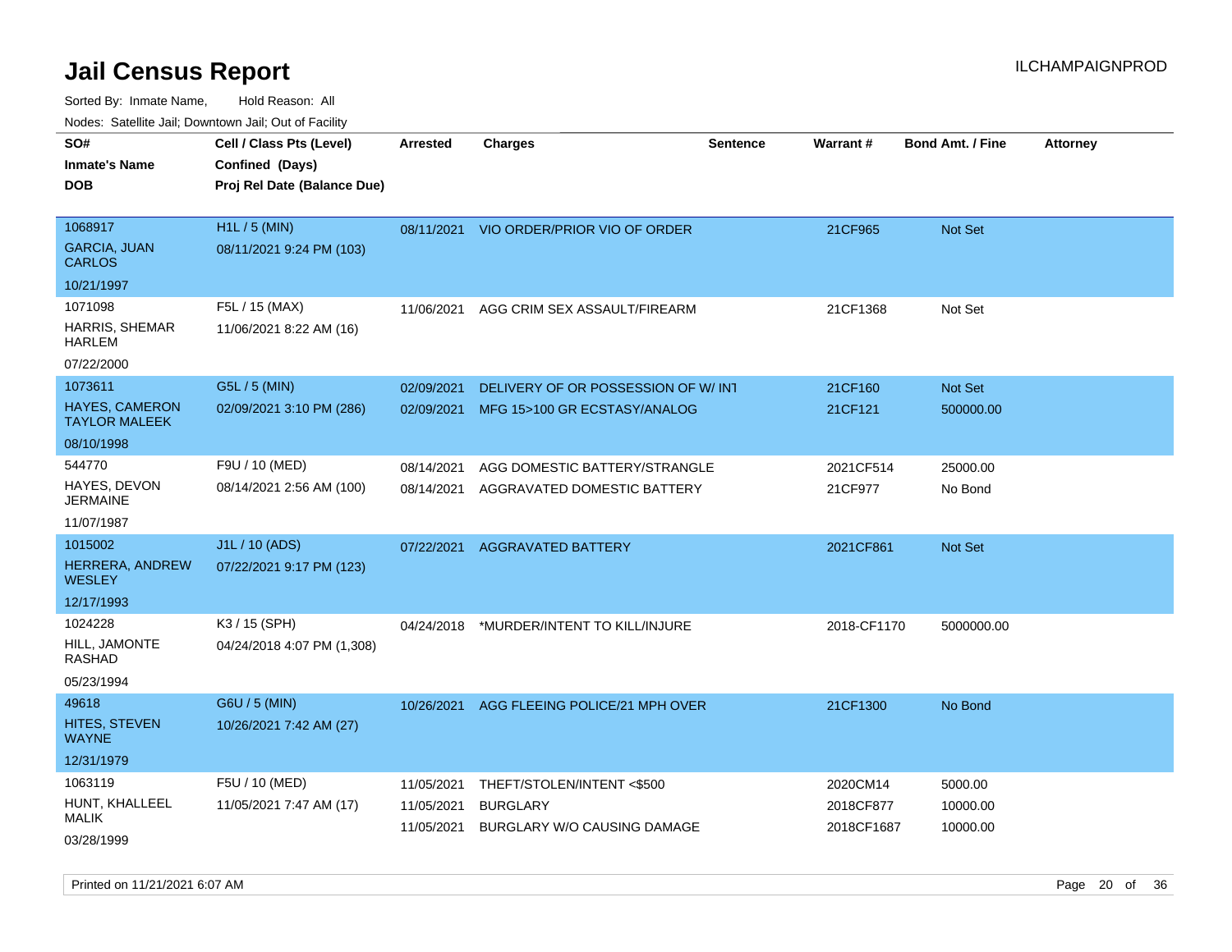# Jail Census Report

ILCHAMPAIGNPROD

Sorted By: Inmate Name, Hold Reason: All

Nodes: Satellite Jail; Downtown Jail; Out of Facility

| SO# / Inmate's Name / DOB | Cell / Class Pts (Level) / Confined (Days) / Proj Rel Date (Balance Due) | Arrested | Charges | Sentence | Warrant # | Bond Amt. / Fine | Attorney |
|---|---|---|---|---|---|---|---|
| 1068917<br>GARCIA, JUAN CARLOS<br>10/21/1997 | H1L / 5 (MIN)<br>08/11/2021 9:24 PM (103) | 08/11/2021 | VIO ORDER/PRIOR VIO OF ORDER | | 21CF965 | Not Set | |
| 1071098<br>HARRIS, SHEMAR HARLEM<br>07/22/2000 | F5L / 15 (MAX)<br>11/06/2021 8:22 AM (16) | 11/06/2021 | AGG CRIM SEX ASSAULT/FIREARM | | 21CF1368 | Not Set | |
| 1073611<br>HAYES, CAMERON TAYLOR MALEEK<br>08/10/1998 | G5L / 5 (MIN)<br>02/09/2021 3:10 PM (286) | 02/09/2021 | DELIVERY OF OR POSSESSION OF W/ INT | | 21CF160 | Not Set | |
| | | 02/09/2021 | MFG 15>100 GR ECSTASY/ANALOG | | 21CF121 | 500000.00 | |
| 544770<br>HAYES, DEVON JERMAINE<br>11/07/1987 | F9U / 10 (MED)<br>08/14/2021 2:56 AM (100) | 08/14/2021 | AGG DOMESTIC BATTERY/STRANGLE | | 2021CF514 | 25000.00 | |
| | | 08/14/2021 | AGGRAVATED DOMESTIC BATTERY | | 21CF977 | No Bond | |
| 1015002<br>HERRERA, ANDREW WESLEY<br>12/17/1993 | J1L / 10 (ADS)<br>07/22/2021 9:17 PM (123) | 07/22/2021 | AGGRAVATED BATTERY | | 2021CF861 | Not Set | |
| 1024228<br>HILL, JAMONTE RASHAD<br>05/23/1994 | K3 / 15 (SPH)<br>04/24/2018 4:07 PM (1,308) | 04/24/2018 | *MURDER/INTENT TO KILL/INJURE | | 2018-CF1170 | 5000000.00 | |
| 49618<br>HITES, STEVEN WAYNE<br>12/31/1979 | G6U / 5 (MIN)<br>10/26/2021 7:42 AM (27) | 10/26/2021 | AGG FLEEING POLICE/21 MPH OVER | | 21CF1300 | No Bond | |
| 1063119<br>HUNT, KHALLEEL MALIK<br>03/28/1999 | F5U / 10 (MED)<br>11/05/2021 7:47 AM (17) | 11/05/2021 | THEFT/STOLEN/INTENT <$500 | | 2020CM14 | 5000.00 | |
| | | 11/05/2021 | BURGLARY | | 2018CF877 | 10000.00 | |
| | | 11/05/2021 | BURGLARY W/O CAUSING DAMAGE | | 2018CF1687 | 10000.00 | |

Printed on 11/21/2021 6:07 AM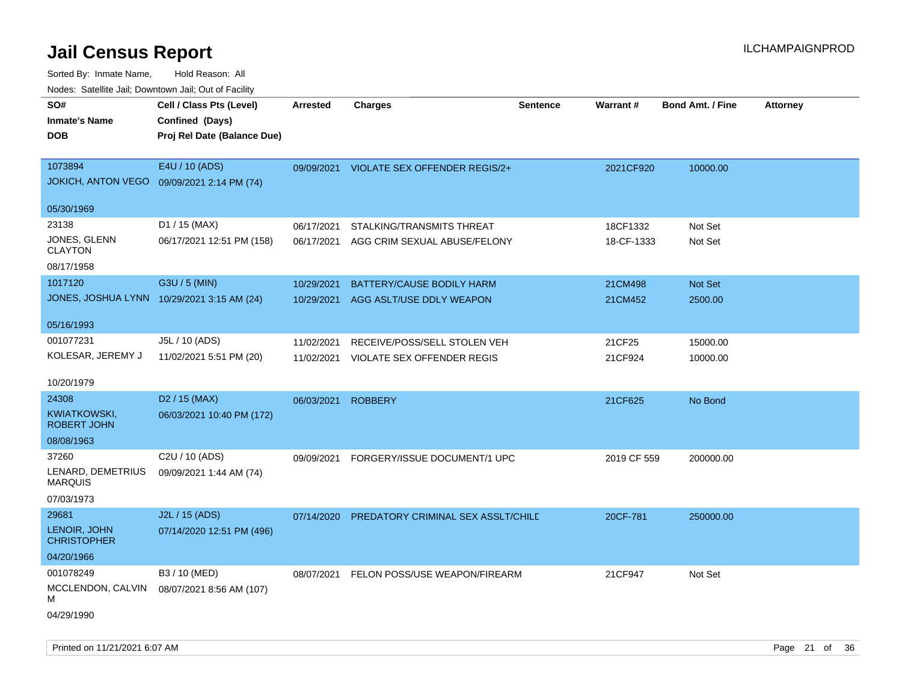# Jail Census Report

ILCHAMPAIGNPROD

Sorted By: Inmate Name, Hold Reason: All

Nodes: Satellite Jail; Downtown Jail; Out of Facility

| SO# / Inmate's Name / DOB | Cell / Class Pts (Level) / Confined (Days) / Proj Rel Date (Balance Due) | Arrested | Charges | Sentence | Warrant # | Bond Amt. / Fine | Attorney |
|---|---|---|---|---|---|---|---|
| 1073894<br>JOKICH, ANTON VEGO<br>05/30/1969 | E4U / 10 (ADS)<br>09/09/2021 2:14 PM (74) | 09/09/2021 | VIOLATE SEX OFFENDER REGIS/2+ | | 2021CF920 | 10000.00 | |
| 23138<br>JONES, GLENN CLAYTON<br>08/17/1958 | D1 / 15 (MAX)<br>06/17/2021 12:51 PM (158) | 06/17/2021 | STALKING/TRANSMITS THREAT | | 18CF1332 | Not Set | |
| | | 06/17/2021 | AGG CRIM SEXUAL ABUSE/FELONY | | 18-CF-1333 | Not Set | |
| 1017120<br>JONES, JOSHUA LYNN<br>05/16/1993 | G3U / 5 (MIN)<br>10/29/2021 3:15 AM (24) | 10/29/2021 | BATTERY/CAUSE BODILY HARM | | 21CM498 | Not Set | |
| | | 10/29/2021 | AGG ASLT/USE DDLY WEAPON | | 21CM452 | 2500.00 | |
| 001077231<br>KOLESAR, JEREMY J<br>10/20/1979 | J5L / 10 (ADS)<br>11/02/2021 5:51 PM (20) | 11/02/2021 | RECEIVE/POSS/SELL STOLEN VEH | | 21CF25 | 15000.00 | |
| | | 11/02/2021 | VIOLATE SEX OFFENDER REGIS | | 21CF924 | 10000.00 | |
| 24308<br>KWIATKOWSKI, ROBERT JOHN<br>08/08/1963 | D2 / 15 (MAX)<br>06/03/2021 10:40 PM (172) | 06/03/2021 | ROBBERY | | 21CF625 | No Bond | |
| 37260<br>LENARD, DEMETRIUS MARQUIS<br>07/03/1973 | C2U / 10 (ADS)<br>09/09/2021 1:44 AM (74) | 09/09/2021 | FORGERY/ISSUE DOCUMENT/1 UPC | | 2019 CF 559 | 200000.00 | |
| 29681<br>LENOIR, JOHN CHRISTOPHER<br>04/20/1966 | J2L / 15 (ADS)<br>07/14/2020 12:51 PM (496) | 07/14/2020 | PREDATORY CRIMINAL SEX ASSLT/CHILD | | 20CF-781 | 250000.00 | |
| 001078249<br>MCCLENDON, CALVIN M<br>04/29/1990 | B3 / 10 (MED)<br>08/07/2021 8:56 AM (107) | 08/07/2021 | FELON POSS/USE WEAPON/FIREARM | | 21CF947 | Not Set | |

Printed on 11/21/2021 6:07 AM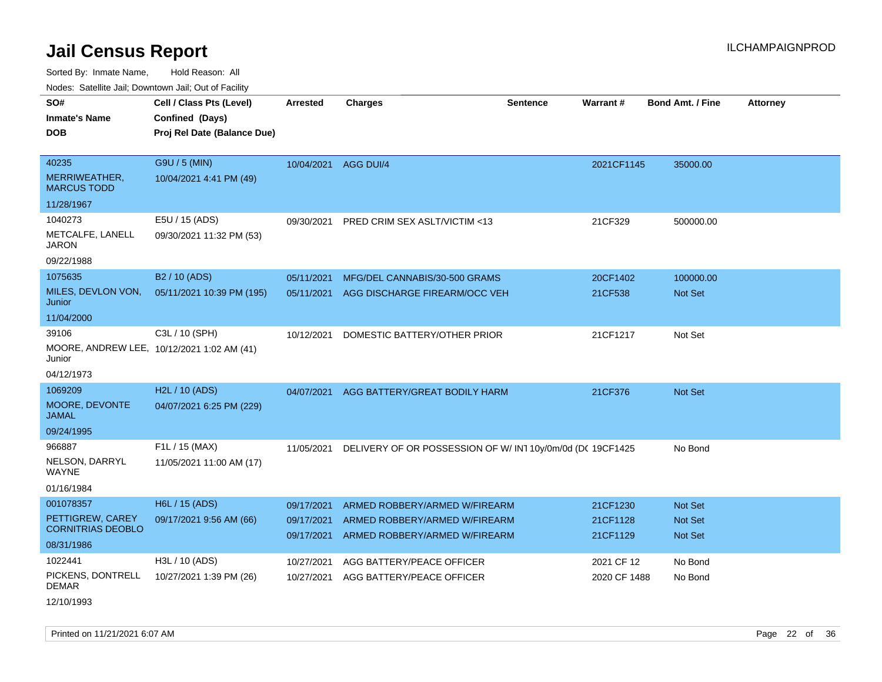# Jail Census Report

ILCHAMPAIGNPROD

Sorted By: Inmate Name, Hold Reason: All

Nodes: Satellite Jail; Downtown Jail; Out of Facility

| SO# / Inmate's Name / DOB | Cell / Class Pts (Level) / Confined (Days) / Proj Rel Date (Balance Due) | Arrested | Charges | Sentence | Warrant # | Bond Amt. / Fine | Attorney |
|---|---|---|---|---|---|---|---|
| 40235<br>MERRIWEATHER, MARCUS TODD<br>11/28/1967 | G9U / 5 (MIN)<br>10/04/2021 4:41 PM (49) | 10/04/2021 | AGG DUI/4 | | 2021CF1145 | 35000.00 | |
| 1040273<br>METCALFE, LANELL JARON<br>09/22/1988 | E5U / 15 (ADS)<br>09/30/2021 11:32 PM (53) | 09/30/2021 | PRED CRIM SEX ASLT/VICTIM <13 | | 21CF329 | 500000.00 | |
| 1075635<br>MILES, DEVLON VON, Junior<br>11/04/2000 | B2 / 10 (ADS)<br>05/11/2021 10:39 PM (195) | 05/11/2021 | MFG/DEL CANNABIS/30-500 GRAMS | | 20CF1402 | 100000.00 | |
| | | 05/11/2021 | AGG DISCHARGE FIREARM/OCC VEH | | 21CF538 | Not Set | |
| 39106<br>MOORE, ANDREW LEE, Junior<br>04/12/1973 | C3L / 10 (SPH)<br>10/12/2021 1:02 AM (41) | 10/12/2021 | DOMESTIC BATTERY/OTHER PRIOR | | 21CF1217 | Not Set | |
| 1069209<br>MOORE, DEVONTE JAMAL<br>09/24/1995 | H2L / 10 (ADS)<br>04/07/2021 6:25 PM (229) | 04/07/2021 | AGG BATTERY/GREAT BODILY HARM | | 21CF376 | Not Set | |
| 966887<br>NELSON, DARRYL WAYNE<br>01/16/1984 | F1L / 15 (MAX)<br>11/05/2021 11:00 AM (17) | 11/05/2021 | DELIVERY OF OR POSSESSION OF W/ INT | 10y/0m/0d (DC | 19CF1425 | No Bond | |
| 001078357<br>PETTIGREW, CAREY CORNITRIAS DEOBLO<br>08/31/1986 | H6L / 15 (ADS)<br>09/17/2021 9:56 AM (66) | 09/17/2021 | ARMED ROBBERY/ARMED W/FIREARM | | 21CF1230 | Not Set | |
| | | 09/17/2021 | ARMED ROBBERY/ARMED W/FIREARM | | 21CF1128 | Not Set | |
| | | 09/17/2021 | ARMED ROBBERY/ARMED W/FIREARM | | 21CF1129 | Not Set | |
| 1022441<br>PICKENS, DONTRELL DEMAR<br>12/10/1993 | H3L / 10 (ADS)<br>10/27/2021 1:39 PM (26) | 10/27/2021 | AGG BATTERY/PEACE OFFICER | | 2021 CF 12 | No Bond | |
| | | 10/27/2021 | AGG BATTERY/PEACE OFFICER | | 2020 CF 1488 | No Bond | |

Printed on 11/21/2021 6:07 AM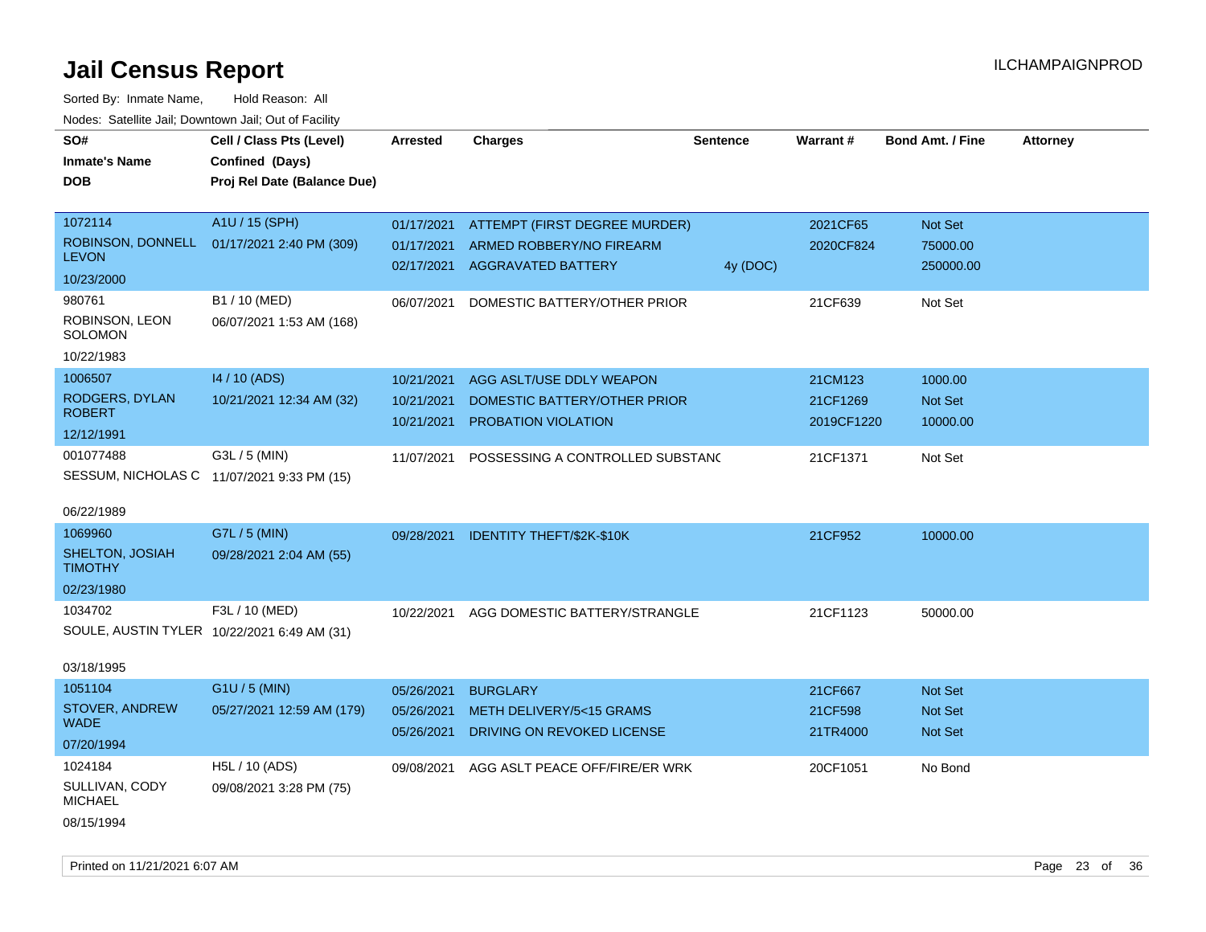# Jail Census Report

ILCHAMPAIGNPROD

Sorted By: Inmate Name, Hold Reason: All

Nodes: Satellite Jail; Downtown Jail; Out of Facility

| SO#<br>Inmate's Name<br>DOB | Cell / Class Pts (Level)<br>Confined (Days)<br>Proj Rel Date (Balance Due) | Arrested | Charges | Sentence | Warrant # | Bond Amt. / Fine | Attorney |
|---|---|---|---|---|---|---|---|
| 1072114<br>ROBINSON, DONNELL LEVON<br>10/23/2000 | A1U / 15 (SPH)<br>01/17/2021 2:40 PM (309) | 01/17/2021<br>01/17/2021<br>02/17/2021 | ATTEMPT (FIRST DEGREE MURDER)<br>ARMED ROBBERY/NO FIREARM<br>AGGRAVATED BATTERY | <br><br>4y (DOC) | 2021CF65<br>2020CF824 | Not Set<br>75000.00<br>250000.00 | |
| 980761<br>ROBINSON, LEON SOLOMON<br>10/22/1983 | B1 / 10 (MED)<br>06/07/2021 1:53 AM (168) | 06/07/2021 | DOMESTIC BATTERY/OTHER PRIOR | | 21CF639 | Not Set | |
| 1006507<br>RODGERS, DYLAN ROBERT<br>12/12/1991 | I4 / 10 (ADS)<br>10/21/2021 12:34 AM (32) | 10/21/2021<br>10/21/2021<br>10/21/2021 | AGG ASLT/USE DDLY WEAPON<br>DOMESTIC BATTERY/OTHER PRIOR<br>PROBATION VIOLATION | | 21CM123<br>21CF1269<br>2019CF1220 | 1000.00<br>Not Set<br>10000.00 | |
| 001077488<br>SESSUM, NICHOLAS C<br>06/22/1989 | G3L / 5 (MIN)<br>11/07/2021 9:33 PM (15) | 11/07/2021 | POSSESSING A CONTROLLED SUBSTANC | | 21CF1371 | Not Set | |
| 1069960<br>SHELTON, JOSIAH TIMOTHY<br>02/23/1980 | G7L / 5 (MIN)<br>09/28/2021 2:04 AM (55) | 09/28/2021 | IDENTITY THEFT/$2K-$10K | | 21CF952 | 10000.00 | |
| 1034702<br>SOULE, AUSTIN TYLER<br>03/18/1995 | F3L / 10 (MED)<br>10/22/2021 6:49 AM (31) | 10/22/2021 | AGG DOMESTIC BATTERY/STRANGLE | | 21CF1123 | 50000.00 | |
| 1051104<br>STOVER, ANDREW WADE<br>07/20/1994 | G1U / 5 (MIN)<br>05/27/2021 12:59 AM (179) | 05/26/2021<br>05/26/2021<br>05/26/2021 | BURGLARY<br>METH DELIVERY/5<15 GRAMS<br>DRIVING ON REVOKED LICENSE | | 21CF667<br>21CF598<br>21TR4000 | Not Set<br>Not Set<br>Not Set | |
| 1024184<br>SULLIVAN, CODY MICHAEL<br>08/15/1994 | H5L / 10 (ADS)<br>09/08/2021 3:28 PM (75) | 09/08/2021 | AGG ASLT PEACE OFF/FIRE/ER WRK | | 20CF1051 | No Bond | |

Printed on 11/21/2021 6:07 AM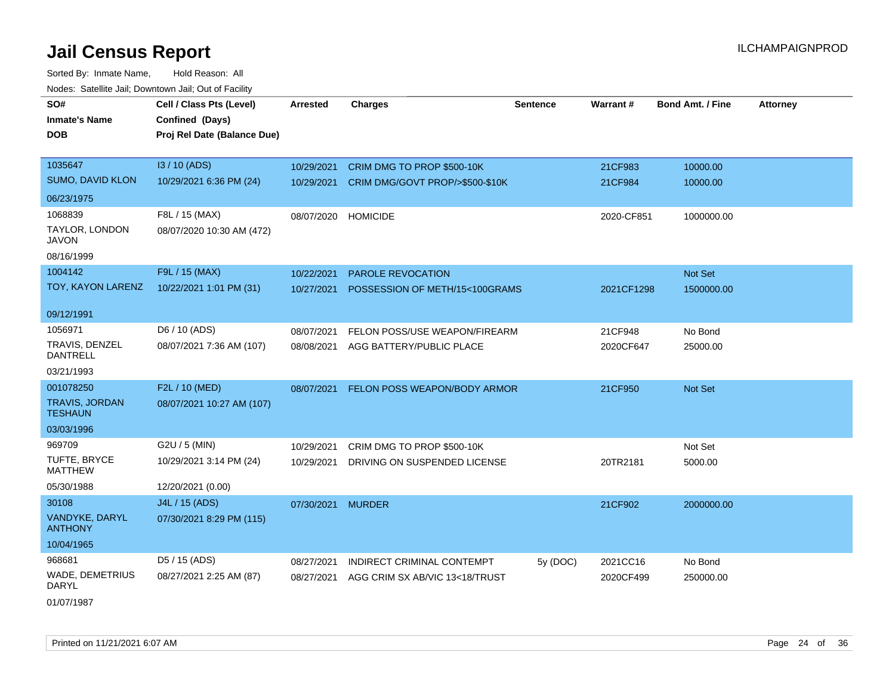# Jail Census Report

ILCHAMPAIGNPROD

Sorted By: Inmate Name, Hold Reason: All

Nodes: Satellite Jail; Downtown Jail; Out of Facility

| SO# / Inmate's Name / DOB | Cell / Class Pts (Level) / Confined (Days) / Proj Rel Date (Balance Due) | Arrested | Charges | Sentence | Warrant # | Bond Amt. / Fine | Attorney |
|---|---|---|---|---|---|---|---|
| 1035647 SUMO, DAVID KLON 06/23/1975 | I3 / 10 (ADS) 10/29/2021 6:36 PM (24) | 10/29/2021 | CRIM DMG TO PROP $500-10K | | 21CF983 | 10000.00 | |
| | | 10/29/2021 | CRIM DMG/GOVT PROP/>$500-$10K | | 21CF984 | 10000.00 | |
| 1068839 TAYLOR, LONDON JAVON 08/16/1999 | F8L / 15 (MAX) 08/07/2020 10:30 AM (472) | 08/07/2020 | HOMICIDE | | 2020-CF851 | 1000000.00 | |
| 1004142 TOY, KAYON LARENZ 09/12/1991 | F9L / 15 (MAX) 10/22/2021 1:01 PM (31) | 10/22/2021 | PAROLE REVOCATION | | | Not Set | |
| | | 10/27/2021 | POSSESSION OF METH/15<100GRAMS | | 2021CF1298 | 1500000.00 | |
| 1056971 TRAVIS, DENZEL DANTRELL 03/21/1993 | D6 / 10 (ADS) 08/07/2021 7:36 AM (107) | 08/07/2021 | FELON POSS/USE WEAPON/FIREARM | | 21CF948 | No Bond | |
| | | 08/08/2021 | AGG BATTERY/PUBLIC PLACE | | 2020CF647 | 25000.00 | |
| 001078250 TRAVIS, JORDAN TESHAUN 03/03/1996 | F2L / 10 (MED) 08/07/2021 10:27 AM (107) | 08/07/2021 | FELON POSS WEAPON/BODY ARMOR | | 21CF950 | Not Set | |
| 969709 TUFTE, BRYCE MATTHEW 05/30/1988 | G2U / 5 (MIN) 10/29/2021 3:14 PM (24) 12/20/2021 (0.00) | 10/29/2021 | CRIM DMG TO PROP $500-10K | | | Not Set | |
| | | 10/29/2021 | DRIVING ON SUSPENDED LICENSE | | 20TR2181 | 5000.00 | |
| 30108 VANDYKE, DARYL ANTHONY 10/04/1965 | J4L / 15 (ADS) 07/30/2021 8:29 PM (115) | 07/30/2021 | MURDER | | 21CF902 | 2000000.00 | |
| 968681 WADE, DEMETRIUS DARYL 01/07/1987 | D5 / 15 (ADS) 08/27/2021 2:25 AM (87) | 08/27/2021 | INDIRECT CRIMINAL CONTEMPT | 5y (DOC) | 2021CC16 | No Bond | |
| | | 08/27/2021 | AGG CRIM SX AB/VIC 13<18/TRUST | | 2020CF499 | 250000.00 | |

Printed on 11/21/2021 6:07 AM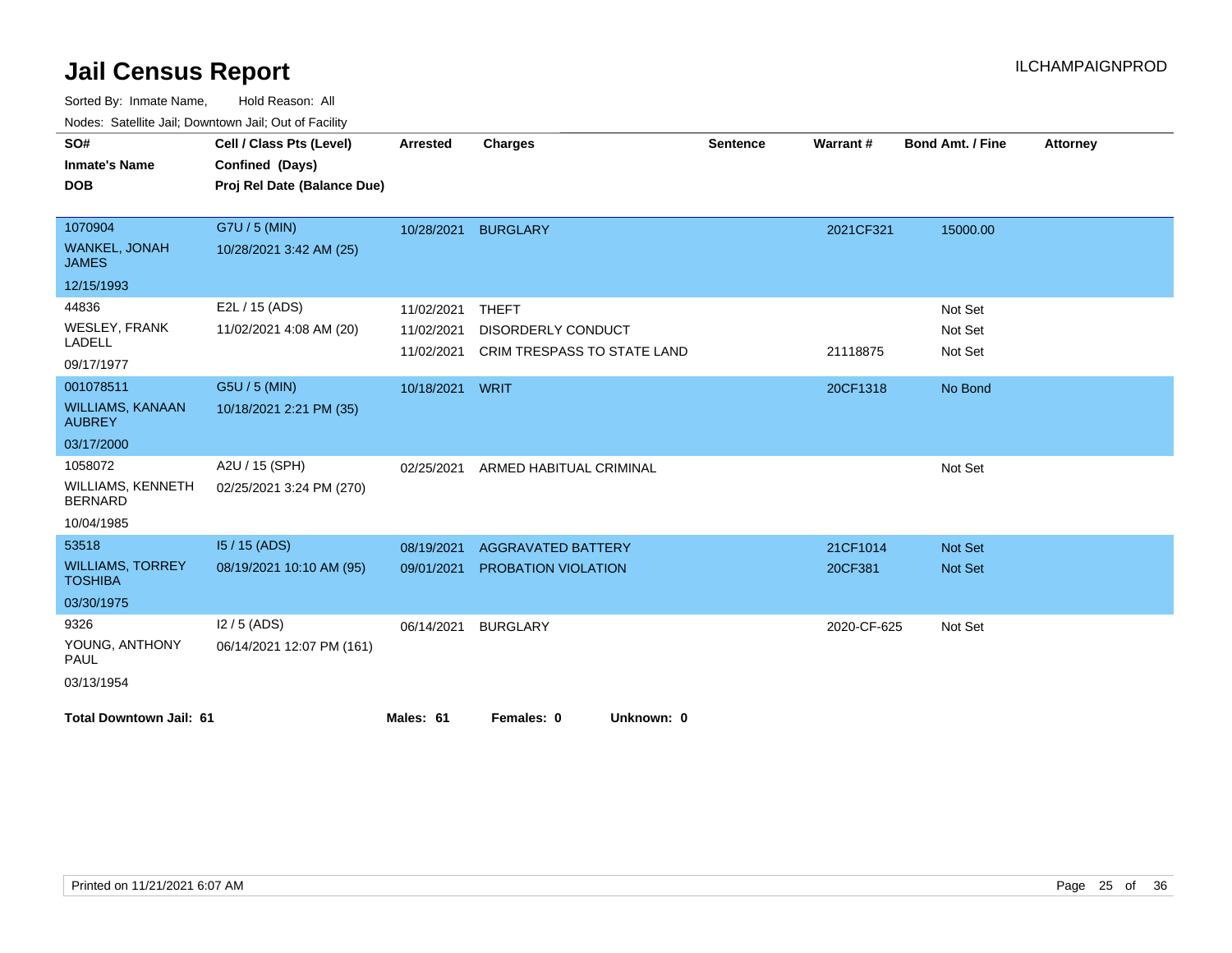# Jail Census Report

ILCHAMPAIGNPROD

Sorted By: Inmate Name, Hold Reason: All

Nodes: Satellite Jail; Downtown Jail; Out of Facility

| SO# / Inmate's Name / DOB | Cell / Class Pts (Level) / Confined (Days) / Proj Rel Date (Balance Due) | Arrested | Charges | Sentence | Warrant # | Bond Amt. / Fine | Attorney |
|---|---|---|---|---|---|---|---|
| 1070904<br>WANKEL, JONAH JAMES<br>12/15/1993 | G7U / 5 (MIN)<br>10/28/2021 3:42 AM (25) | 10/28/2021 | BURGLARY | | 2021CF321 | 15000.00 | |
| 44836<br>WESLEY, FRANK LADELL<br>09/17/1977 | E2L / 15 (ADS)<br>11/02/2021 4:08 AM (20) | 11/02/2021 | THEFT | | | Not Set | |
| | | 11/02/2021 | DISORDERLY CONDUCT | | | Not Set | |
| | | 11/02/2021 | CRIM TRESPASS TO STATE LAND | | 21118875 | Not Set | |
| 001078511<br>WILLIAMS, KANAAN AUBREY<br>03/17/2000 | G5U / 5 (MIN)<br>10/18/2021 2:21 PM (35) | 10/18/2021 | WRIT | | 20CF1318 | No Bond | |
| 1058072<br>WILLIAMS, KENNETH BERNARD<br>10/04/1985 | A2U / 15 (SPH)<br>02/25/2021 3:24 PM (270) | 02/25/2021 | ARMED HABITUAL CRIMINAL | | | Not Set | |
| 53518<br>WILLIAMS, TORREY TOSHIBA<br>03/30/1975 | I5 / 15 (ADS)<br>08/19/2021 10:10 AM (95) | 08/19/2021 | AGGRAVATED BATTERY | | 21CF1014 | Not Set | |
| | | 09/01/2021 | PROBATION VIOLATION | | 20CF381 | Not Set | |
| 9326<br>YOUNG, ANTHONY PAUL<br>03/13/1954 | I2 / 5 (ADS)<br>06/14/2021 12:07 PM (161) | 06/14/2021 | BURGLARY | | 2020-CF-625 | Not Set | |

**Total Downtown Jail: 61** **Males: 61** **Females: 0** **Unknown: 0**

Printed on 11/21/2021 6:07 AM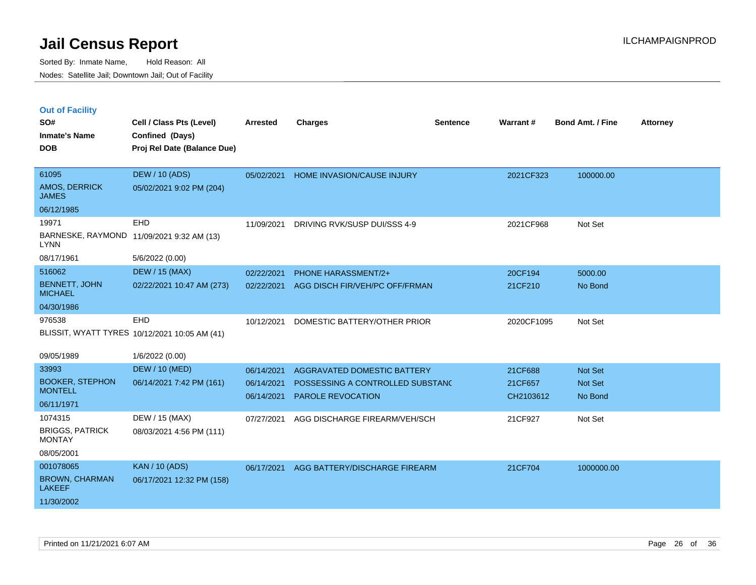# Jail Census Report

ILCHAMPAIGNPROD

Sorted By: Inmate Name, Hold Reason: All
Nodes: Satellite Jail; Downtown Jail; Out of Facility

## Out of Facility

| SO# / Inmate's Name / DOB | Cell / Class Pts (Level) / Confined (Days) / Proj Rel Date (Balance Due) | Arrested | Charges | Sentence | Warrant # | Bond Amt. / Fine | Attorney |
|---|---|---|---|---|---|---|---|
| 61095<br>AMOS, DERRICK JAMES<br>06/12/1985 | DEW / 10 (ADS)<br>05/02/2021 9:02 PM (204) | 05/02/2021 | HOME INVASION/CAUSE INJURY | | 2021CF323 | 100000.00 | |
| 19971<br>BARNESKE, RAYMOND LYNN<br>08/17/1961 | EHD<br>11/09/2021 9:32 AM (13)<br>5/6/2022 (0.00) | 11/09/2021 | DRIVING RVK/SUSP DUI/SSS 4-9 | | 2021CF968 | Not Set | |
| 516062<br>BENNETT, JOHN MICHAEL<br>04/30/1986 | DEW / 15 (MAX)<br>02/22/2021 10:47 AM (273) | 02/22/2021<br>02/22/2021 | PHONE HARASSMENT/2+<br>AGG DISCH FIR/VEH/PC OFF/FRMAN | | 20CF194<br>21CF210 | 5000.00<br>No Bond | |
| 976538<br>BLISSIT, WYATT TYRES<br>09/05/1989 | EHD<br>10/12/2021 10:05 AM (41)<br>1/6/2022 (0.00) | 10/12/2021 | DOMESTIC BATTERY/OTHER PRIOR | | 2020CF1095 | Not Set | |
| 33993<br>BOOKER, STEPHON MONTELL<br>06/11/1971 | DEW / 10 (MED)<br>06/14/2021 7:42 PM (161) | 06/14/2021<br>06/14/2021<br>06/14/2021 | AGGRAVATED DOMESTIC BATTERY<br>POSSESSING A CONTROLLED SUBSTANC<br>PAROLE REVOCATION | | 21CF688<br>21CF657<br>CH2103612 | Not Set<br>Not Set<br>No Bond | |
| 1074315<br>BRIGGS, PATRICK MONTAY<br>08/05/2001 | DEW / 15 (MAX)<br>08/03/2021 4:56 PM (111) | 07/27/2021 | AGG DISCHARGE FIREARM/VEH/SCH | | 21CF927 | Not Set | |
| 001078065<br>BROWN, CHARMAN LAKEEF<br>11/30/2002 | KAN / 10 (ADS)<br>06/17/2021 12:32 PM (158) | 06/17/2021 | AGG BATTERY/DISCHARGE FIREARM | | 21CF704 | 1000000.00 | |

Printed on 11/21/2021 6:07 AM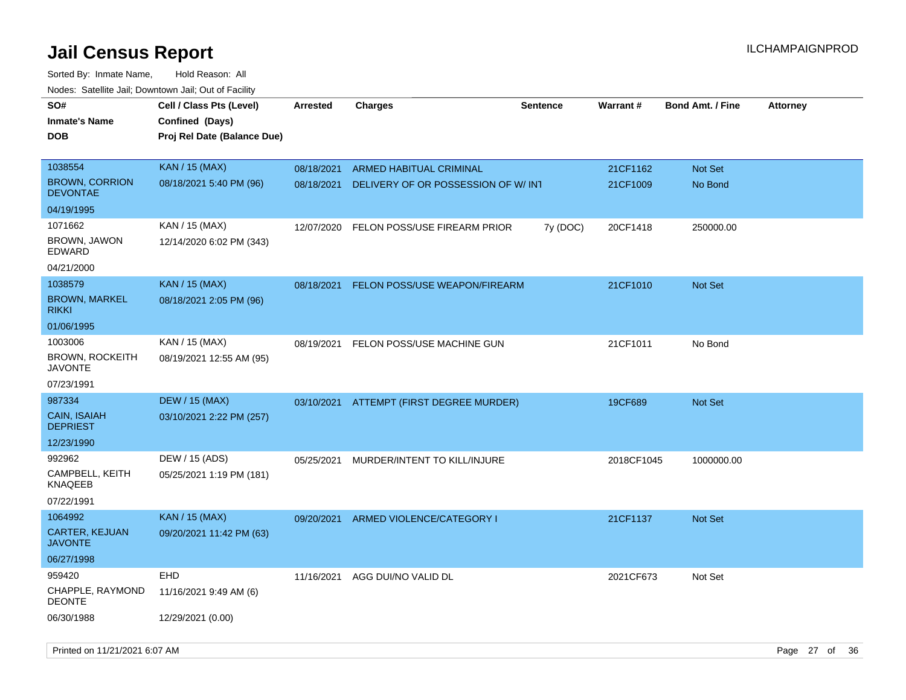# Jail Census Report

Sorted By: Inmate Name, Hold Reason: All

Nodes: Satellite Jail; Downtown Jail; Out of Facility

| SO# / Inmate's Name / DOB | Cell / Class Pts (Level) / Confined (Days) / Proj Rel Date (Balance Due) | Arrested | Charges | Sentence | Warrant # | Bond Amt. / Fine | Attorney |
|---|---|---|---|---|---|---|---|
| 1038554<br>BROWN, CORRION DEVONTAE<br>04/19/1995 | KAN / 15 (MAX)<br>08/18/2021 5:40 PM (96) | 08/18/2021 | ARMED HABITUAL CRIMINAL | | 21CF1162 | Not Set | |
| | | 08/18/2021 | DELIVERY OF OR POSSESSION OF W/ INT | | 21CF1009 | No Bond | |
| 1071662<br>BROWN, JAWON EDWARD<br>04/21/2000 | KAN / 15 (MAX)<br>12/14/2020 6:02 PM (343) | 12/07/2020 | FELON POSS/USE FIREARM PRIOR | 7y (DOC) | 20CF1418 | 250000.00 | |
| 1038579<br>BROWN, MARKEL RIKKI<br>01/06/1995 | KAN / 15 (MAX)<br>08/18/2021 2:05 PM (96) | 08/18/2021 | FELON POSS/USE WEAPON/FIREARM | | 21CF1010 | Not Set | |
| 1003006<br>BROWN, ROCKEITH JAVONTE<br>07/23/1991 | KAN / 15 (MAX)<br>08/19/2021 12:55 AM (95) | 08/19/2021 | FELON POSS/USE MACHINE GUN | | 21CF1011 | No Bond | |
| 987334<br>CAIN, ISAIAH DEPRIEST<br>12/23/1990 | DEW / 15 (MAX)<br>03/10/2021 2:22 PM (257) | 03/10/2021 | ATTEMPT (FIRST DEGREE MURDER) | | 19CF689 | Not Set | |
| 992962<br>CAMPBELL, KEITH KNAQEEB<br>07/22/1991 | DEW / 15 (ADS)<br>05/25/2021 1:19 PM (181) | 05/25/2021 | MURDER/INTENT TO KILL/INJURE | | 2018CF1045 | 1000000.00 | |
| 1064992<br>CARTER, KEJUAN JAVONTE<br>06/27/1998 | KAN / 15 (MAX)<br>09/20/2021 11:42 PM (63) | 09/20/2021 | ARMED VIOLENCE/CATEGORY I | | 21CF1137 | Not Set | |
| 959420<br>CHAPPLE, RAYMOND DEONTE<br>06/30/1988 | EHD<br>11/16/2021 9:49 AM (6)<br>12/29/2021 (0.00) | 11/16/2021 | AGG DUI/NO VALID DL | | 2021CF673 | Not Set | |

Printed on 11/21/2021 6:07 AM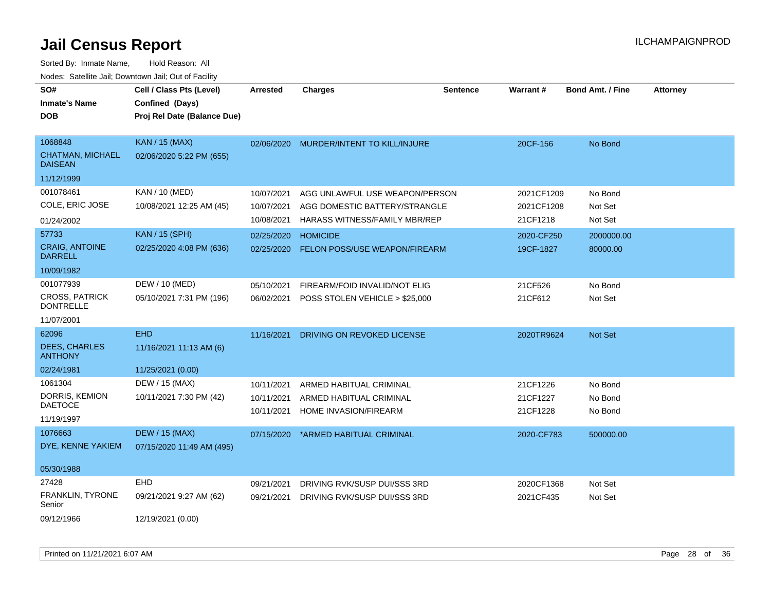# Jail Census Report

ILCHAMPAIGNPROD

Sorted By: Inmate Name, Hold Reason: All

Nodes: Satellite Jail; Downtown Jail; Out of Facility

| SO# / Inmate's Name / DOB | Cell / Class Pts (Level) / Confined (Days) / Proj Rel Date (Balance Due) | Arrested | Charges | Sentence | Warrant # | Bond Amt. / Fine | Attorney |
|---|---|---|---|---|---|---|---|
| 1068848<br>CHATMAN, MICHAEL DAISEAN<br>11/12/1999 | KAN / 15 (MAX)<br>02/06/2020 5:22 PM (655) | 02/06/2020 | MURDER/INTENT TO KILL/INJURE | | 20CF-156 | No Bond | |
| 001078461<br>COLE, ERIC JOSE<br>01/24/2002 | KAN / 10 (MED)<br>10/08/2021 12:25 AM (45) | 10/07/2021 | AGG UNLAWFUL USE WEAPON/PERSON | | 2021CF1209 | No Bond | |
| | | 10/07/2021 | AGG DOMESTIC BATTERY/STRANGLE | | 2021CF1208 | Not Set | |
| | | 10/08/2021 | HARASS WITNESS/FAMILY MBR/REP | | 21CF1218 | Not Set | |
| 57733<br>CRAIG, ANTOINE DARRELL<br>10/09/1982 | KAN / 15 (SPH)<br>02/25/2020 4:08 PM (636) | 02/25/2020 | HOMICIDE | | 2020-CF250 | 2000000.00 | |
| | | 02/25/2020 | FELON POSS/USE WEAPON/FIREARM | | 19CF-1827 | 80000.00 | |
| 001077939<br>CROSS, PATRICK DONTRELLE<br>11/07/2001 | DEW / 10 (MED)<br>05/10/2021 7:31 PM (196) | 05/10/2021 | FIREARM/FOID INVALID/NOT ELIG | | 21CF526 | No Bond | |
| | | 06/02/2021 | POSS STOLEN VEHICLE > $25,000 | | 21CF612 | Not Set | |
| 62096<br>DEES, CHARLES ANTHONY<br>02/24/1981 | EHD<br>11/16/2021 11:13 AM (6)<br>11/25/2021 (0.00) | 11/16/2021 | DRIVING ON REVOKED LICENSE | | 2020TR9624 | Not Set | |
| 1061304<br>DORRIS, KEMION DAETOCE<br>11/19/1997 | DEW / 15 (MAX)<br>10/11/2021 7:30 PM (42) | 10/11/2021 | ARMED HABITUAL CRIMINAL | | 21CF1226 | No Bond | |
| | | 10/11/2021 | ARMED HABITUAL CRIMINAL | | 21CF1227 | No Bond | |
| | | 10/11/2021 | HOME INVASION/FIREARM | | 21CF1228 | No Bond | |
| 1076663<br>DYE, KENNE YAKIEM<br>05/30/1988 | DEW / 15 (MAX)<br>07/15/2020 11:49 AM (495) | 07/15/2020 | *ARMED HABITUAL CRIMINAL | | 2020-CF783 | 500000.00 | |
| 27428<br>FRANKLIN, TYRONE Senior<br>09/12/1966 | EHD<br>09/21/2021 9:27 AM (62)<br>12/19/2021 (0.00) | 09/21/2021 | DRIVING RVK/SUSP DUI/SSS 3RD | | 2020CF1368 | Not Set | |
| | | 09/21/2021 | DRIVING RVK/SUSP DUI/SSS 3RD | | 2021CF435 | Not Set | |

Printed on 11/21/2021 6:07 AM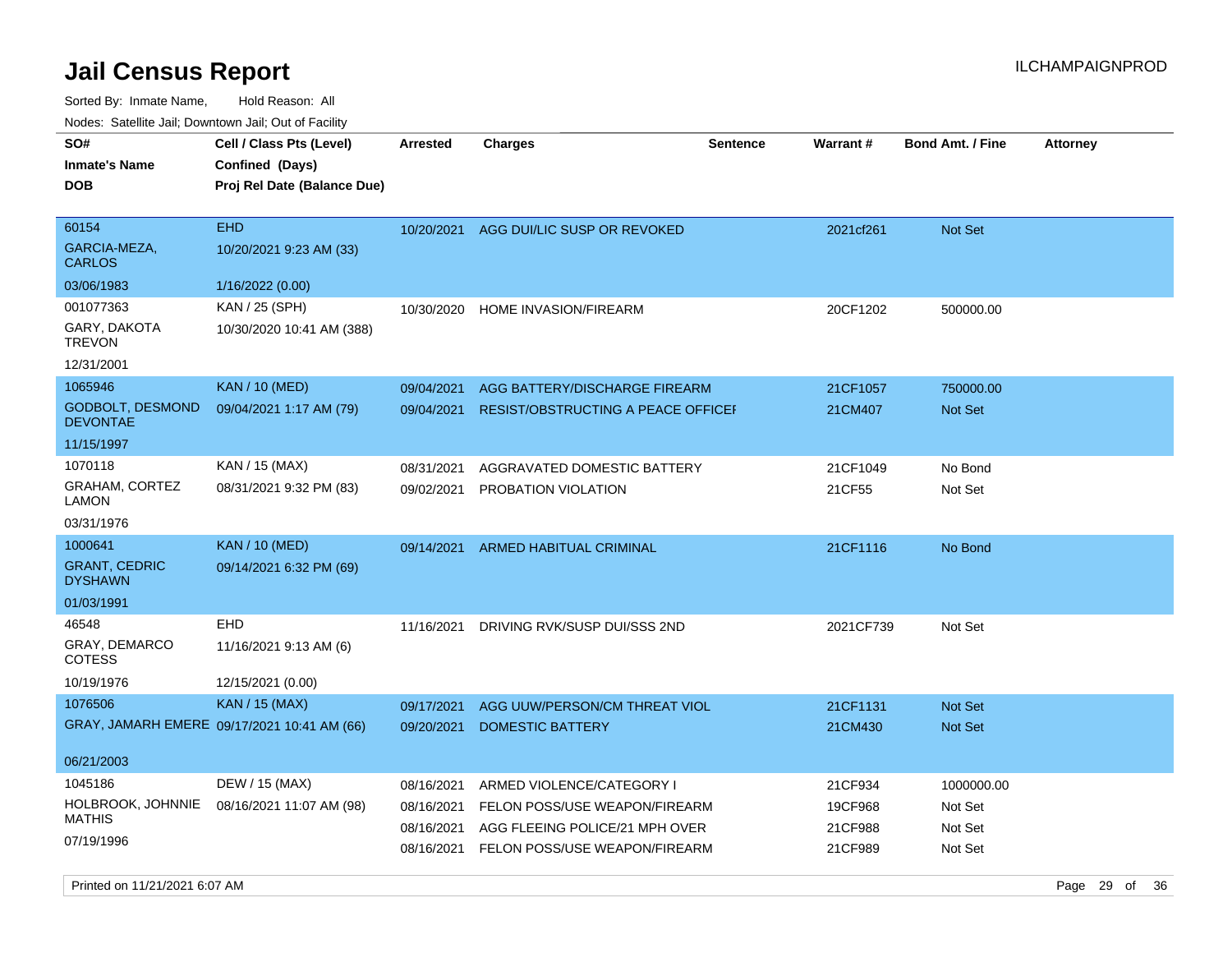# Jail Census Report

ILCHAMPAIGNPROD

Sorted By: Inmate Name, Hold Reason: All

Nodes: Satellite Jail; Downtown Jail; Out of Facility

| SO# / Inmate's Name / DOB | Cell / Class Pts (Level) / Confined (Days) / Proj Rel Date (Balance Due) | Arrested | Charges | Sentence | Warrant # | Bond Amt. / Fine | Attorney |
|---|---|---|---|---|---|---|---|
| 60154<br>GARCIA-MEZA, CARLOS<br>03/06/1983 | EHD<br>10/20/2021 9:23 AM (33)<br>1/16/2022 (0.00) | 10/20/2021 | AGG DUI/LIC SUSP OR REVOKED | | 2021cf261 | Not Set | |
| 001077363<br>GARY, DAKOTA TREVON<br>12/31/2001 | KAN / 25 (SPH)<br>10/30/2020 10:41 AM (388) | 10/30/2020 | HOME INVASION/FIREARM | | 20CF1202 | 500000.00 | |
| 1065946<br>GODBOLT, DESMOND DEVONTAE<br>11/15/1997 | KAN / 10 (MED)<br>09/04/2021 1:17 AM (79) | 09/04/2021 | AGG BATTERY/DISCHARGE FIREARM | | 21CF1057 | 750000.00 | |
| | | 09/04/2021 | RESIST/OBSTRUCTING A PEACE OFFICEI | | 21CM407 | Not Set | |
| 1070118<br>GRAHAM, CORTEZ LAMON<br>03/31/1976 | KAN / 15 (MAX)<br>08/31/2021 9:32 PM (83) | 08/31/2021 | AGGRAVATED DOMESTIC BATTERY | | 21CF1049 | No Bond | |
| | | 09/02/2021 | PROBATION VIOLATION | | 21CF55 | Not Set | |
| 1000641<br>GRANT, CEDRIC DYSHAWN<br>01/03/1991 | KAN / 10 (MED)<br>09/14/2021 6:32 PM (69) | 09/14/2021 | ARMED HABITUAL CRIMINAL | | 21CF1116 | No Bond | |
| 46548<br>GRAY, DEMARCO COTESS<br>10/19/1976 | EHD<br>11/16/2021 9:13 AM (6)<br>12/15/2021 (0.00) | 11/16/2021 | DRIVING RVK/SUSP DUI/SSS 2ND | | 2021CF739 | Not Set | |
| 1076506<br>GRAY, JAMARH EMERE<br>06/21/2003 | KAN / 15 (MAX)<br>09/17/2021 10:41 AM (66) | 09/17/2021 | AGG UUW/PERSON/CM THREAT VIOL | | 21CF1131 | Not Set | |
| | | 09/20/2021 | DOMESTIC BATTERY | | 21CM430 | Not Set | |
| 1045186<br>HOLBROOK, JOHNNIE MATHIS<br>07/19/1996 | DEW / 15 (MAX)<br>08/16/2021 11:07 AM (98) | 08/16/2021 | ARMED VIOLENCE/CATEGORY I | | 21CF934 | 1000000.00 | |
| | | 08/16/2021 | FELON POSS/USE WEAPON/FIREARM | | 19CF968 | Not Set | |
| | | 08/16/2021 | AGG FLEEING POLICE/21 MPH OVER | | 21CF988 | Not Set | |
| | | 08/16/2021 | FELON POSS/USE WEAPON/FIREARM | | 21CF989 | Not Set | |

Printed on 11/21/2021 6:07 AM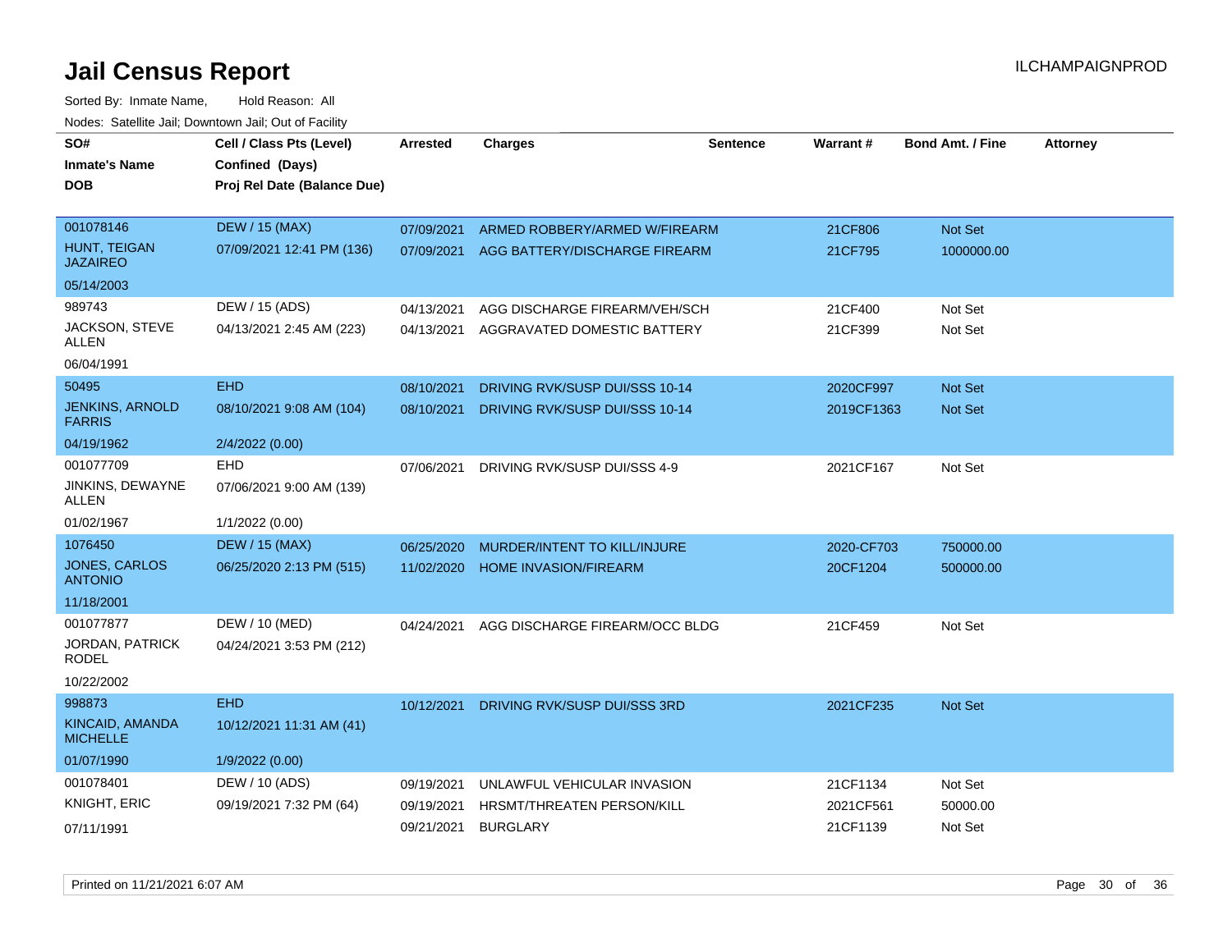# Jail Census Report

ILCHAMPAIGNPROD

Sorted By: Inmate Name, Hold Reason: All

Nodes: Satellite Jail; Downtown Jail; Out of Facility

| SO# / Inmate's Name / DOB | Cell / Class Pts (Level) / Confined (Days) / Proj Rel Date (Balance Due) | Arrested | Charges | Sentence | Warrant # | Bond Amt. / Fine | Attorney |
|---|---|---|---|---|---|---|---|
| 001078146<br>HUNT, TEIGAN JAZAIREO<br>05/14/2003 | DEW / 15 (MAX)<br>07/09/2021 12:41 PM (136) | 07/09/2021<br>07/09/2021 | ARMED ROBBERY/ARMED W/FIREARM<br>AGG BATTERY/DISCHARGE FIREARM | | 21CF806<br>21CF795 | Not Set<br>1000000.00 | |
| 989743<br>JACKSON, STEVE ALLEN<br>06/04/1991 | DEW / 15 (ADS)<br>04/13/2021 2:45 AM (223) | 04/13/2021<br>04/13/2021 | AGG DISCHARGE FIREARM/VEH/SCH<br>AGGRAVATED DOMESTIC BATTERY | | 21CF400<br>21CF399 | Not Set<br>Not Set | |
| 50495<br>JENKINS, ARNOLD FARRIS<br>04/19/1962 | EHD<br>08/10/2021 9:08 AM (104)<br>2/4/2022 (0.00) | 08/10/2021<br>08/10/2021 | DRIVING RVK/SUSP DUI/SSS 10-14<br>DRIVING RVK/SUSP DUI/SSS 10-14 | | 2020CF997<br>2019CF1363 | Not Set<br>Not Set | |
| 001077709<br>JINKINS, DEWAYNE ALLEN<br>01/02/1967 | EHD<br>07/06/2021 9:00 AM (139)<br>1/1/2022 (0.00) | 07/06/2021 | DRIVING RVK/SUSP DUI/SSS 4-9 | | 2021CF167 | Not Set | |
| 1076450<br>JONES, CARLOS ANTONIO<br>11/18/2001 | DEW / 15 (MAX)<br>06/25/2020 2:13 PM (515) | 06/25/2020<br>11/02/2020 | MURDER/INTENT TO KILL/INJURE<br>HOME INVASION/FIREARM | | 2020-CF703<br>20CF1204 | 750000.00<br>500000.00 | |
| 001077877<br>JORDAN, PATRICK RODEL<br>10/22/2002 | DEW / 10 (MED)<br>04/24/2021 3:53 PM (212) | 04/24/2021 | AGG DISCHARGE FIREARM/OCC BLDG | | 21CF459 | Not Set | |
| 998873<br>KINCAID, AMANDA MICHELLE<br>01/07/1990 | EHD<br>10/12/2021 11:31 AM (41)<br>1/9/2022 (0.00) | 10/12/2021 | DRIVING RVK/SUSP DUI/SSS 3RD | | 2021CF235 | Not Set | |
| 001078401<br>KNIGHT, ERIC<br>07/11/1991 | DEW / 10 (ADS)<br>09/19/2021 7:32 PM (64) | 09/19/2021<br>09/19/2021<br>09/21/2021 | UNLAWFUL VEHICULAR INVASION<br>HRSMT/THREATEN PERSON/KILL<br>BURGLARY | | 21CF1134<br>2021CF561<br>21CF1139 | Not Set<br>50000.00<br>Not Set | |

Printed on 11/21/2021 6:07 AM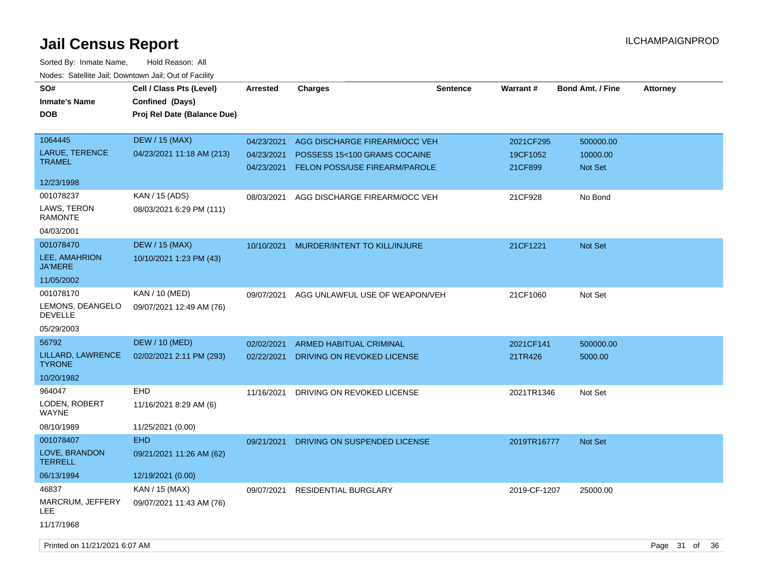# Jail Census Report

ILCHAMPAIGNPROD

Sorted By: Inmate Name, Hold Reason: All

Nodes: Satellite Jail; Downtown Jail; Out of Facility

| SO# / Inmate's Name / DOB | Cell / Class Pts (Level) / Confined (Days) / Proj Rel Date (Balance Due) | Arrested | Charges | Sentence | Warrant # | Bond Amt. / Fine | Attorney |
|---|---|---|---|---|---|---|---|
| 1064445<br>LARUE, TERENCE TRAMEL<br>12/23/1998 | DEW / 15 (MAX)<br>04/23/2021 11:18 AM (213) | 04/23/2021<br>04/23/2021<br>04/23/2021 | AGG DISCHARGE FIREARM/OCC VEH<br>POSSESS 15<100 GRAMS COCAINE<br>FELON POSS/USE FIREARM/PAROLE | | 2021CF295<br>19CF1052<br>21CF899 | 500000.00<br>10000.00<br>Not Set | |
| 001078237<br>LAWS, TERON RAMONTE<br>04/03/2001 | KAN / 15 (ADS)<br>08/03/2021 6:29 PM (111) | 08/03/2021 | AGG DISCHARGE FIREARM/OCC VEH | | 21CF928 | No Bond | |
| 001078470<br>LEE, AMAHRION JA'MERE<br>11/05/2002 | DEW / 15 (MAX)<br>10/10/2021 1:23 PM (43) | 10/10/2021 | MURDER/INTENT TO KILL/INJURE | | 21CF1221 | Not Set | |
| 001078170<br>LEMONS, DEANGELO DEVELLE<br>05/29/2003 | KAN / 10 (MED)<br>09/07/2021 12:49 AM (76) | 09/07/2021 | AGG UNLAWFUL USE OF WEAPON/VEH | | 21CF1060 | Not Set | |
| 56792<br>LILLARD, LAWRENCE TYRONE<br>10/20/1982 | DEW / 10 (MED)<br>02/02/2021 2:11 PM (293) | 02/02/2021<br>02/22/2021 | ARMED HABITUAL CRIMINAL<br>DRIVING ON REVOKED LICENSE | | 2021CF141<br>21TR426 | 500000.00<br>5000.00 | |
| 964047<br>LODEN, ROBERT WAYNE<br>08/10/1989 | EHD<br>11/16/2021 8:29 AM (6)<br>11/25/2021 (0.00) | 11/16/2021 | DRIVING ON REVOKED LICENSE | | 2021TR1346 | Not Set | |
| 001078407<br>LOVE, BRANDON TERRELL<br>06/13/1994 | EHD<br>09/21/2021 11:26 AM (62)<br>12/19/2021 (0.00) | 09/21/2021 | DRIVING ON SUSPENDED LICENSE | | 2019TR16777 | Not Set | |
| 46837<br>MARCRUM, JEFFERY LEE<br>11/17/1968 | KAN / 15 (MAX)<br>09/07/2021 11:43 AM (76) | 09/07/2021 | RESIDENTIAL BURGLARY | | 2019-CF-1207 | 25000.00 | |

Printed on 11/21/2021 6:07 AM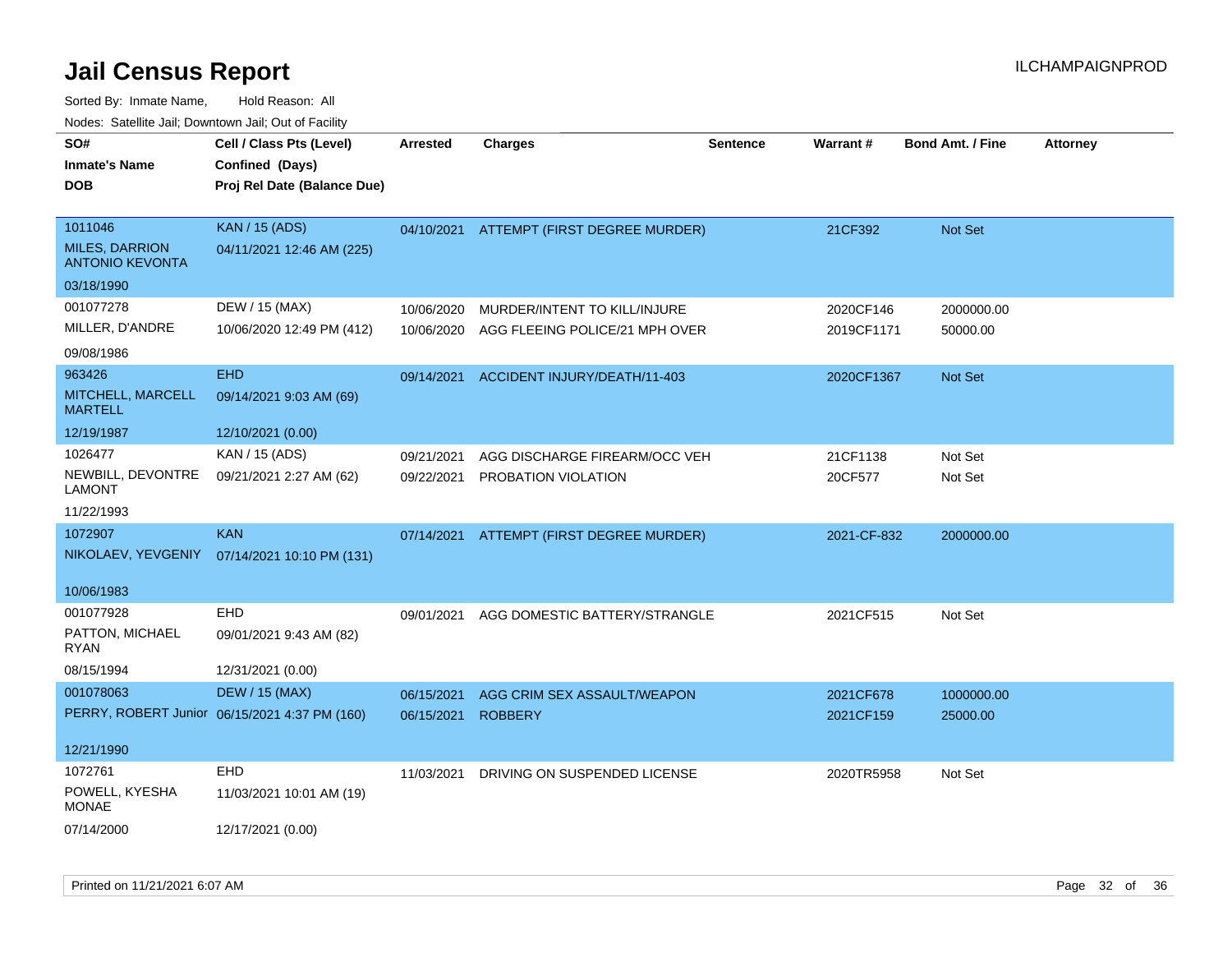# Jail Census Report

Sorted By: Inmate Name, Hold Reason: All

Nodes: Satellite Jail; Downtown Jail; Out of Facility

| SO# / Inmate's Name / DOB | Cell / Class Pts (Level) / Confined (Days) / Proj Rel Date (Balance Due) | Arrested | Charges | Sentence | Warrant # | Bond Amt. / Fine | Attorney |
|---|---|---|---|---|---|---|---|
| 1011046<br>MILES, DARRION ANTONIO KEVONTA<br>03/18/1990 | KAN / 15 (ADS)<br>04/11/2021 12:46 AM (225) | 04/10/2021 | ATTEMPT (FIRST DEGREE MURDER) | | 21CF392 | Not Set | |
| 001077278<br>MILLER, D'ANDRE<br>09/08/1986 | DEW / 15 (MAX)<br>10/06/2020 12:49 PM (412) | 10/06/2020<br>10/06/2020 | MURDER/INTENT TO KILL/INJURE<br>AGG FLEEING POLICE/21 MPH OVER | | 2020CF146<br>2019CF1171 | 2000000.00<br>50000.00 | |
| 963426<br>MITCHELL, MARCELL MARTELL<br>12/19/1987 | EHD<br>09/14/2021 9:03 AM (69)<br>12/10/2021 (0.00) | 09/14/2021 | ACCIDENT INJURY/DEATH/11-403 | | 2020CF1367 | Not Set | |
| 1026477<br>NEWBILL, DEVONTRE LAMONT<br>11/22/1993 | KAN / 15 (ADS)<br>09/21/2021 2:27 AM (62) | 09/21/2021<br>09/22/2021 | AGG DISCHARGE FIREARM/OCC VEH<br>PROBATION VIOLATION | | 21CF1138<br>20CF577 | Not Set<br>Not Set | |
| 1072907<br>NIKOLAEV, YEVGENIY<br>10/06/1983 | KAN<br>07/14/2021 10:10 PM (131) | 07/14/2021 | ATTEMPT (FIRST DEGREE MURDER) | | 2021-CF-832 | 2000000.00 | |
| 001077928<br>PATTON, MICHAEL RYAN<br>08/15/1994 | EHD<br>09/01/2021 9:43 AM (82)<br>12/31/2021 (0.00) | 09/01/2021 | AGG DOMESTIC BATTERY/STRANGLE | | 2021CF515 | Not Set | |
| 001078063<br>PERRY, ROBERT Junior<br>12/21/1990 | DEW / 15 (MAX)<br>06/15/2021 4:37 PM (160) | 06/15/2021<br>06/15/2021 | AGG CRIM SEX ASSAULT/WEAPON<br>ROBBERY | | 2021CF678<br>2021CF159 | 1000000.00<br>25000.00 | |
| 1072761<br>POWELL, KYESHA MONAE<br>07/14/2000 | EHD<br>11/03/2021 10:01 AM (19)<br>12/17/2021 (0.00) | 11/03/2021 | DRIVING ON SUSPENDED LICENSE | | 2020TR5958 | Not Set | |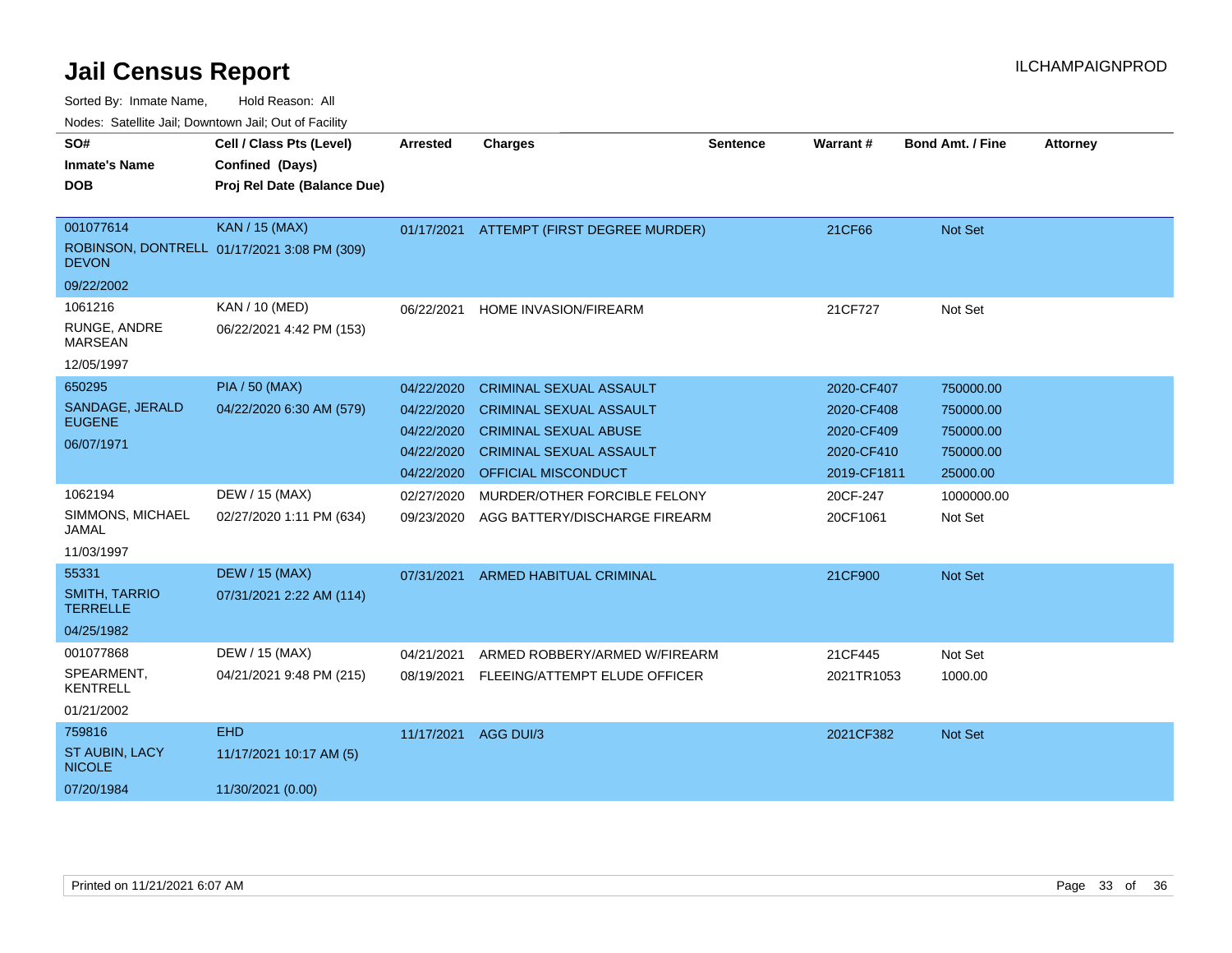# Jail Census Report

ILCHAMPAIGNPROD

Sorted By: Inmate Name, Hold Reason: All

Nodes: Satellite Jail; Downtown Jail; Out of Facility

| SO# / Inmate's Name / DOB | Cell / Class Pts (Level) / Confined (Days) / Proj Rel Date (Balance Due) | Arrested | Charges | Sentence | Warrant # | Bond Amt. / Fine | Attorney |
|---|---|---|---|---|---|---|---|
| 001077614 | KAN / 15 (MAX) | 01/17/2021 | ATTEMPT (FIRST DEGREE MURDER) | | 21CF66 | Not Set | |
| ROBINSON, DONTRELL DEVON | 01/17/2021 3:08 PM (309) | | | | | | |
| 09/22/2002 | | | | | | | |
| 1061216 | KAN / 10 (MED) | 06/22/2021 | HOME INVASION/FIREARM | | 21CF727 | Not Set | |
| RUNGE, ANDRE MARSEAN | 06/22/2021 4:42 PM (153) | | | | | | |
| 12/05/1997 | | | | | | | |
| 650295 | PIA / 50 (MAX) | 04/22/2020 | CRIMINAL SEXUAL ASSAULT | | 2020-CF407 | 750000.00 | |
| SANDAGE, JERALD EUGENE | 04/22/2020 6:30 AM (579) | 04/22/2020 | CRIMINAL SEXUAL ASSAULT | | 2020-CF408 | 750000.00 | |
| 06/07/1971 | | 04/22/2020 | CRIMINAL SEXUAL ABUSE | | 2020-CF409 | 750000.00 | |
| | | 04/22/2020 | CRIMINAL SEXUAL ASSAULT | | 2020-CF410 | 750000.00 | |
| | | 04/22/2020 | OFFICIAL MISCONDUCT | | 2019-CF1811 | 25000.00 | |
| 1062194 | DEW / 15 (MAX) | 02/27/2020 | MURDER/OTHER FORCIBLE FELONY | | 20CF-247 | 1000000.00 | |
| SIMMONS, MICHAEL JAMAL | 02/27/2020 1:11 PM (634) | 09/23/2020 | AGG BATTERY/DISCHARGE FIREARM | | 20CF1061 | Not Set | |
| 11/03/1997 | | | | | | | |
| 55331 | DEW / 15 (MAX) | 07/31/2021 | ARMED HABITUAL CRIMINAL | | 21CF900 | Not Set | |
| SMITH, TARRIO TERRELLE | 07/31/2021 2:22 AM (114) | | | | | | |
| 04/25/1982 | | | | | | | |
| 001077868 | DEW / 15 (MAX) | 04/21/2021 | ARMED ROBBERY/ARMED W/FIREARM | | 21CF445 | Not Set | |
| SPEARMENT, KENTRELL | 04/21/2021 9:48 PM (215) | 08/19/2021 | FLEEING/ATTEMPT ELUDE OFFICER | | 2021TR1053 | 1000.00 | |
| 01/21/2002 | | | | | | | |
| 759816 | EHD | 11/17/2021 | AGG DUI/3 | | 2021CF382 | Not Set | |
| ST AUBIN, LACY NICOLE | 11/17/2021 10:17 AM (5) | | | | | | |
| 07/20/1984 | 11/30/2021 (0.00) | | | | | | |

Printed on 11/21/2021 6:07 AM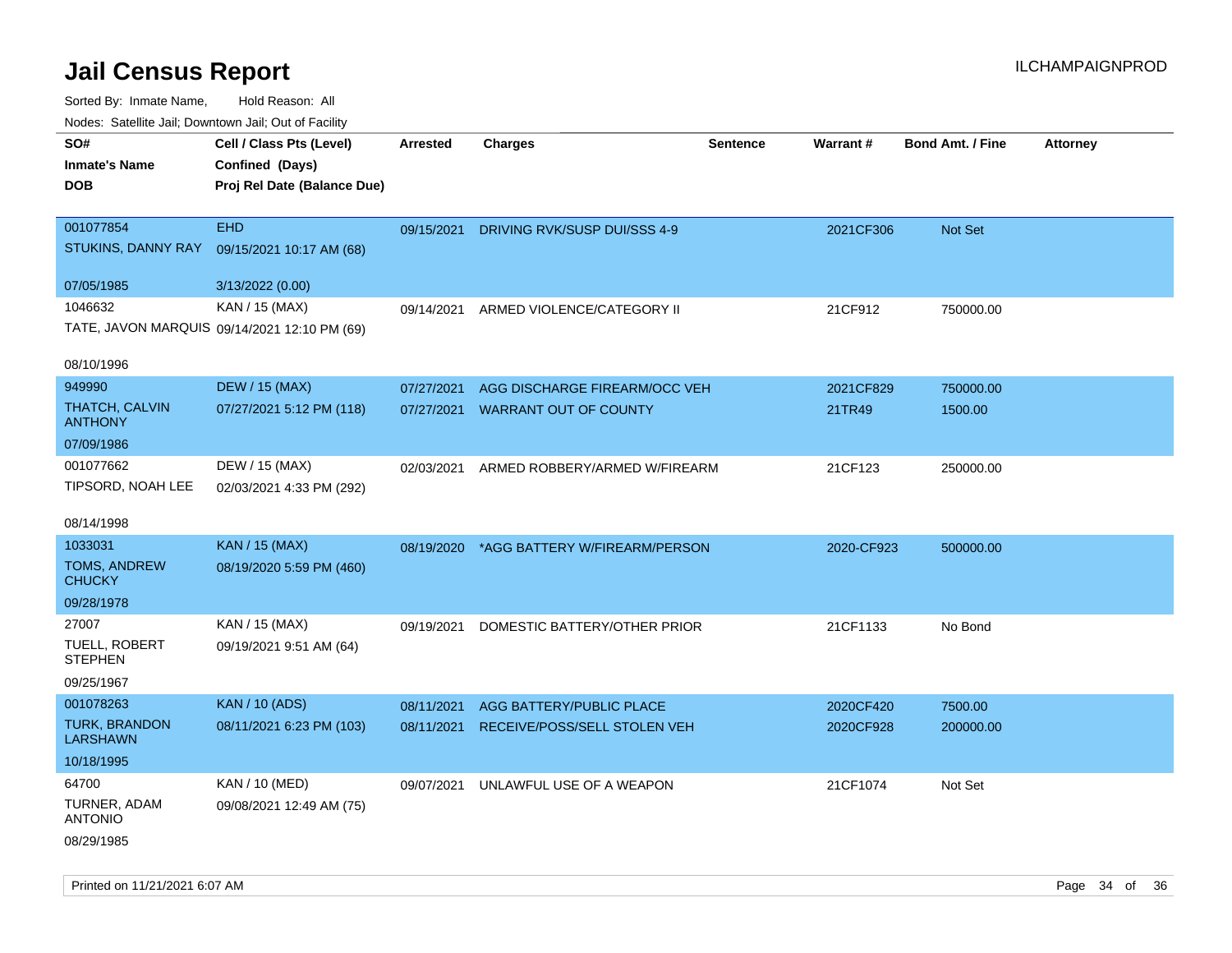# Jail Census Report

ILCHAMPAIGNPROD

Sorted By: Inmate Name, Hold Reason: All

Nodes: Satellite Jail; Downtown Jail; Out of Facility

| SO# / Inmate's Name / DOB | Cell / Class Pts (Level) / Confined (Days) / Proj Rel Date (Balance Due) | Arrested | Charges | Sentence | Warrant # | Bond Amt. / Fine | Attorney |
|---|---|---|---|---|---|---|---|
| 001077854<br>STUKINS, DANNY RAY<br>07/05/1985 | EHD<br>09/15/2021 10:17 AM (68)<br>3/13/2022 (0.00) | 09/15/2021 | DRIVING RVK/SUSP DUI/SSS 4-9 | | 2021CF306 | Not Set | |
| 1046632<br>TATE, JAVON MARQUIS<br>08/10/1996 | KAN / 15 (MAX)<br>09/14/2021 12:10 PM (69) | 09/14/2021 | ARMED VIOLENCE/CATEGORY II | | 21CF912 | 750000.00 | |
| 949990<br>THATCH, CALVIN ANTHONY<br>07/09/1986 | DEW / 15 (MAX)<br>07/27/2021 5:12 PM (118) | 07/27/2021 | AGG DISCHARGE FIREARM/OCC VEH | | 2021CF829 | 750000.00 | |
| | | 07/27/2021 | WARRANT OUT OF COUNTY | | 21TR49 | 1500.00 | |
| 001077662<br>TIPSORD, NOAH LEE<br>08/14/1998 | DEW / 15 (MAX)<br>02/03/2021 4:33 PM (292) | 02/03/2021 | ARMED ROBBERY/ARMED W/FIREARM | | 21CF123 | 250000.00 | |
| 1033031<br>TOMS, ANDREW CHUCKY<br>09/28/1978 | KAN / 15 (MAX)<br>08/19/2020 5:59 PM (460) | 08/19/2020 | *AGG BATTERY W/FIREARM/PERSON | | 2020-CF923 | 500000.00 | |
| 27007<br>TUELL, ROBERT STEPHEN<br>09/25/1967 | KAN / 15 (MAX)<br>09/19/2021 9:51 AM (64) | 09/19/2021 | DOMESTIC BATTERY/OTHER PRIOR | | 21CF1133 | No Bond | |
| 001078263<br>TURK, BRANDON LARSHAWN<br>10/18/1995 | KAN / 10 (ADS)<br>08/11/2021 6:23 PM (103) | 08/11/2021 | AGG BATTERY/PUBLIC PLACE | | 2020CF420 | 7500.00 | |
| | | 08/11/2021 | RECEIVE/POSS/SELL STOLEN VEH | | 2020CF928 | 200000.00 | |
| 64700<br>TURNER, ADAM ANTONIO<br>08/29/1985 | KAN / 10 (MED)<br>09/08/2021 12:49 AM (75) | 09/07/2021 | UNLAWFUL USE OF A WEAPON | | 21CF1074 | Not Set | |

Printed on 11/21/2021 6:07 AM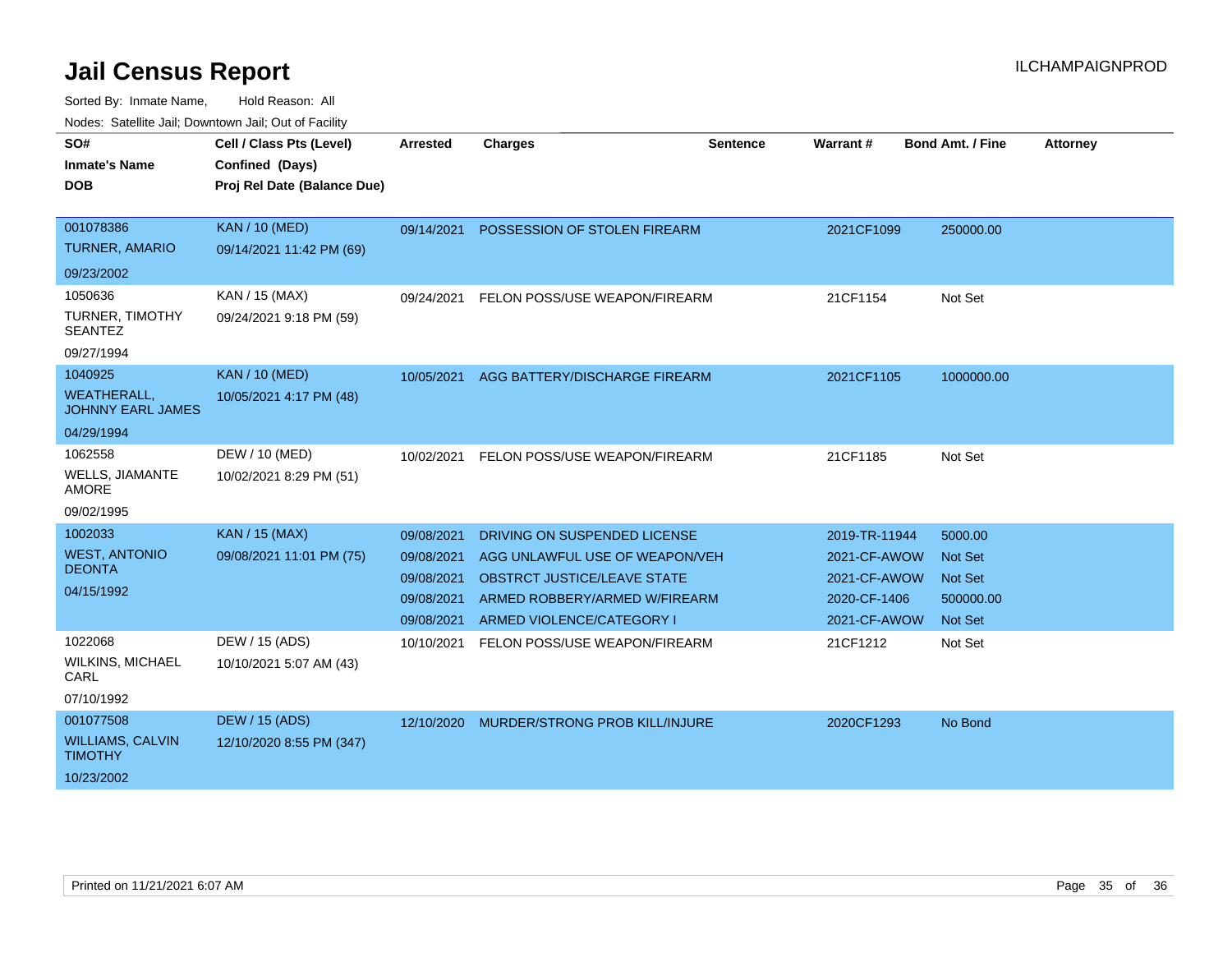# Jail Census Report

ILCHAMPAIGNPROD

Sorted By: Inmate Name, Hold Reason: All

Nodes: Satellite Jail; Downtown Jail; Out of Facility

| SO# / Inmate's Name / DOB | Cell / Class Pts (Level) / Confined (Days) / Proj Rel Date (Balance Due) | Arrested | Charges | Sentence | Warrant # | Bond Amt. / Fine | Attorney |
|---|---|---|---|---|---|---|---|
| 001078386<br>TURNER, AMARIO<br>09/23/2002 | KAN / 10 (MED)<br>09/14/2021 11:42 PM (69) | 09/14/2021 | POSSESSION OF STOLEN FIREARM | | 2021CF1099 | 250000.00 | |
| 1050636<br>TURNER, TIMOTHY SEANTEZ<br>09/27/1994 | KAN / 15 (MAX)<br>09/24/2021 9:18 PM (59) | 09/24/2021 | FELON POSS/USE WEAPON/FIREARM | | 21CF1154 | Not Set | |
| 1040925<br>WEATHERALL, JOHNNY EARL JAMES<br>04/29/1994 | KAN / 10 (MED)<br>10/05/2021 4:17 PM (48) | 10/05/2021 | AGG BATTERY/DISCHARGE FIREARM | | 2021CF1105 | 1000000.00 | |
| 1062558<br>WELLS, JIAMANTE AMORE<br>09/02/1995 | DEW / 10 (MED)<br>10/02/2021 8:29 PM (51) | 10/02/2021 | FELON POSS/USE WEAPON/FIREARM | | 21CF1185 | Not Set | |
| 1002033<br>WEST, ANTONIO DEONTA<br>04/15/1992 | KAN / 15 (MAX)<br>09/08/2021 11:01 PM (75) | 09/08/2021 | DRIVING ON SUSPENDED LICENSE | | 2019-TR-11944 | 5000.00 | |
| | | 09/08/2021 | AGG UNLAWFUL USE OF WEAPON/VEH | | 2021-CF-AWOW | Not Set | |
| | | 09/08/2021 | OBSTRCT JUSTICE/LEAVE STATE | | 2021-CF-AWOW | Not Set | |
| | | 09/08/2021 | ARMED ROBBERY/ARMED W/FIREARM | | 2020-CF-1406 | 500000.00 | |
| | | 09/08/2021 | ARMED VIOLENCE/CATEGORY I | | 2021-CF-AWOW | Not Set | |
| 1022068<br>WILKINS, MICHAEL CARL<br>07/10/1992 | DEW / 15 (ADS)<br>10/10/2021 5:07 AM (43) | 10/10/2021 | FELON POSS/USE WEAPON/FIREARM | | 21CF1212 | Not Set | |
| 001077508<br>WILLIAMS, CALVIN TIMOTHY<br>10/23/2002 | DEW / 15 (ADS)<br>12/10/2020 8:55 PM (347) | 12/10/2020 | MURDER/STRONG PROB KILL/INJURE | | 2020CF1293 | No Bond | |

Printed on 11/21/2021 6:07 AM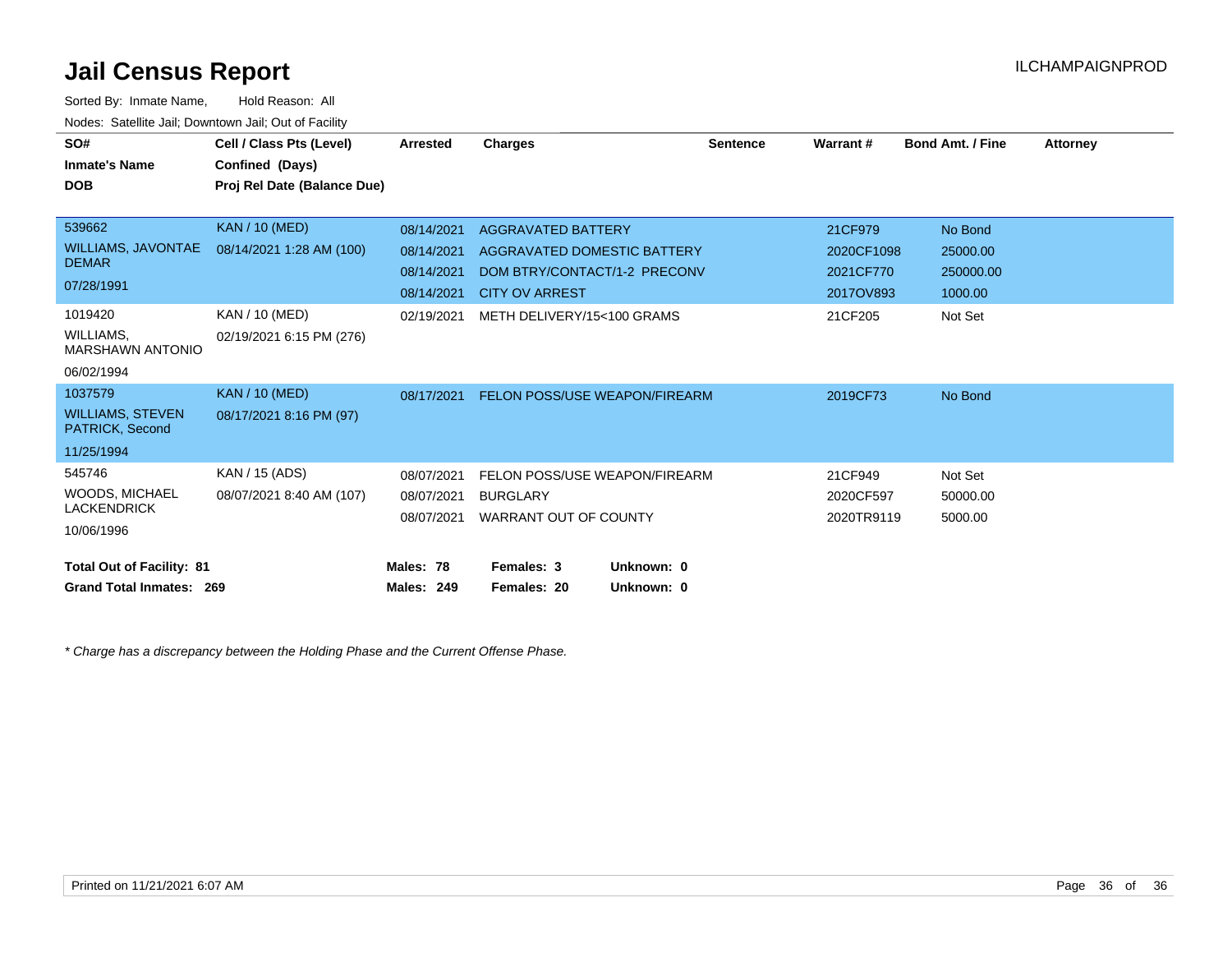# Jail Census Report

ILCHAMPAIGNPROD

Sorted By: Inmate Name, Hold Reason: All

Nodes: Satellite Jail; Downtown Jail; Out of Facility

| SO# / Inmate's Name / DOB | Cell / Class Pts (Level) / Confined (Days) / Proj Rel Date (Balance Due) | Arrested | Charges | Sentence | Warrant # | Bond Amt. / Fine | Attorney |
|---|---|---|---|---|---|---|---|
| 539662<br>WILLIAMS, JAVONTAE DEMAR<br>07/28/1991 | KAN / 10 (MED)<br>08/14/2021 1:28 AM (100) | 08/14/2021<br>08/14/2021<br>08/14/2021<br>08/14/2021 | AGGRAVATED BATTERY<br>AGGRAVATED DOMESTIC BATTERY<br>DOM BTRY/CONTACT/1-2 PRECONV<br>CITY OV ARREST | | 21CF979<br>2020CF1098<br>2021CF770<br>2017OV893 | No Bond<br>25000.00<br>250000.00<br>1000.00 | |
| 1019420<br>WILLIAMS, MARSHAWN ANTONIO<br>06/02/1994 | KAN / 10 (MED)<br>02/19/2021 6:15 PM (276) | 02/19/2021 | METH DELIVERY/15<100 GRAMS | | 21CF205 | Not Set | |
| 1037579<br>WILLIAMS, STEVEN PATRICK, Second<br>11/25/1994 | KAN / 10 (MED)<br>08/17/2021 8:16 PM (97) | 08/17/2021 | FELON POSS/USE WEAPON/FIREARM | | 2019CF73 | No Bond | |
| 545746<br>WOODS, MICHAEL LACKENDRICK<br>10/06/1996 | KAN / 15 (ADS)<br>08/07/2021 8:40 AM (107) | 08/07/2021<br>08/07/2021<br>08/07/2021 | FELON POSS/USE WEAPON/FIREARM<br>BURGLARY<br>WARRANT OUT OF COUNTY | | 21CF949<br>2020CF597<br>2020TR9119 | Not Set<br>50000.00<br>5000.00 | |

**Total Out of Facility: 81** **Males: 78** **Females: 3** **Unknown: 0**

**Grand Total Inmates: 269** **Males: 249** **Females: 20** **Unknown: 0**

*\* Charge has a discrepancy between the Holding Phase and the Current Offense Phase.*

Printed on 11/21/2021 6:07 AM